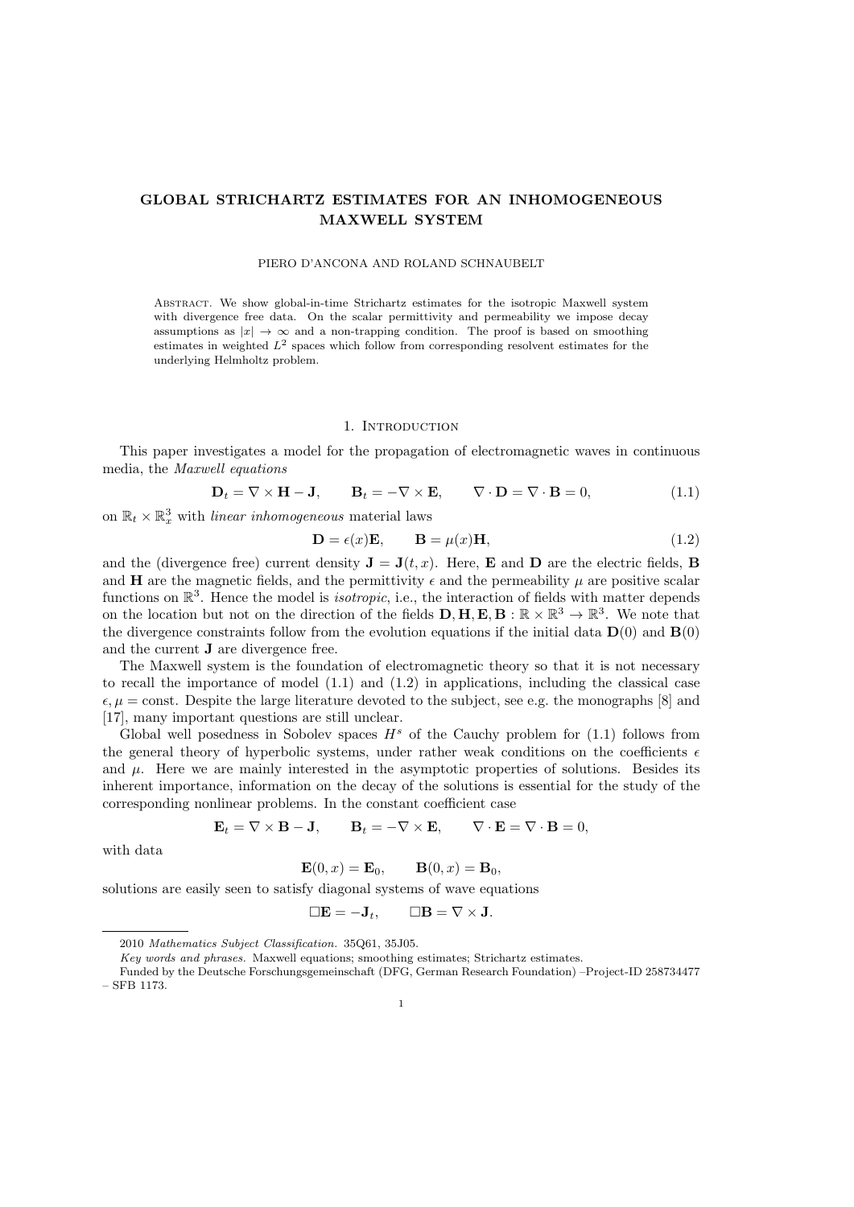# GLOBAL STRICHARTZ ESTIMATES FOR AN INHOMOGENEOUS MAXWELL SYSTEM

PIERO D'ANCONA AND ROLAND SCHNAUBELT

Abstract. We show global-in-time Strichartz estimates for the isotropic Maxwell system with divergence free data. On the scalar permittivity and permeability we impose decay assumptions as $|x| \to \infty$ and a non-trapping condition. The proof is based on smoothing estimates in weighted $L^2$ spaces which follow from corresponding resolvent estimates for the underlying Helmholtz problem.

## 1. Introduction

This paper investigates a model for the propagation of electromagnetic waves in continuous media, the *Maxwell equations*

$$\mathbf{D}_t = \nabla \times \mathbf{H} - \mathbf{J}, \qquad \mathbf{B}_t = -\nabla \times \mathbf{E}, \qquad \nabla \cdot \mathbf{D} = \nabla \cdot \mathbf{B} = 0, \tag{1.1}$$

on $\mathbb{R}_t \times \mathbb{R}^3_x$ with *linear inhomogeneous* material laws

$$\mathbf{D} = \epsilon(x)\mathbf{E}, \qquad \mathbf{B} = \mu(x)\mathbf{H}, \tag{1.2}$$

and the (divergence free) current density $\mathbf{J} = \mathbf{J}(t, x)$. Here, $\mathbf{E}$ and $\mathbf{D}$ are the electric fields, $\mathbf{B}$ and $\mathbf{H}$ are the magnetic fields, and the permittivity $\epsilon$ and the permeability $\mu$ are positive scalar functions on $\mathbb{R}^3$. Hence the model is *isotropic*, i.e., the interaction of fields with matter depends on the location but not on the direction of the fields $\mathbf{D}, \mathbf{H}, \mathbf{E}, \mathbf{B} : \mathbb{R} \times \mathbb{R}^3 \to \mathbb{R}^3$. We note that the divergence constraints follow from the evolution equations if the initial data $\mathbf{D}(0)$ and $\mathbf{B}(0)$ and the current $\mathbf{J}$ are divergence free.

The Maxwell system is the foundation of electromagnetic theory so that it is not necessary to recall the importance of model (1.1) and (1.2) in applications, including the classical case $\epsilon, \mu = \text{const}$. Despite the large literature devoted to the subject, see e.g. the monographs [8] and [17], many important questions are still unclear.

Global well posedness in Sobolev spaces $H^s$ of the Cauchy problem for (1.1) follows from the general theory of hyperbolic systems, under rather weak conditions on the coefficients $\epsilon$ and $\mu$. Here we are mainly interested in the asymptotic properties of solutions. Besides its inherent importance, information on the decay of the solutions is essential for the study of the corresponding nonlinear problems. In the constant coefficient case

$$\mathbf{E}_t = \nabla \times \mathbf{B} - \mathbf{J}, \qquad \mathbf{B}_t = -\nabla \times \mathbf{E}, \qquad \nabla \cdot \mathbf{E} = \nabla \cdot \mathbf{B} = 0,$$

with data

$$\mathbf{E}(0, x) = \mathbf{E}_0, \qquad \mathbf{B}(0, x) = \mathbf{B}_0,$$

solutions are easily seen to satisfy diagonal systems of wave equations

$$\Box \mathbf{E} = -\mathbf{J}_t, \qquad \Box \mathbf{B} = \nabla \times \mathbf{J}.$$

---

2010 *Mathematics Subject Classification.* 35Q61, 35J05.

*Key words and phrases.* Maxwell equations; smoothing estimates; Strichartz estimates.

Funded by the Deutsche Forschungsgemeinschaft (DFG, German Research Foundation) –Project-ID 258734477 – SFB 1173.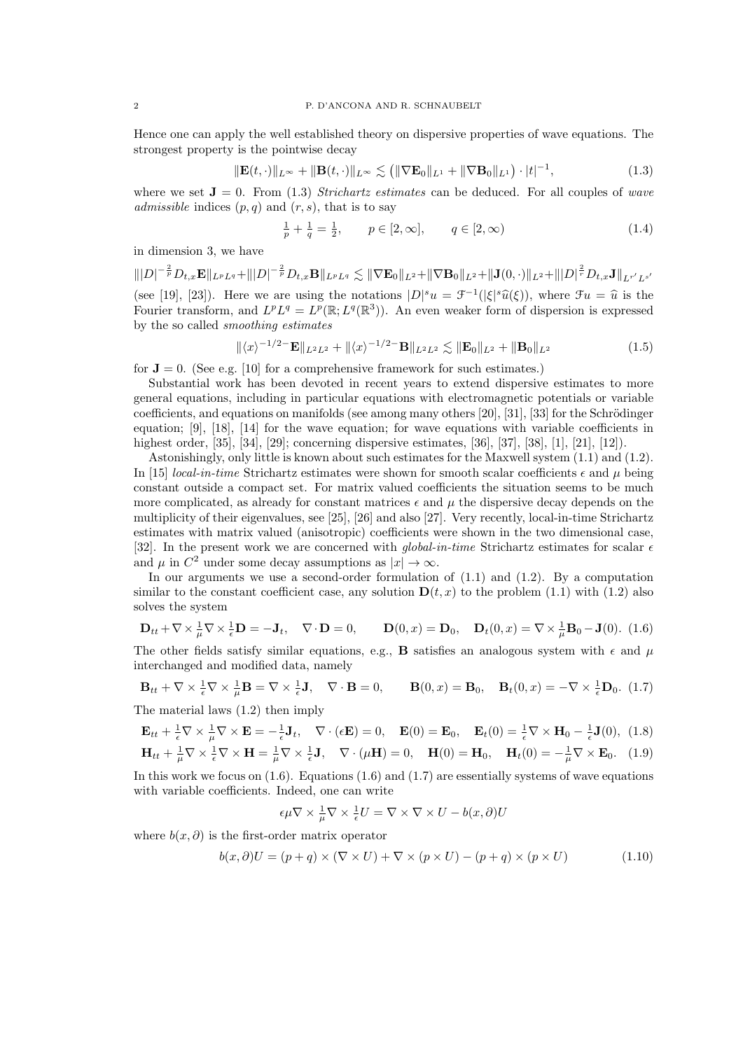Hence one can apply the well established theory on dispersive properties of wave equations. The strongest property is the pointwise decay

$$\|\mathbf{E}(t,\cdot)\|_{L^\infty} + \|\mathbf{B}(t,\cdot)\|_{L^\infty} \lesssim \big(\|\nabla \mathbf{E}_0\|_{L^1} + \|\nabla \mathbf{B}_0\|_{L^1}\big)\cdot |t|^{-1}, \tag{1.3}$$

where we set $\mathbf{J} = 0$. From (1.3) *Strichartz estimates* can be deduced. For all couples of *wave admissible* indices $(p, q)$ and $(r, s)$, that is to say

$$\tfrac{1}{p} + \tfrac{1}{q} = \tfrac{1}{2}, \qquad p \in [2,\infty], \qquad q \in [2,\infty) \tag{1.4}$$

in dimension 3, we have

$$\||D|^{-\frac{2}{p}} D_{t,x}\mathbf{E}\|_{L^pL^q} + \||D|^{-\frac{2}{p}} D_{t,x}\mathbf{B}\|_{L^pL^q} \lesssim \|\nabla \mathbf{E}_0\|_{L^2} + \|\nabla \mathbf{B}_0\|_{L^2} + \|\mathbf{J}(0,\cdot)\|_{L^2} + \||D|^{\frac{2}{r}} D_{t,x}\mathbf{J}\|_{L^{r'}L^{s'}}$$

(see [19], [23]). Here we are using the notations $|D|^s u = \mathcal{F}^{-1}(|\xi|^s \widehat{u}(\xi))$, where $\mathcal{F}u = \widehat{u}$ is the Fourier transform, and $L^pL^q = L^p(\mathbb{R}; L^q(\mathbb{R}^3))$. An even weaker form of dispersion is expressed by the so called *smoothing estimates*

$$\|\langle x\rangle^{-1/2-}\mathbf{E}\|_{L^2L^2} + \|\langle x\rangle^{-1/2-}\mathbf{B}\|_{L^2L^2} \lesssim \|\mathbf{E}_0\|_{L^2} + \|\mathbf{B}_0\|_{L^2} \tag{1.5}$$

for $\mathbf{J} = 0$. (See e.g. [10] for a comprehensive framework for such estimates.)

Substantial work has been devoted in recent years to extend dispersive estimates to more general equations, including in particular equations with electromagnetic potentials or variable coefficients, and equations on manifolds (see among many others [20], [31], [33] for the Schrödinger equation; [9], [18], [14] for the wave equation; for wave equations with variable coefficients in highest order, [35], [34], [29]; concerning dispersive estimates, [36], [37], [38], [1], [21], [12]).

Astonishingly, only little is known about such estimates for the Maxwell system (1.1) and (1.2). In [15] *local-in-time* Strichartz estimates were shown for smooth scalar coefficients $\epsilon$ and $\mu$ being constant outside a compact set. For matrix valued coefficients the situation seems to be much more complicated, as already for constant matrices $\epsilon$ and $\mu$ the dispersive decay depends on the multiplicity of their eigenvalues, see [25], [26] and also [27]. Very recently, local-in-time Strichartz estimates with matrix valued (anisotropic) coefficients were shown in the two dimensional case, [32]. In the present work we are concerned with *global-in-time* Strichartz estimates for scalar $\epsilon$ and $\mu$ in $C^2$ under some decay assumptions as $|x| \to \infty$.

In our arguments we use a second-order formulation of (1.1) and (1.2). By a computation similar to the constant coefficient case, any solution $\mathbf{D}(t, x)$ to the problem (1.1) with (1.2) also solves the system

$$\mathbf{D}_{tt} + \nabla\times\tfrac{1}{\mu}\nabla\times\tfrac{1}{\epsilon}\mathbf{D} = -\mathbf{J}_t, \quad \nabla\cdot\mathbf{D} = 0, \qquad \mathbf{D}(0,x) = \mathbf{D}_0, \quad \mathbf{D}_t(0,x) = \nabla\times\tfrac{1}{\mu}\mathbf{B}_0 - \mathbf{J}(0). \tag{1.6}$$

The other fields satisfy similar equations, e.g., $\mathbf{B}$ satisfies an analogous system with $\epsilon$ and $\mu$ interchanged and modified data, namely

$$\mathbf{B}_{tt} + \nabla\times\tfrac{1}{\epsilon}\nabla\times\tfrac{1}{\mu}\mathbf{B} = \nabla\times\tfrac{1}{\epsilon}\mathbf{J}, \quad \nabla\cdot\mathbf{B} = 0, \qquad \mathbf{B}(0,x) = \mathbf{B}_0, \quad \mathbf{B}_t(0,x) = -\nabla\times\tfrac{1}{\epsilon}\mathbf{D}_0. \tag{1.7}$$

The material laws (1.2) then imply

$$\mathbf{E}_{tt} + \tfrac{1}{\epsilon}\nabla\times\tfrac{1}{\mu}\nabla\times\mathbf{E} = -\tfrac{1}{\epsilon}\mathbf{J}_t, \quad \nabla\cdot(\epsilon\mathbf{E}) = 0, \quad \mathbf{E}(0) = \mathbf{E}_0, \quad \mathbf{E}_t(0) = \tfrac{1}{\epsilon}\nabla\times\mathbf{H}_0 - \tfrac{1}{\epsilon}\mathbf{J}(0), \tag{1.8}$$

$$\mathbf{H}_{tt} + \tfrac{1}{\mu}\nabla\times\tfrac{1}{\epsilon}\nabla\times\mathbf{H} = \tfrac{1}{\mu}\nabla\times\tfrac{1}{\epsilon}\mathbf{J}, \quad \nabla\cdot(\mu\mathbf{H}) = 0, \quad \mathbf{H}(0) = \mathbf{H}_0, \quad \mathbf{H}_t(0) = -\tfrac{1}{\mu}\nabla\times\mathbf{E}_0. \tag{1.9}$$

In this work we focus on (1.6). Equations (1.6) and (1.7) are essentially systems of wave equations with variable coefficients. Indeed, one can write

$$\epsilon\mu\nabla\times\tfrac{1}{\mu}\nabla\times\tfrac{1}{\epsilon}U = \nabla\times\nabla\times U - b(x,\partial)U$$

where $b(x, \partial)$ is the first-order matrix operator

$$b(x,\partial)U = (p+q)\times(\nabla\times U) + \nabla\times(p\times U) - (p+q)\times(p\times U) \tag{1.10}$$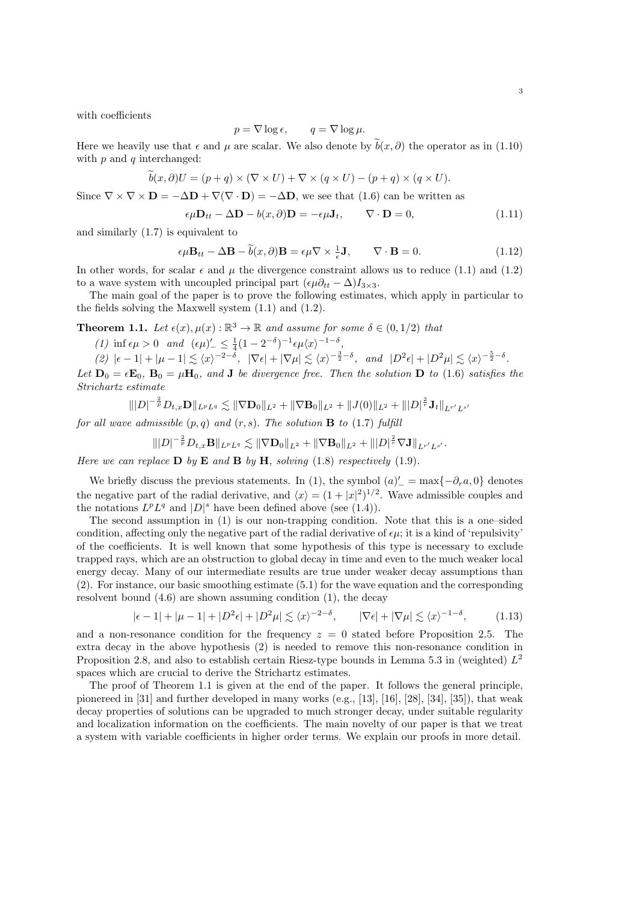with coefficients

$$p = \nabla \log \epsilon, \qquad q = \nabla \log \mu.$$

Here we heavily use that $\epsilon$ and $\mu$ are scalar. We also denote by $\widetilde{b}(x, \partial)$ the operator as in (1.10) with $p$ and $q$ interchanged:

$$\widetilde{b}(x, \partial)U = (p + q) \times (\nabla \times U) + \nabla \times (q \times U) - (p + q) \times (q \times U).$$

Since $\nabla \times \nabla \times \mathbf{D} = -\Delta \mathbf{D} + \nabla(\nabla \cdot \mathbf{D}) = -\Delta \mathbf{D}$, we see that (1.6) can be written as

$$\epsilon\mu \mathbf{D}_{tt} - \Delta \mathbf{D} - b(x, \partial)\mathbf{D} = -\epsilon\mu \mathbf{J}_t, \qquad \nabla \cdot \mathbf{D} = 0, \tag{1.11}$$

and similarly (1.7) is equivalent to

$$\epsilon\mu \mathbf{B}_{tt} - \Delta \mathbf{B} - \widetilde{b}(x, \partial)\mathbf{B} = \epsilon\mu \nabla \times \tfrac{1}{\epsilon}\mathbf{J}, \qquad \nabla \cdot \mathbf{B} = 0. \tag{1.12}$$

In other words, for scalar $\epsilon$ and $\mu$ the divergence constraint allows us to reduce (1.1) and (1.2) to a wave system with uncoupled principal part $(\epsilon\mu\partial_{tt} - \Delta)I_{3\times 3}$.

The main goal of the paper is to prove the following estimates, which apply in particular to the fields solving the Maxwell system (1.1) and (1.2).

**Theorem 1.1.** *Let $\epsilon(x), \mu(x) : \mathbb{R}^3 \to \mathbb{R}$ and assume for some $\delta \in (0, 1/2)$ that*

*(1) $\inf \epsilon\mu > 0$ and $(\epsilon\mu)'_- \leq \frac{1}{4}(1 - 2^{-\delta})^{-1}\epsilon\mu\langle x\rangle^{-1-\delta}$,*

*(2) $|\epsilon - 1| + |\mu - 1| \lesssim \langle x\rangle^{-2-\delta}$, $|\nabla\epsilon| + |\nabla\mu| \lesssim \langle x\rangle^{-\frac{3}{2}-\delta}$, and $|D^2\epsilon| + |D^2\mu| \lesssim \langle x\rangle^{-\frac{5}{2}-\delta}$.*

*Let $\mathbf{D}_0 = \epsilon\mathbf{E}_0$, $\mathbf{B}_0 = \mu\mathbf{H}_0$, and $\mathbf{J}$ be divergence free. Then the solution $\mathbf{D}$ to (1.6) satisfies the Strichartz estimate*

$$\||D|^{-\frac{2}{p}} D_{t,x}\mathbf{D}\|_{L^pL^q} \lesssim \|\nabla\mathbf{D}_0\|_{L^2} + \|\nabla\mathbf{B}_0\|_{L^2} + \|J(0)\|_{L^2} + \||D|^{\frac{2}{r}}\mathbf{J}_t\|_{L^{r'}L^{s'}}$$

*for all wave admissible $(p, q)$ and $(r, s)$. The solution $\mathbf{B}$ to (1.7) fulfill*

$$\||D|^{-\frac{2}{p}} D_{t,x}\mathbf{B}\|_{L^pL^q} \lesssim \|\nabla\mathbf{D}_0\|_{L^2} + \|\nabla\mathbf{B}_0\|_{L^2} + \||D|^{\frac{2}{r}}\nabla\mathbf{J}\|_{L^{r'}L^{s'}}.$$

*Here we can replace $\mathbf{D}$ by $\mathbf{E}$ and $\mathbf{B}$ by $\mathbf{H}$, solving (1.8) respectively (1.9).*

We briefly discuss the previous statements. In (1), the symbol $(a)'_- = \max\{-\partial_r a, 0\}$ denotes the negative part of the radial derivative, and $\langle x\rangle = (1 + |x|^2)^{1/2}$. Wave admissible couples and the notations $L^pL^q$ and $|D|^s$ have been defined above (see (1.4)).

The second assumption in (1) is our non-trapping condition. Note that this is a one–sided condition, affecting only the negative part of the radial derivative of $\epsilon\mu$; it is a kind of 'repulsivity' of the coefficients. It is well known that some hypothesis of this type is necessary to exclude trapped rays, which are an obstruction to global decay in time and even to the much weaker local energy decay. Many of our intermediate results are true under weaker decay assumptions than (2). For instance, our basic smoothing estimate (5.1) for the wave equation and the corresponding resolvent bound (4.6) are shown assuming condition (1), the decay

$$|\epsilon - 1| + |\mu - 1| + |D^2\epsilon| + |D^2\mu| \lesssim \langle x\rangle^{-2-\delta}, \qquad |\nabla\epsilon| + |\nabla\mu| \lesssim \langle x\rangle^{-1-\delta}, \tag{1.13}$$

and a non-resonance condition for the frequency $z = 0$ stated before Proposition 2.5. The extra decay in the above hypothesis (2) is needed to remove this non-resonance condition in Proposition 2.8, and also to establish certain Riesz-type bounds in Lemma 5.3 in (weighted) $L^2$ spaces which are crucial to derive the Strichartz estimates.

The proof of Theorem 1.1 is given at the end of the paper. It follows the general principle, pionereed in [31] and further developed in many works (e.g., [13], [16], [28], [34], [35]), that weak decay properties of solutions can be upgraded to much stronger decay, under suitable regularity and localization information on the coefficients. The main novelty of our paper is that we treat a system with variable coefficients in higher order terms. We explain our proofs in more detail.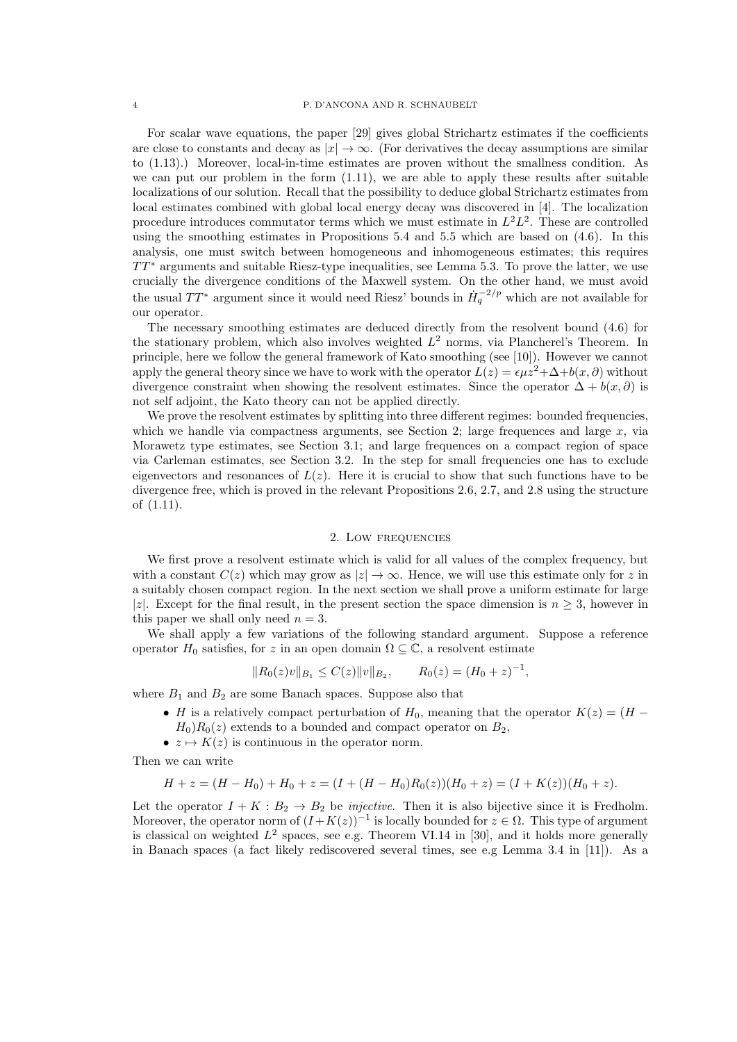For scalar wave equations, the paper [29] gives global Strichartz estimates if the coefficients are close to constants and decay as $|x| \to \infty$. (For derivatives the decay assumptions are similar to (1.13).) Moreover, local-in-time estimates are proven without the smallness condition. As we can put our problem in the form (1.11), we are able to apply these results after suitable localizations of our solution. Recall that the possibility to deduce global Strichartz estimates from local estimates combined with global local energy decay was discovered in [4]. The localization procedure introduces commutator terms which we must estimate in $L^2L^2$. These are controlled using the smoothing estimates in Propositions 5.4 and 5.5 which are based on (4.6). In this analysis, one must switch between homogeneous and inhomogeneous estimates; this requires $TT^*$ arguments and suitable Riesz-type inequalities, see Lemma 5.3. To prove the latter, we use crucially the divergence conditions of the Maxwell system. On the other hand, we must avoid the usual $TT^*$ argument since it would need Riesz' bounds in $\dot{H}_q^{-2/p}$ which are not available for our operator.

The necessary smoothing estimates are deduced directly from the resolvent bound (4.6) for the stationary problem, which also involves weighted $L^2$ norms, via Plancherel's Theorem. In principle, here we follow the general framework of Kato smoothing (see [10]). However we cannot apply the general theory since we have to work with the operator $L(z) = \epsilon\mu z^2 + \Delta + b(x, \partial)$ without divergence constraint when showing the resolvent estimates. Since the operator $\Delta + b(x, \partial)$ is not self adjoint, the Kato theory can not be applied directly.

We prove the resolvent estimates by splitting into three different regimes: bounded frequencies, which we handle via compactness arguments, see Section 2; large frequences and large $x$, via Morawetz type estimates, see Section 3.1; and large frequences on a compact region of space via Carleman estimates, see Section 3.2. In the step for small frequencies one has to exclude eigenvectors and resonances of $L(z)$. Here it is crucial to show that such functions have to be divergence free, which is proved in the relevant Propositions 2.6, 2.7, and 2.8 using the structure of (1.11).

## 2. Low frequencies

We first prove a resolvent estimate which is valid for all values of the complex frequency, but with a constant $C(z)$ which may grow as $|z| \to \infty$. Hence, we will use this estimate only for $z$ in a suitably chosen compact region. In the next section we shall prove a uniform estimate for large $|z|$. Except for the final result, in the present section the space dimension is $n \geq 3$, however in this paper we shall only need $n = 3$.

We shall apply a few variations of the following standard argument. Suppose a reference operator $H_0$ satisfies, for $z$ in an open domain $\Omega \subseteq \mathbb{C}$, a resolvent estimate

$$\|R_0(z)v\|_{B_1} \leq C(z)\|v\|_{B_2}, \qquad R_0(z) = (H_0 + z)^{-1},$$

where $B_1$ and $B_2$ are some Banach spaces. Suppose also that

- $H$ is a relatively compact perturbation of $H_0$, meaning that the operator $K(z) = (H - H_0)R_0(z)$ extends to a bounded and compact operator on $B_2$,
- $z \mapsto K(z)$ is continuous in the operator norm.

Then we can write

$$H + z = (H - H_0) + H_0 + z = (I + (H - H_0)R_0(z))(H_0 + z) = (I + K(z))(H_0 + z).$$

Let the operator $I + K : B_2 \to B_2$ be *injective*. Then it is also bijective since it is Fredholm. Moreover, the operator norm of $(I+K(z))^{-1}$ is locally bounded for $z \in \Omega$. This type of argument is classical on weighted $L^2$ spaces, see e.g. Theorem VI.14 in [30], and it holds more generally in Banach spaces (a fact likely rediscovered several times, see e.g Lemma 3.4 in [11]). As a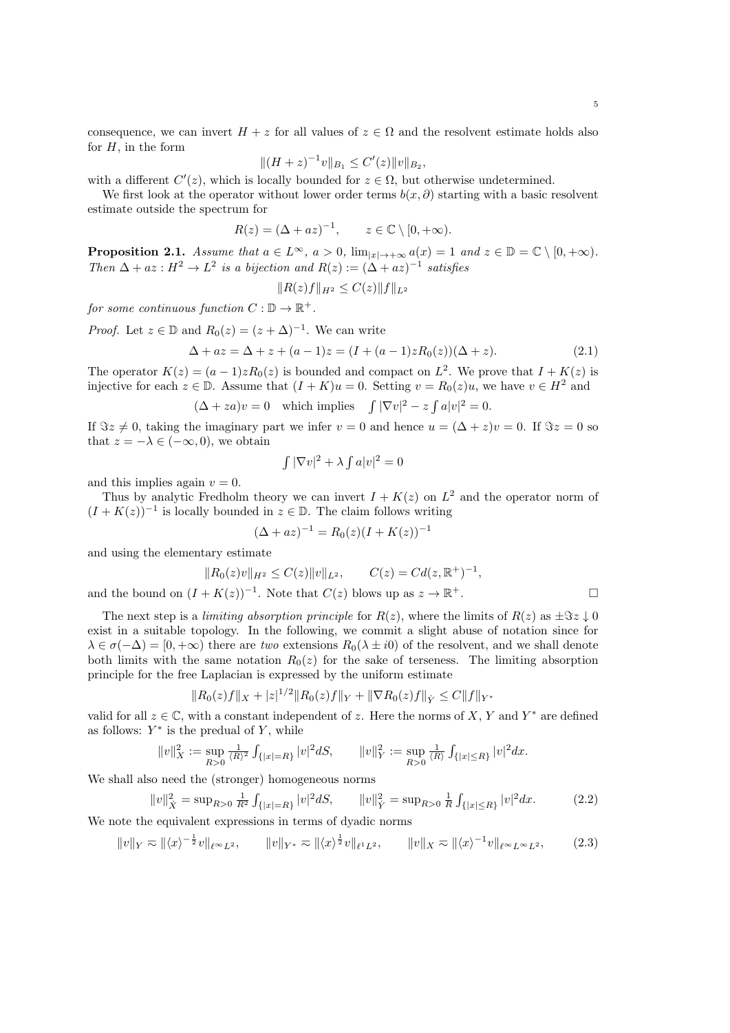consequence, we can invert $H + z$ for all values of $z \in \Omega$ and the resolvent estimate holds also for $H$, in the form

$$\|(H+z)^{-1}v\|_{B_1} \leq C'(z)\|v\|_{B_2},$$

with a different $C'(z)$, which is locally bounded for $z \in \Omega$, but otherwise undetermined.

We first look at the operator without lower order terms $b(x, \partial)$ starting with a basic resolvent estimate outside the spectrum for

$$R(z) = (\Delta + az)^{-1}, \qquad z \in \mathbb{C} \setminus [0, +\infty).$$

**Proposition 2.1.** *Assume that $a \in L^\infty$, $a > 0$, $\lim_{|x| \to +\infty} a(x) = 1$ and $z \in \mathbb{D} = \mathbb{C} \setminus [0, +\infty)$. Then $\Delta + az : H^2 \to L^2$ is a bijection and $R(z) := (\Delta + az)^{-1}$ satisfies*

$$\|R(z)f\|_{H^2} \leq C(z)\|f\|_{L^2}$$

*for some continuous function $C : \mathbb{D} \to \mathbb{R}^+$.*

*Proof.* Let $z \in \mathbb{D}$ and $R_0(z) = (z + \Delta)^{-1}$. We can write

$$\Delta + az = \Delta + z + (a-1)z = (I + (a-1)zR_0(z))(\Delta + z). \tag{2.1}$$

The operator $K(z) = (a-1)zR_0(z)$ is bounded and compact on $L^2$. We prove that $I + K(z)$ is injective for each $z \in \mathbb{D}$. Assume that $(I + K)u = 0$. Setting $v = R_0(z)u$, we have $v \in H^2$ and

$$(\Delta + za)v = 0 \quad \text{which implies} \quad \int |\nabla v|^2 - z \int a|v|^2 = 0.$$

If $\Im z \neq 0$, taking the imaginary part we infer $v = 0$ and hence $u = (\Delta + z)v = 0$. If $\Im z = 0$ so that $z = -\lambda \in (-\infty, 0)$, we obtain

$$\int |\nabla v|^2 + \lambda \int a|v|^2 = 0$$

and this implies again $v = 0$.

Thus by analytic Fredholm theory we can invert $I + K(z)$ on $L^2$ and the operator norm of $(I + K(z))^{-1}$ is locally bounded in $z \in \mathbb{D}$. The claim follows writing

$$(\Delta + az)^{-1} = R_0(z)(I + K(z))^{-1}$$

and using the elementary estimate

$$\|R_0(z)v\|_{H^2} \leq C(z)\|v\|_{L^2}, \qquad C(z) = Cd(z, \mathbb{R}^+)^{-1},$$

and the bound on $(I + K(z))^{-1}$. Note that $C(z)$ blows up as $z \to \mathbb{R}^+$. □

The next step is a *limiting absorption principle* for $R(z)$, where the limits of $R(z)$ as $\pm\Im z \downarrow 0$ exist in a suitable topology. In the following, we commit a slight abuse of notation since for $\lambda \in \sigma(-\Delta) = [0, +\infty)$ there are *two* extensions $R_0(\lambda \pm i0)$ of the resolvent, and we shall denote both limits with the same notation $R_0(z)$ for the sake of terseness. The limiting absorption principle for the free Laplacian is expressed by the uniform estimate

$$\|R_0(z)f\|_X + |z|^{1/2}\|R_0(z)f\|_Y + \|\nabla R_0(z)f\|_{\dot{Y}} \leq C\|f\|_{Y^*}$$

valid for all $z \in \mathbb{C}$, with a constant independent of $z$. Here the norms of $X$, $Y$ and $Y^*$ are defined as follows: $Y^*$ is the predual of $Y$, while

$$\|v\|_X^2 := \sup_{R>0} \tfrac{1}{\langle R \rangle^2} \int_{\{|x|=R\}} |v|^2 dS, \qquad \|v\|_Y^2 := \sup_{R>0} \tfrac{1}{\langle R \rangle} \int_{\{|x| \leq R\}} |v|^2 dx.$$

We shall also need the (stronger) homogeneous norms

$$\|v\|_{\dot{X}}^2 = \sup_{R>0} \tfrac{1}{R^2} \int_{\{|x|=R\}} |v|^2 dS, \qquad \|v\|_{\dot{Y}}^2 = \sup_{R>0} \tfrac{1}{R} \int_{\{|x| \leq R\}} |v|^2 dx. \tag{2.2}$$

We note the equivalent expressions in terms of dyadic norms

$$\|v\|_Y \approx \|\langle x \rangle^{-\frac{1}{2}} v\|_{\ell^\infty L^2}, \qquad \|v\|_{Y^*} \approx \|\langle x \rangle^{\frac{1}{2}} v\|_{\ell^1 L^2}, \qquad \|v\|_X \approx \|\langle x \rangle^{-1} v\|_{\ell^\infty L^\infty L^2}, \tag{2.3}$$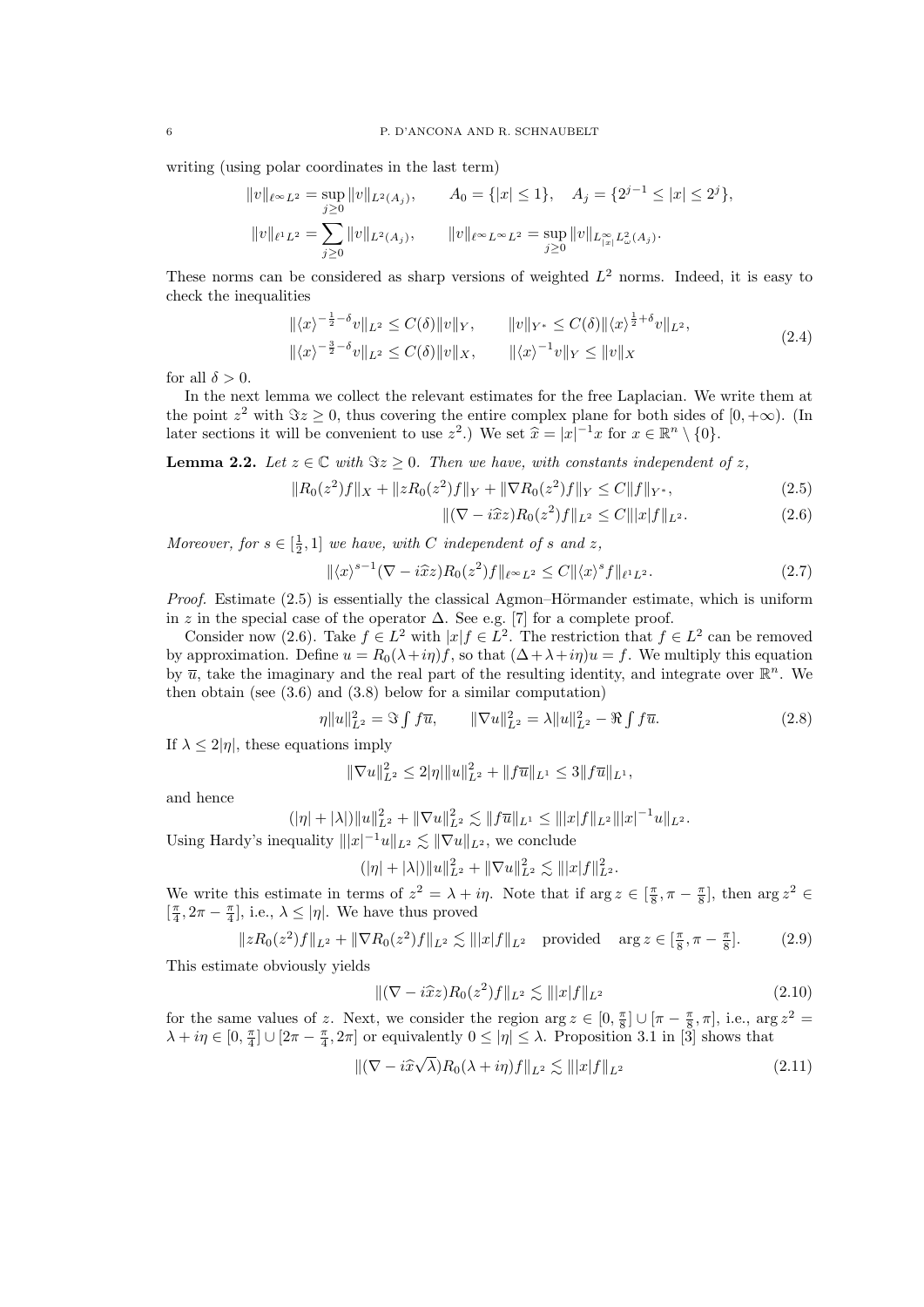writing (using polar coordinates in the last term)

$$\|v\|_{\ell^\infty L^2} = \sup_{j\geq 0} \|v\|_{L^2(A_j)}, \qquad A_0 = \{|x| \leq 1\}, \quad A_j = \{2^{j-1} \leq |x| \leq 2^j\},$$

$$\|v\|_{\ell^1 L^2} = \sum_{j\geq 0} \|v\|_{L^2(A_j)}, \qquad \|v\|_{\ell^\infty L^\infty L^2} = \sup_{j\geq 0} \|v\|_{L^\infty_{|x|} L^2_\omega(A_j)}.$$

These norms can be considered as sharp versions of weighted $L^2$ norms. Indeed, it is easy to check the inequalities

$$\begin{aligned} &\|\langle x\rangle^{-\frac{1}{2}-\delta} v\|_{L^2} \leq C(\delta)\|v\|_Y, \qquad \|v\|_{Y^*} \leq C(\delta)\|\langle x\rangle^{\frac{1}{2}+\delta} v\|_{L^2}, \\ &\|\langle x\rangle^{-\frac{3}{2}-\delta} v\|_{L^2} \leq C(\delta)\|v\|_X, \qquad \|\langle x\rangle^{-1} v\|_Y \leq \|v\|_X \end{aligned} \tag{2.4}$$

for all $\delta > 0$.

In the next lemma we collect the relevant estimates for the free Laplacian. We write them at the point $z^2$ with $\Im z \geq 0$, thus covering the entire complex plane for both sides of $[0, +\infty)$. (In later sections it will be convenient to use $z^2$.) We set $\widehat{x} = |x|^{-1}x$ for $x \in \mathbb{R}^n \setminus \{0\}$.

**Lemma 2.2.** *Let $z \in \mathbb{C}$ with $\Im z \geq 0$. Then we have, with constants independent of $z$,*

$$\|R_0(z^2)f\|_X + \|zR_0(z^2)f\|_Y + \|\nabla R_0(z^2)f\|_Y \leq C\|f\|_{Y^*}, \tag{2.5}$$

$$\|(\nabla - i\widehat{x}z)R_0(z^2)f\|_{L^2} \leq C\||x|f\|_{L^2}. \tag{2.6}$$

*Moreover, for $s \in [\frac{1}{2}, 1]$ we have, with $C$ independent of $s$ and $z$,*

$$\|\langle x\rangle^{s-1}(\nabla - i\widehat{x}z)R_0(z^2)f\|_{\ell^\infty L^2} \leq C\|\langle x\rangle^s f\|_{\ell^1 L^2}. \tag{2.7}$$

*Proof.* Estimate (2.5) is essentially the classical Agmon–Hörmander estimate, which is uniform in $z$ in the special case of the operator $\Delta$. See e.g. [7] for a complete proof.

Consider now (2.6). Take $f \in L^2$ with $|x|f \in L^2$. The restriction that $f \in L^2$ can be removed by approximation. Define $u = R_0(\lambda + i\eta)f$, so that $(\Delta + \lambda + i\eta)u = f$. We multiply this equation by $\overline{u}$, take the imaginary and the real part of the resulting identity, and integrate over $\mathbb{R}^n$. We then obtain (see (3.6) and (3.8) below for a similar computation)

$$\eta\|u\|^2_{L^2} = \Im \textstyle\int f\overline{u}, \qquad \|\nabla u\|^2_{L^2} = \lambda\|u\|^2_{L^2} - \Re \textstyle\int f\overline{u}. \tag{2.8}$$

If $\lambda \leq 2|\eta|$, these equations imply

$$\|\nabla u\|^2_{L^2} \leq 2|\eta|\|u\|^2_{L^2} + \|f\overline{u}\|_{L^1} \leq 3\|f\overline{u}\|_{L^1},$$

and hence

$$(|\eta| + |\lambda|)\|u\|^2_{L^2} + \|\nabla u\|^2_{L^2} \lesssim \|f\overline{u}\|_{L^1} \leq \||x|f\|_{L^2}\||x|^{-1}u\|_{L^2}.$$

Using Hardy's inequality $\||x|^{-1}u\|_{L^2} \lesssim \|\nabla u\|_{L^2}$, we conclude

$$(|\eta| + |\lambda|)\|u\|^2_{L^2} + \|\nabla u\|^2_{L^2} \lesssim \||x|f\|^2_{L^2}.$$

We write this estimate in terms of $z^2 = \lambda + i\eta$. Note that if $\arg z \in [\frac{\pi}{8}, \pi - \frac{\pi}{8}]$, then $\arg z^2 \in [\frac{\pi}{4}, 2\pi - \frac{\pi}{4}]$, i.e., $\lambda \leq |\eta|$. We have thus proved

$$\|zR_0(z^2)f\|_{L^2} + \|\nabla R_0(z^2)f\|_{L^2} \lesssim \||x|f\|_{L^2} \quad \text{provided} \quad \arg z \in [\tfrac{\pi}{8}, \pi - \tfrac{\pi}{8}]. \tag{2.9}$$

This estimate obviously yields

$$\|(\nabla - i\widehat{x}z)R_0(z^2)f\|_{L^2} \lesssim \||x|f\|_{L^2} \tag{2.10}$$

for the same values of $z$. Next, we consider the region $\arg z \in [0, \frac{\pi}{8}] \cup [\pi - \frac{\pi}{8}, \pi]$, i.e., $\arg z^2 = \lambda + i\eta \in [0, \frac{\pi}{4}] \cup [2\pi - \frac{\pi}{4}, 2\pi]$ or equivalently $0 \leq |\eta| \leq \lambda$. Proposition 3.1 in [3] shows that

$$\|(\nabla - i\widehat{x}\sqrt{\lambda})R_0(\lambda + i\eta)f\|_{L^2} \lesssim \||x|f\|_{L^2} \tag{2.11}$$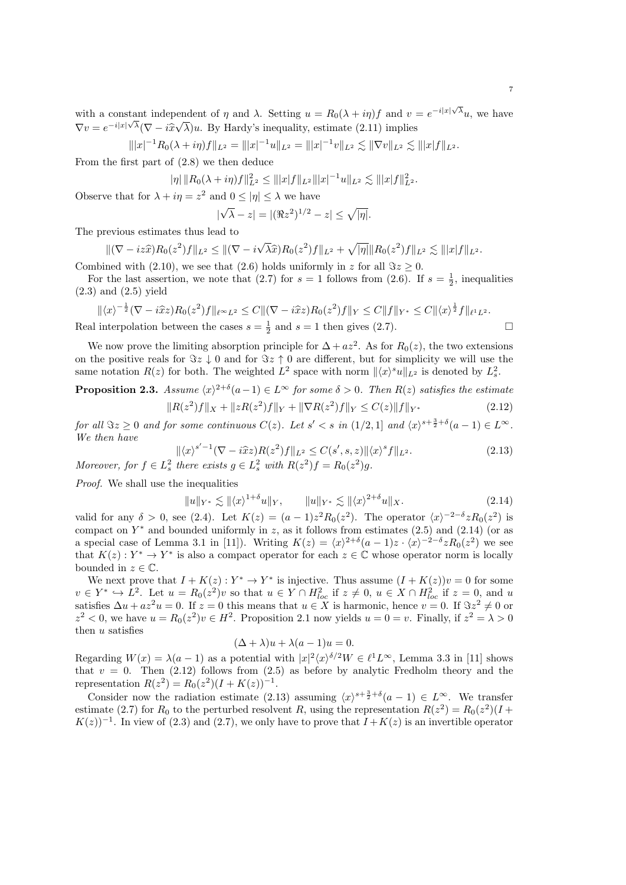with a constant independent of $\eta$ and $\lambda$. Setting $u = R_0(\lambda + i\eta)f$ and $v = e^{-i|x|\sqrt{\lambda}}u$, we have $\nabla v = e^{-i|x|\sqrt{\lambda}}(\nabla - i\widehat{x}\sqrt{\lambda})u$. By Hardy's inequality, estimate (2.11) implies

$$\||x|^{-1}R_0(\lambda + i\eta)f\|_{L^2} = \||x|^{-1}u\|_{L^2} = \||x|^{-1}v\|_{L^2} \lesssim \|\nabla v\|_{L^2} \lesssim \||x|f\|_{L^2}.$$

From the first part of (2.8) we then deduce

$$|\eta|\,\|R_0(\lambda + i\eta)f\|_{L^2}^2 \le \||x|f\|_{L^2}\||x|^{-1}u\|_{L^2} \lesssim \||x|f\|_{L^2}^2.$$

Observe that for $\lambda + i\eta = z^2$ and $0 \le |\eta| \le \lambda$ we have

$$|\sqrt{\lambda} - z| = |(\Re z^2)^{1/2} - z| \le \sqrt{|\eta|}.$$

The previous estimates thus lead to

$$\|(\nabla - iz\widehat{x})R_0(z^2)f\|_{L^2} \le \|(\nabla - i\sqrt{\lambda}\widehat{x})R_0(z^2)f\|_{L^2} + \sqrt{|\eta|}\|R_0(z^2)f\|_{L^2} \lesssim \||x|f\|_{L^2}.$$

Combined with (2.10), we see that (2.6) holds uniformly in $z$ for all $\Im z \ge 0$.

For the last assertion, we note that (2.7) for $s = 1$ follows from (2.6). If $s = \frac{1}{2}$, inequalities (2.3) and (2.5) yield

$$\|\langle x\rangle^{-\frac{1}{2}}(\nabla - i\widehat{x}z)R_0(z^2)f\|_{\ell^\infty L^2} \le C\|(\nabla - i\widehat{x}z)R_0(z^2)f\|_Y \le C\|f\|_{Y^*} \le C\|\langle x\rangle^{\frac{1}{2}}f\|_{\ell^1 L^2}.$$

Real interpolation between the cases $s = \frac{1}{2}$ and $s = 1$ then gives (2.7). $\square$

We now prove the limiting absorption principle for $\Delta + az^2$. As for $R_0(z)$, the two extensions on the positive reals for $\Im z \downarrow 0$ and for $\Im z \uparrow 0$ are different, but for simplicity we will use the same notation $R(z)$ for both. The weighted $L^2$ space with norm $\|\langle x\rangle^s u\|_{L^2}$ is denoted by $L^2_s$.

**Proposition 2.3.** *Assume $\langle x\rangle^{2+\delta}(a-1) \in L^\infty$ for some $\delta > 0$. Then $R(z)$ satisfies the estimate*

$$\|R(z^2)f\|_X + \|zR(z^2)f\|_Y + \|\nabla R(z^2)f\|_Y \le C(z)\|f\|_{Y^*} \tag{2.12}$$

*for all $\Im z \ge 0$ and for some continuous $C(z)$. Let $s' < s$ in $(1/2, 1]$ and $\langle x\rangle^{s+\frac{3}{2}+\delta}(a-1) \in L^\infty$. We then have*

$$\|\langle x\rangle^{s'-1}(\nabla - i\widehat{x}z)R(z^2)f\|_{L^2} \le C(s', s, z)\|\langle x\rangle^s f\|_{L^2}. \tag{2.13}$$

*Moreover, for $f \in L^2_s$ there exists $g \in L^2_s$ with $R(z^2)f = R_0(z^2)g$.*

*Proof.* We shall use the inequalities

$$\|u\|_{Y^*} \lesssim \|\langle x\rangle^{1+\delta}u\|_Y, \qquad \|u\|_{Y^*} \lesssim \|\langle x\rangle^{2+\delta}u\|_X. \tag{2.14}$$

valid for any $\delta > 0$, see (2.4). Let $K(z) = (a-1)z^2R_0(z^2)$. The operator $\langle x\rangle^{-2-\delta}zR_0(z^2)$ is compact on $Y^*$ and bounded uniformly in $z$, as it follows from estimates (2.5) and (2.14) (or as a special case of Lemma 3.1 in [11]). Writing $K(z) = \langle x\rangle^{2+\delta}(a-1)z \cdot \langle x\rangle^{-2-\delta}zR_0(z^2)$ we see that $K(z) : Y^* \to Y^*$ is also a compact operator for each $z \in \mathbb{C}$ whose operator norm is locally bounded in $z \in \mathbb{C}$.

We next prove that $I + K(z) : Y^* \to Y^*$ is injective. Thus assume $(I + K(z))v = 0$ for some $v \in Y^* \hookrightarrow L^2$. Let $u = R_0(z^2)v$ so that $u \in Y \cap H^2_{loc}$ if $z \neq 0$, $u \in X \cap H^2_{loc}$ if $z = 0$, and $u$ satisfies $\Delta u + az^2u = 0$. If $z = 0$ this means that $u \in X$ is harmonic, hence $v = 0$. If $\Im z^2 \neq 0$ or $z^2 < 0$, we have $u = R_0(z^2)v \in H^2$. Proposition 2.1 now yields $u = 0 = v$. Finally, if $z^2 = \lambda > 0$ then $u$ satisfies

$$(\Delta + \lambda)u + \lambda(a-1)u = 0.$$

Regarding $W(x) = \lambda(a-1)$ as a potential with $|x|^2\langle x\rangle^{\delta/2}W \in \ell^1L^\infty$, Lemma 3.3 in [11] shows that $v = 0$. Then (2.12) follows from (2.5) as before by analytic Fredholm theory and the representation $R(z^2) = R_0(z^2)(I + K(z))^{-1}$.

Consider now the radiation estimate (2.13) assuming $\langle x\rangle^{s+\frac{3}{2}+\delta}(a-1) \in L^\infty$. We transfer estimate (2.7) for $R_0$ to the perturbed resolvent $R$, using the representation $R(z^2) = R_0(z^2)(I + K(z))^{-1}$. In view of (2.3) and (2.7), we only have to prove that $I + K(z)$ is an invertible operator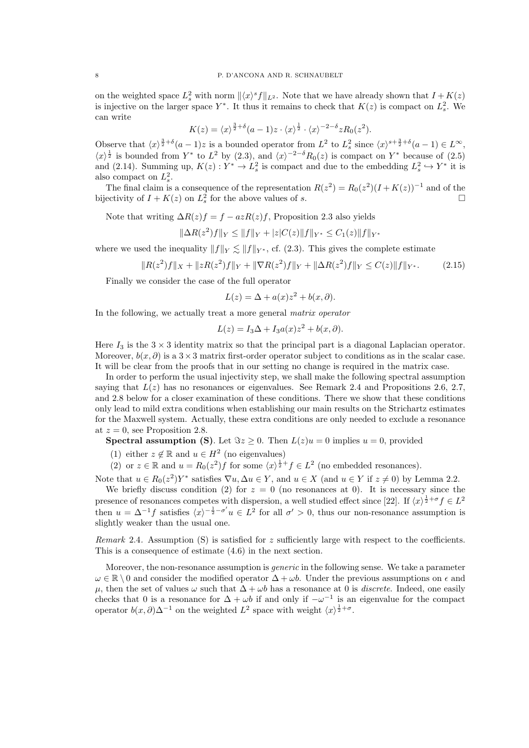on the weighted space $L^2_s$ with norm $\|\langle x\rangle^s f\|_{L^2}$. Note that we have already shown that $I+K(z)$ is injective on the larger space $Y^*$. It thus it remains to check that $K(z)$ is compact on $L^2_s$. We can write

$$K(z) = \langle x\rangle^{\frac{3}{2}+\delta}(a-1)z \cdot \langle x\rangle^{\frac{1}{2}} \cdot \langle x\rangle^{-2-\delta} z R_0(z^2).$$

Observe that $\langle x\rangle^{\frac{3}{2}+\delta}(a-1)z$ is a bounded operator from $L^2$ to $L^2_s$ since $\langle x\rangle^{s+\frac{3}{2}+\delta}(a-1) \in L^\infty$, $\langle x\rangle^{\frac{1}{2}}$ is bounded from $Y^*$ to $L^2$ by (2.3), and $\langle x\rangle^{-2-\delta}R_0(z)$ is compact on $Y^*$ because of (2.5) and (2.14). Summing up, $K(z) : Y^* \to L^2_s$ is compact and due to the embedding $L^2_s \hookrightarrow Y^*$ it is also compact on $L^2_s$.

The final claim is a consequence of the representation $R(z^2) = R_0(z^2)(I+K(z))^{-1}$ and of the bijectivity of $I+K(z)$ on $L^2_s$ for the above values of $s$. $\square$

Note that writing $\Delta R(z)f = f - azR(z)f$, Proposition 2.3 also yields

$$\|\Delta R(z^2)f\|_Y \le \|f\|_Y + |z|C(z)\|f\|_{Y^*} \le C_1(z)\|f\|_{Y^*}$$

where we used the inequality $\|f\|_Y \lesssim \|f\|_{Y^*}$, cf. (2.3). This gives the complete estimate

$$\|R(z^2)f\|_X + \|zR(z^2)f\|_Y + \|\nabla R(z^2)f\|_Y + \|\Delta R(z^2)f\|_Y \le C(z)\|f\|_{Y^*}. \tag{2.15}$$

Finally we consider the case of the full operator

$$L(z) = \Delta + a(x)z^2 + b(x,\partial).$$

In the following, we actually treat a more general *matrix operator*

$$L(z) = I_3\Delta + I_3 a(x)z^2 + b(x,\partial).$$

Here $I_3$ is the $3\times 3$ identity matrix so that the principal part is a diagonal Laplacian operator. Moreover, $b(x,\partial)$ is a $3\times 3$ matrix first-order operator subject to conditions as in the scalar case. It will be clear from the proofs that in our setting no change is required in the matrix case.

In order to perform the usual injectivity step, we shall make the following spectral assumption saying that $L(z)$ has no resonances or eigenvalues. See Remark 2.4 and Propositions 2.6, 2.7, and 2.8 below for a closer examination of these conditions. There we show that these conditions only lead to mild extra conditions when establishing our main results on the Strichartz estimates for the Maxwell system. Actually, these extra conditions are only needed to exclude a resonance at $z=0$, see Proposition 2.8.

**Spectral assumption (S)**. Let $\Im z \ge 0$. Then $L(z)u = 0$ implies $u=0$, provided

(1) either $z \notin \mathbb{R}$ and $u \in H^2$ (no eigenvalues)
(2) or $z \in \mathbb{R}$ and $u = R_0(z^2)f$ for some $\langle x\rangle^{\frac{1}{2}+}f \in L^2$ (no embedded resonances).

Note that $u \in R_0(z^2)Y^*$ satisfies $\nabla u, \Delta u \in Y$, and $u \in X$ (and $u \in Y$ if $z \neq 0$) by Lemma 2.2.

We briefly discuss condition (2) for $z=0$ (no resonances at 0). It is necessary since the presence of resonances competes with dispersion, a well studied effect since [22]. If $\langle x\rangle^{\frac{1}{2}+\sigma}f \in L^2$ then $u = \Delta^{-1}f$ satisfies $\langle x\rangle^{-\frac{1}{2}-\sigma'}u \in L^2$ for all $\sigma' > 0$, thus our non-resonance assumption is slightly weaker than the usual one.

*Remark* 2.4. Assumption (S) is satisfied for $z$ sufficiently large with respect to the coefficients. This is a consequence of estimate (4.6) in the next section.

Moreover, the non-resonance assumption is *generic* in the following sense. We take a parameter $\omega \in \mathbb{R}\setminus 0$ and consider the modified operator $\Delta + \omega b$. Under the previous assumptions on $\epsilon$ and $\mu$, then the set of values $\omega$ such that $\Delta + \omega b$ has a resonance at 0 is *discrete*. Indeed, one easily checks that 0 is a resonance for $\Delta + \omega b$ if and only if $-\omega^{-1}$ is an eigenvalue for the compact operator $b(x,\partial)\Delta^{-1}$ on the weighted $L^2$ space with weight $\langle x\rangle^{\frac{1}{2}+\sigma}$.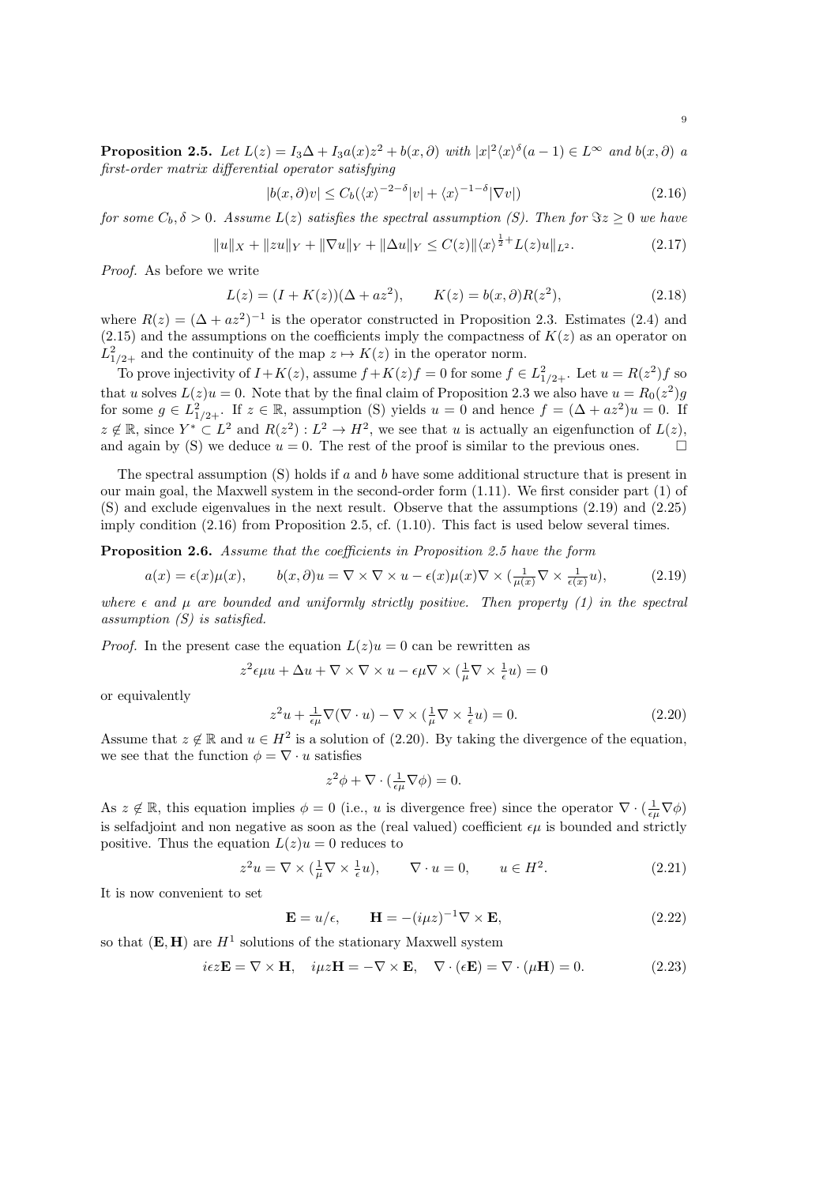**Proposition 2.5.** *Let $L(z) = I_3\Delta + I_3 a(x)z^2 + b(x,\partial)$ with $|x|^2\langle x\rangle^\delta(a-1) \in L^\infty$ and $b(x,\partial)$ a first-order matrix differential operator satisfying*

$$|b(x,\partial)v| \le C_b(\langle x\rangle^{-2-\delta}|v| + \langle x\rangle^{-1-\delta}|\nabla v|) \tag{2.16}$$

*for some $C_b, \delta > 0$. Assume $L(z)$ satisfies the spectral assumption (S). Then for $\Im z \ge 0$ we have*

$$\|u\|_X + \|zu\|_Y + \|\nabla u\|_Y + \|\Delta u\|_Y \le C(z)\|\langle x\rangle^{\frac{1}{2}+} L(z)u\|_{L^2}. \tag{2.17}$$

*Proof.* As before we write

$$L(z) = (I + K(z))(\Delta + az^2), \qquad K(z) = b(x,\partial)R(z^2), \tag{2.18}$$

where $R(z) = (\Delta + az^2)^{-1}$ is the operator constructed in Proposition 2.3. Estimates (2.4) and (2.15) and the assumptions on the coefficients imply the compactness of $K(z)$ as an operator on $L^2_{1/2+}$ and the continuity of the map $z \mapsto K(z)$ in the operator norm.

To prove injectivity of $I + K(z)$, assume $f + K(z)f = 0$ for some $f \in L^2_{1/2+}$. Let $u = R(z^2)f$ so that $u$ solves $L(z)u = 0$. Note that by the final claim of Proposition 2.3 we also have $u = R_0(z^2)g$ for some $g \in L^2_{1/2+}$. If $z \in \mathbb{R}$, assumption (S) yields $u = 0$ and hence $f = (\Delta + az^2)u = 0$. If $z \notin \mathbb{R}$, since $Y^* \subset L^2$ and $R(z^2) : L^2 \to H^2$, we see that $u$ is actually an eigenfunction of $L(z)$, and again by (S) we deduce $u = 0$. The rest of the proof is similar to the previous ones. □

The spectral assumption (S) holds if $a$ and $b$ have some additional structure that is present in our main goal, the Maxwell system in the second-order form (1.11). We first consider part (1) of (S) and exclude eigenvalues in the next result. Observe that the assumptions (2.19) and (2.25) imply condition (2.16) from Proposition 2.5, cf. (1.10). This fact is used below several times.

**Proposition 2.6.** *Assume that the coefficients in Proposition 2.5 have the form*

$$a(x) = \epsilon(x)\mu(x), \qquad b(x,\partial)u = \nabla\times\nabla\times u - \epsilon(x)\mu(x)\nabla\times(\tfrac{1}{\mu(x)}\nabla\times\tfrac{1}{\epsilon(x)}u), \tag{2.19}$$

*where $\epsilon$ and $\mu$ are bounded and uniformly strictly positive. Then property (1) in the spectral assumption (S) is satisfied.*

*Proof.* In the present case the equation $L(z)u = 0$ can be rewritten as

$$z^2\epsilon\mu u + \Delta u + \nabla\times\nabla\times u - \epsilon\mu\nabla\times(\tfrac{1}{\mu}\nabla\times\tfrac{1}{\epsilon}u) = 0$$

or equivalently

$$z^2 u + \tfrac{1}{\epsilon\mu}\nabla(\nabla\cdot u) - \nabla\times(\tfrac{1}{\mu}\nabla\times\tfrac{1}{\epsilon}u) = 0. \tag{2.20}$$

Assume that $z \notin \mathbb{R}$ and $u \in H^2$ is a solution of (2.20). By taking the divergence of the equation, we see that the function $\phi = \nabla\cdot u$ satisfies

$$z^2\phi + \nabla\cdot(\tfrac{1}{\epsilon\mu}\nabla\phi) = 0.$$

As $z \notin \mathbb{R}$, this equation implies $\phi = 0$ (i.e., $u$ is divergence free) since the operator $\nabla\cdot(\frac{1}{\epsilon\mu}\nabla\phi)$ is selfadjoint and non negative as soon as the (real valued) coefficient $\epsilon\mu$ is bounded and strictly positive. Thus the equation $L(z)u = 0$ reduces to

$$z^2 u = \nabla\times(\tfrac{1}{\mu}\nabla\times\tfrac{1}{\epsilon}u), \qquad \nabla\cdot u = 0, \qquad u \in H^2. \tag{2.21}$$

It is now convenient to set

$$\mathbf{E} = u/\epsilon, \qquad \mathbf{H} = -(i\mu z)^{-1}\nabla\times\mathbf{E}, \tag{2.22}$$

so that $(\mathbf{E},\mathbf{H})$ are $H^1$ solutions of the stationary Maxwell system

$$i\epsilon z\mathbf{E} = \nabla\times\mathbf{H}, \quad i\mu z\mathbf{H} = -\nabla\times\mathbf{E}, \quad \nabla\cdot(\epsilon\mathbf{E}) = \nabla\cdot(\mu\mathbf{H}) = 0. \tag{2.23}$$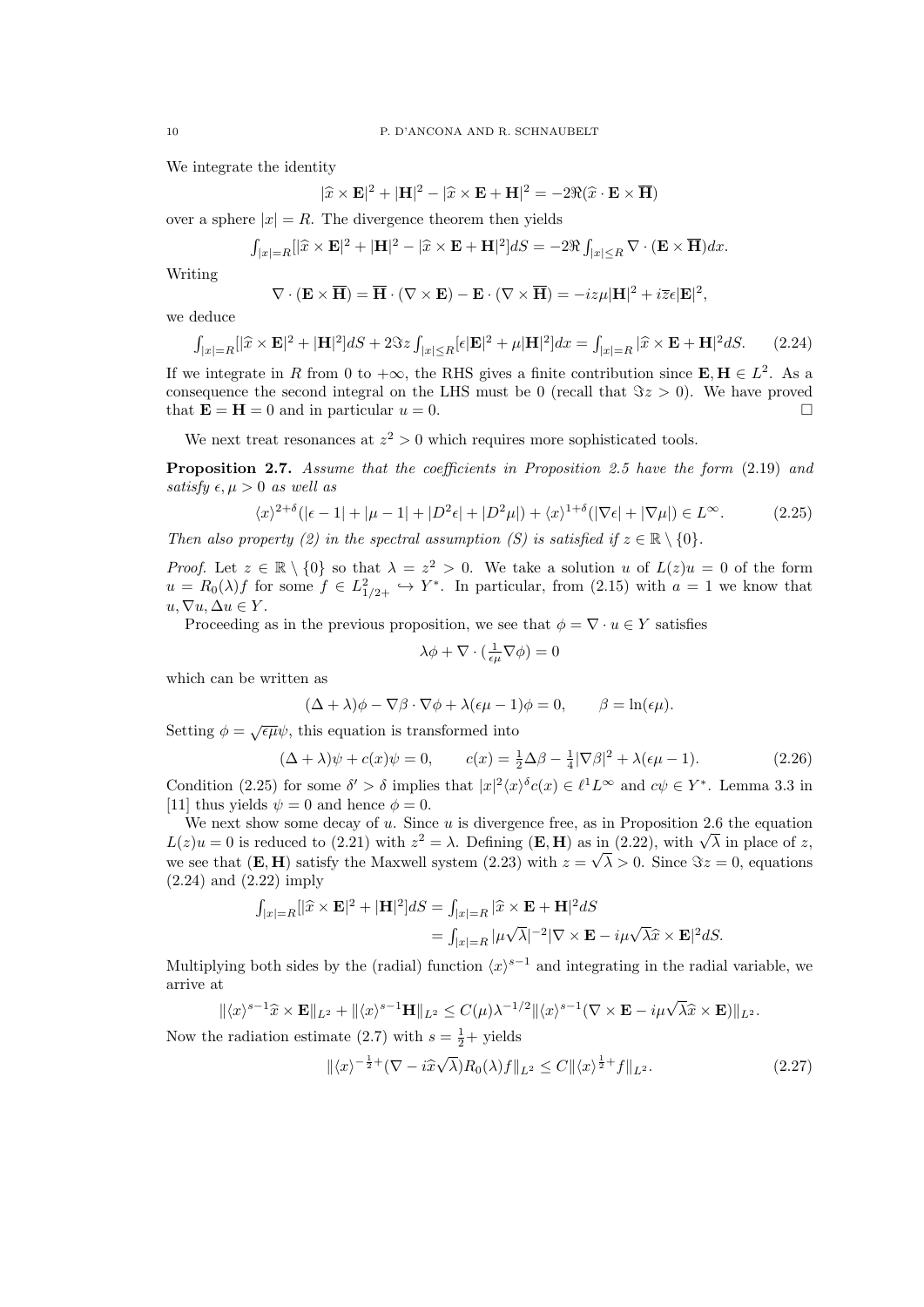We integrate the identity

$$|\widehat{x} \times \mathbf{E}|^2 + |\mathbf{H}|^2 - |\widehat{x} \times \mathbf{E} + \mathbf{H}|^2 = -2\Re(\widehat{x} \cdot \mathbf{E} \times \overline{\mathbf{H}})$$

over a sphere $|x| = R$. The divergence theorem then yields

$$\int_{|x|=R} [|\widehat{x} \times \mathbf{E}|^2 + |\mathbf{H}|^2 - |\widehat{x} \times \mathbf{E} + \mathbf{H}|^2] dS = -2\Re \int_{|x|\le R} \nabla \cdot (\mathbf{E} \times \overline{\mathbf{H}}) dx.$$

Writing

$$\nabla \cdot (\mathbf{E} \times \overline{\mathbf{H}}) = \overline{\mathbf{H}} \cdot (\nabla \times \mathbf{E}) - \mathbf{E} \cdot (\nabla \times \overline{\mathbf{H}}) = -iz\mu |\mathbf{H}|^2 + i\overline{z}\epsilon |\mathbf{E}|^2,$$

we deduce

$$\int_{|x|=R} [|\widehat{x} \times \mathbf{E}|^2 + |\mathbf{H}|^2] dS + 2\Im z \int_{|x|\le R} [\epsilon |\mathbf{E}|^2 + \mu |\mathbf{H}|^2] dx = \int_{|x|=R} |\widehat{x} \times \mathbf{E} + \mathbf{H}|^2 dS. \qquad (2.24)$$

If we integrate in $R$ from 0 to $+\infty$, the RHS gives a finite contribution since $\mathbf{E}, \mathbf{H} \in L^2$. As a consequence the second integral on the LHS must be 0 (recall that $\Im z > 0$). We have proved that $\mathbf{E} = \mathbf{H} = 0$ and in particular $u = 0$. $\square$

We next treat resonances at $z^2 > 0$ which requires more sophisticated tools.

**Proposition 2.7.** *Assume that the coefficients in Proposition 2.5 have the form* (2.19) *and satisfy* $\epsilon, \mu > 0$ *as well as*

$$\langle x \rangle^{2+\delta} (|\epsilon - 1| + |\mu - 1| + |D^2 \epsilon| + |D^2 \mu|) + \langle x \rangle^{1+\delta} (|\nabla \epsilon| + |\nabla \mu|) \in L^\infty. \qquad (2.25)$$

*Then also property (2) in the spectral assumption (S) is satisfied if* $z \in \mathbb{R} \setminus \{0\}$.

*Proof.* Let $z \in \mathbb{R} \setminus \{0\}$ so that $\lambda = z^2 > 0$. We take a solution $u$ of $L(z)u = 0$ of the form $u = R_0(\lambda) f$ for some $f \in L^2_{1/2+} \hookrightarrow Y^*$. In particular, from (2.15) with $a = 1$ we know that $u, \nabla u, \Delta u \in Y$.

Proceeding as in the previous proposition, we see that $\phi = \nabla \cdot u \in Y$ satisfies

$$\lambda \phi + \nabla \cdot (\tfrac{1}{\epsilon \mu} \nabla \phi) = 0$$

which can be written as

$$(\Delta + \lambda)\phi - \nabla \beta \cdot \nabla \phi + \lambda(\epsilon\mu - 1)\phi = 0, \qquad \beta = \ln(\epsilon \mu).$$

Setting $\phi = \sqrt{\epsilon\mu}\psi$, this equation is transformed into

$$(\Delta + \lambda)\psi + c(x)\psi = 0, \qquad c(x) = \tfrac{1}{2}\Delta\beta - \tfrac{1}{4}|\nabla \beta|^2 + \lambda(\epsilon\mu - 1). \qquad (2.26)$$

Condition (2.25) for some $\delta' > \delta$ implies that $|x|^2 \langle x \rangle^\delta c(x) \in \ell^1 L^\infty$ and $c\psi \in Y^*$. Lemma 3.3 in [11] thus yields $\psi = 0$ and hence $\phi = 0$.

We next show some decay of $u$. Since $u$ is divergence free, as in Proposition 2.6 the equation $L(z)u = 0$ is reduced to (2.21) with $z^2 = \lambda$. Defining $(\mathbf{E}, \mathbf{H})$ as in (2.22), with $\sqrt{\lambda}$ in place of $z$, we see that $(\mathbf{E}, \mathbf{H})$ satisfy the Maxwell system (2.23) with $z = \sqrt{\lambda} > 0$. Since $\Im z = 0$, equations (2.24) and (2.22) imply

$$\begin{aligned}
\int_{|x|=R} [|\widehat{x} \times \mathbf{E}|^2 + |\mathbf{H}|^2] dS &= \int_{|x|=R} |\widehat{x} \times \mathbf{E} + \mathbf{H}|^2 dS \\
&= \int_{|x|=R} |\mu\sqrt{\lambda}|^{-2} |\nabla \times \mathbf{E} - i\mu\sqrt{\lambda}\widehat{x} \times \mathbf{E}|^2 dS.
\end{aligned}$$

Multiplying both sides by the (radial) function $\langle x \rangle^{s-1}$ and integrating in the radial variable, we arrive at

$$\|\langle x \rangle^{s-1} \widehat{x} \times \mathbf{E}\|_{L^2} + \|\langle x \rangle^{s-1} \mathbf{H}\|_{L^2} \le C(\mu)\lambda^{-1/2} \|\langle x \rangle^{s-1} (\nabla \times \mathbf{E} - i\mu\sqrt{\lambda}\widehat{x} \times \mathbf{E})\|_{L^2}.$$

Now the radiation estimate (2.7) with $s = \frac{1}{2}+$ yields

$$\|\langle x \rangle^{-\frac{1}{2}+} (\nabla - i\widehat{x}\sqrt{\lambda}) R_0(\lambda) f\|_{L^2} \le C \|\langle x \rangle^{\frac{1}{2}+} f\|_{L^2}. \qquad (2.27)$$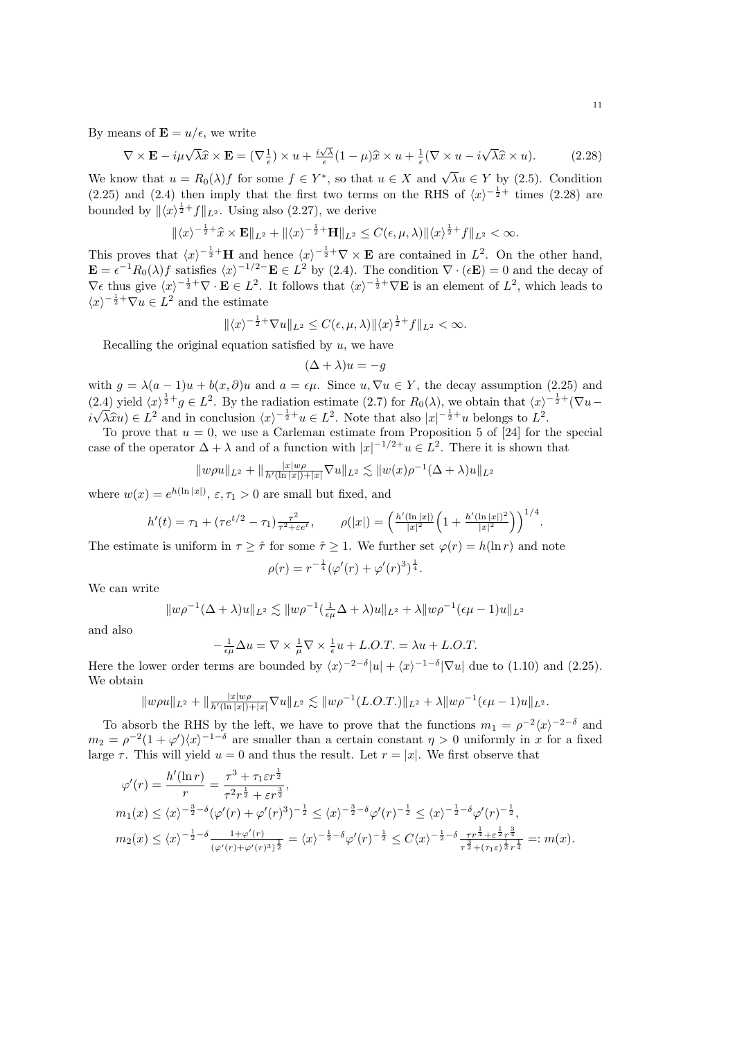By means of $\mathbf{E} = u/\epsilon$, we write

$$\nabla \times \mathbf{E} - i\mu\sqrt{\lambda}\widehat{x} \times \mathbf{E} = (\nabla\tfrac{1}{\epsilon}) \times u + \tfrac{i\sqrt{\lambda}}{\epsilon}(1-\mu)\widehat{x} \times u + \tfrac{1}{\epsilon}(\nabla \times u - i\sqrt{\lambda}\widehat{x} \times u). \tag{2.28}$$

We know that $u = R_0(\lambda)f$ for some $f \in Y^*$, so that $u \in X$ and $\sqrt{\lambda}u \in Y$ by (2.5). Condition (2.25) and (2.4) then imply that the first two terms on the RHS of $\langle x\rangle^{-\frac{1}{2}+}$ times (2.28) are bounded by $\|\langle x\rangle^{\frac{1}{2}+}f\|_{L^2}$. Using also (2.27), we derive

$$\|\langle x\rangle^{-\frac{1}{2}+}\widehat{x} \times \mathbf{E}\|_{L^2} + \|\langle x\rangle^{-\frac{1}{2}+}\mathbf{H}\|_{L^2} \le C(\epsilon,\mu,\lambda)\|\langle x\rangle^{\frac{1}{2}+}f\|_{L^2} < \infty.$$

This proves that $\langle x\rangle^{-\frac{1}{2}+}\mathbf{H}$ and hence $\langle x\rangle^{-\frac{1}{2}+}\nabla \times \mathbf{E}$ are contained in $L^2$. On the other hand, $\mathbf{E} = \epsilon^{-1}R_0(\lambda)f$ satisfies $\langle x\rangle^{-1/2-}\mathbf{E} \in L^2$ by (2.4). The condition $\nabla \cdot (\epsilon\mathbf{E}) = 0$ and the decay of $\nabla\epsilon$ thus give $\langle x\rangle^{-\frac{1}{2}+}\nabla \cdot \mathbf{E} \in L^2$. It follows that $\langle x\rangle^{-\frac{1}{2}+}\nabla\mathbf{E}$ is an element of $L^2$, which leads to $\langle x\rangle^{-\frac{1}{2}+}\nabla u \in L^2$ and the estimate

$$\|\langle x\rangle^{-\frac{1}{2}+}\nabla u\|_{L^2} \le C(\epsilon,\mu,\lambda)\|\langle x\rangle^{\frac{1}{2}+}f\|_{L^2} < \infty.$$

Recalling the original equation satisfied by $u$, we have

$$(\Delta + \lambda)u = -g$$

with $g = \lambda(a-1)u + b(x,\partial)u$ and $a = \epsilon\mu$. Since $u, \nabla u \in Y$, the decay assumption (2.25) and (2.4) yield $\langle x\rangle^{\frac{1}{2}+}g \in L^2$. By the radiation estimate (2.7) for $R_0(\lambda)$, we obtain that $\langle x\rangle^{-\frac{1}{2}+}(\nabla u - i\sqrt{\lambda}\widehat{x}u) \in L^2$ and in conclusion $\langle x\rangle^{-\frac{1}{2}+}u \in L^2$. Note that also $|x|^{-\frac{1}{2}+}u$ belongs to $L^2$.

To prove that $u = 0$, we use a Carleman estimate from Proposition 5 of [24] for the special case of the operator $\Delta + \lambda$ and of a function with $|x|^{-1/2+}u \in L^2$. There it is shown that

$$\|w\rho u\|_{L^2} + \|\tfrac{|x|w\rho}{h'(\ln|x|)+|x|}\nabla u\|_{L^2} \lesssim \|w(x)\rho^{-1}(\Delta+\lambda)u\|_{L^2}$$

where $w(x) = e^{h(\ln|x|)}$, $\varepsilon, \tau_1 > 0$ are small but fixed, and

$$h'(t) = \tau_1 + (\tau e^{t/2} - \tau_1)\tfrac{\tau^2}{\tau^2+\varepsilon e^t}, \qquad \rho(|x|) = \Big(\tfrac{h'(\ln|x|)}{|x|^2}\Big(1 + \tfrac{h'(\ln|x|)^2}{|x|^2}\Big)\Big)^{1/4}.$$

The estimate is uniform in $\tau \ge \hat\tau$ for some $\hat\tau \ge 1$. We further set $\varphi(r) = h(\ln r)$ and note

$$\rho(r) = r^{-\frac{1}{4}}(\varphi'(r) + \varphi'(r)^3)^{\frac{1}{4}}.$$

We can write

$$\|w\rho^{-1}(\Delta+\lambda)u\|_{L^2} \lesssim \|w\rho^{-1}(\tfrac{1}{\epsilon\mu}\Delta+\lambda)u\|_{L^2} + \lambda\|w\rho^{-1}(\epsilon\mu-1)u\|_{L^2}$$

and also

$$-\tfrac{1}{\epsilon\mu}\Delta u = \nabla \times \tfrac{1}{\mu}\nabla \times \tfrac{1}{\epsilon}u + L.O.T. = \lambda u + L.O.T.$$

Here the lower order terms are bounded by $\langle x\rangle^{-2-\delta}|u| + \langle x\rangle^{-1-\delta}|\nabla u|$ due to (1.10) and (2.25). We obtain

$$\|w\rho u\|_{L^2} + \|\tfrac{|x|w\rho}{h'(\ln|x|)+|x|}\nabla u\|_{L^2} \lesssim \|w\rho^{-1}(L.O.T.)\|_{L^2} + \lambda\|w\rho^{-1}(\epsilon\mu-1)u\|_{L^2}.$$

To absorb the RHS by the left, we have to prove that the functions $m_1 = \rho^{-2}\langle x\rangle^{-2-\delta}$ and $m_2 = \rho^{-2}(1+\varphi')\langle x\rangle^{-1-\delta}$ are smaller than a certain constant $\eta > 0$ uniformly in $x$ for a fixed large $\tau$. This will yield $u = 0$ and thus the result. Let $r = |x|$. We first observe that

$$\begin{aligned}
\varphi'(r) &= \frac{h'(\ln r)}{r} = \frac{\tau^3 + \tau_1\varepsilon r^{\frac{1}{2}}}{\tau^2 r^{\frac{1}{2}} + \varepsilon r^{\frac{3}{2}}},\\
m_1(x) &\le \langle x\rangle^{-\frac{3}{2}-\delta}(\varphi'(r) + \varphi'(r)^3)^{-\frac{1}{2}} \le \langle x\rangle^{-\frac{3}{2}-\delta}\varphi'(r)^{-\frac{1}{2}} \le \langle x\rangle^{-\frac{1}{2}-\delta}\varphi'(r)^{-\frac{1}{2}},\\
m_2(x) &\le \langle x\rangle^{-\frac{1}{2}-\delta}\tfrac{1+\varphi'(r)}{(\varphi'(r)+\varphi'(r)^3)^{\frac{1}{2}}} = \langle x\rangle^{-\frac{1}{2}-\delta}\varphi'(r)^{-\frac{1}{2}} \le C\langle x\rangle^{-\frac{1}{2}-\delta}\tfrac{\tau r^{\frac{1}{4}} + \varepsilon^{\frac{1}{2}}r^{\frac{3}{4}}}{\tau^{\frac{3}{2}} + (\tau_1\varepsilon)^{\frac{1}{2}}r^{\frac{1}{4}}} =: m(x).
\end{aligned}$$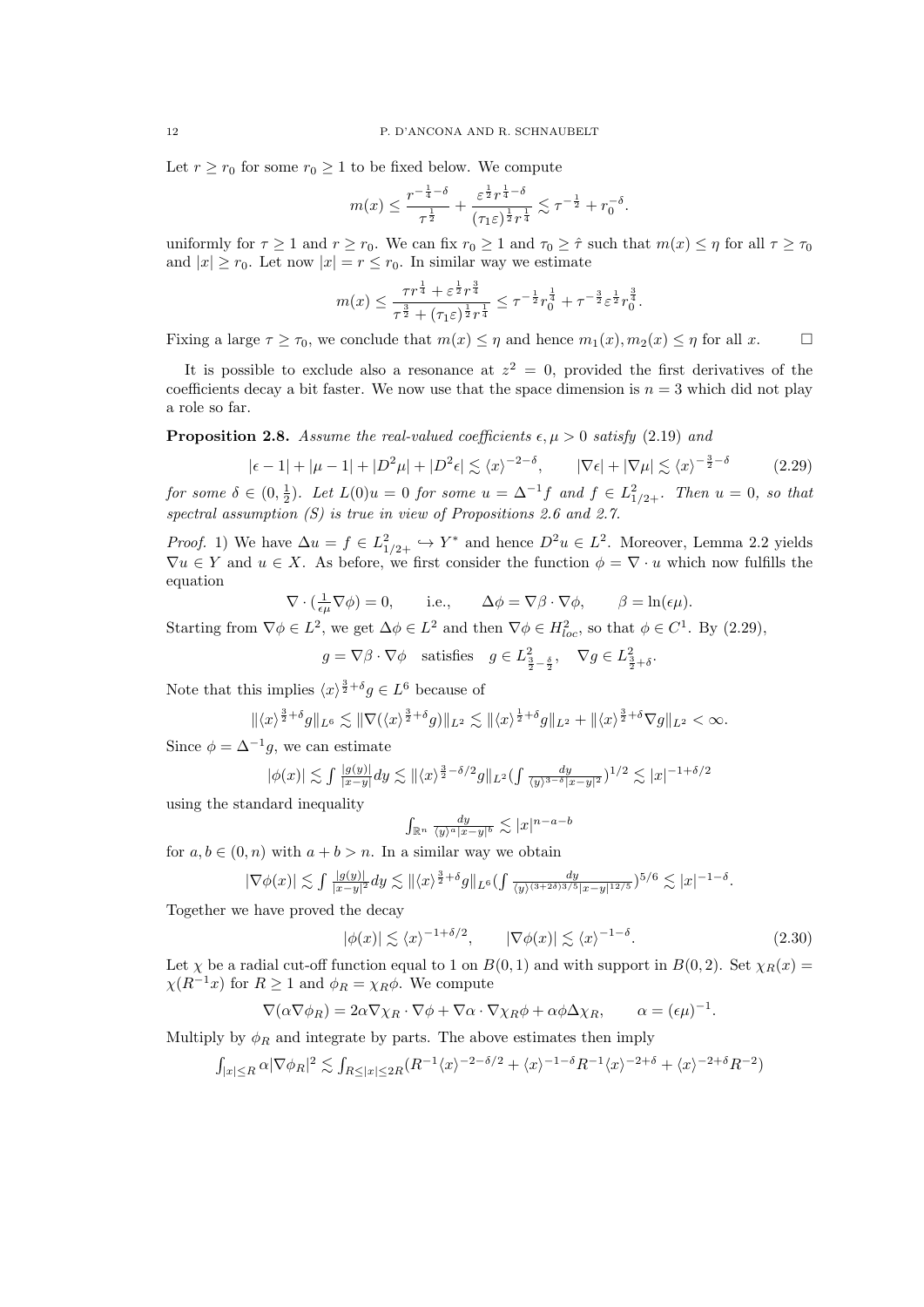Let $r \geq r_0$ for some $r_0 \geq 1$ to be fixed below. We compute

$$m(x) \leq \frac{r^{-\frac{1}{4}-\delta}}{\tau^{\frac{1}{2}}} + \frac{\varepsilon^{\frac{1}{2}} r^{\frac{1}{4}-\delta}}{(\tau_1 \varepsilon)^{\frac{1}{2}} r^{\frac{1}{4}}} \lesssim \tau^{-\frac{1}{2}} + r_0^{-\delta}.$$

uniformly for $\tau \geq 1$ and $r \geq r_0$. We can fix $r_0 \geq 1$ and $\tau_0 \geq \hat{\tau}$ such that $m(x) \leq \eta$ for all $\tau \geq \tau_0$ and $|x| \geq r_0$. Let now $|x| = r \leq r_0$. In similar way we estimate

$$m(x) \leq \frac{\tau r^{\frac{1}{4}} + \varepsilon^{\frac{1}{2}} r^{\frac{3}{4}}}{\tau^{\frac{3}{2}} + (\tau_1 \varepsilon)^{\frac{1}{2}} r^{\frac{1}{4}}} \leq \tau^{-\frac{1}{2}} r_0^{\frac{1}{4}} + \tau^{-\frac{3}{2}} \varepsilon^{\frac{1}{2}} r_0^{\frac{3}{4}}.$$

Fixing a large $\tau \geq \tau_0$, we conclude that $m(x) \leq \eta$ and hence $m_1(x), m_2(x) \leq \eta$ for all $x$. $\square$

It is possible to exclude also a resonance at $z^2 = 0$, provided the first derivatives of the coefficients decay a bit faster. We now use that the space dimension is $n = 3$ which did not play a role so far.

**Proposition 2.8.** *Assume the real-valued coefficients $\epsilon, \mu > 0$ satisfy* (2.19) *and*

$$|\epsilon - 1| + |\mu - 1| + |D^2\mu| + |D^2\epsilon| \lesssim \langle x \rangle^{-2-\delta}, \qquad |\nabla\epsilon| + |\nabla\mu| \lesssim \langle x \rangle^{-\frac{3}{2}-\delta} \tag{2.29}$$

*for some $\delta \in (0, \frac{1}{2})$. Let $L(0)u = 0$ for some $u = \Delta^{-1} f$ and $f \in L^2_{1/2+}$. Then $u = 0$, so that spectral assumption (S) is true in view of Propositions 2.6 and 2.7.*

*Proof.* 1) We have $\Delta u = f \in L^2_{1/2+} \hookrightarrow Y^*$ and hence $D^2 u \in L^2$. Moreover, Lemma 2.2 yields $\nabla u \in Y$ and $u \in X$. As before, we first consider the function $\phi = \nabla \cdot u$ which now fulfills the equation

$$\nabla \cdot (\tfrac{1}{\epsilon\mu} \nabla\phi) = 0, \qquad \text{i.e.,} \qquad \Delta\phi = \nabla\beta \cdot \nabla\phi, \qquad \beta = \ln(\epsilon\mu).$$

Starting from $\nabla\phi \in L^2$, we get $\Delta\phi \in L^2$ and then $\nabla\phi \in H^2_{loc}$, so that $\phi \in C^1$. By (2.29),

$$g = \nabla\beta \cdot \nabla\phi \quad \text{satisfies} \quad g \in L^2_{\frac{3}{2}-\frac{\delta}{2}}, \quad \nabla g \in L^2_{\frac{3}{2}+\delta}.$$

Note that this implies $\langle x \rangle^{\frac{3}{2}+\delta} g \in L^6$ because of

$$\|\langle x \rangle^{\frac{3}{2}+\delta} g\|_{L^6} \lesssim \|\nabla(\langle x \rangle^{\frac{3}{2}+\delta} g)\|_{L^2} \lesssim \|\langle x \rangle^{\frac{1}{2}+\delta} g\|_{L^2} + \|\langle x \rangle^{\frac{3}{2}+\delta} \nabla g\|_{L^2} < \infty.$$

Since $\phi = \Delta^{-1} g$, we can estimate

$$|\phi(x)| \lesssim \int \tfrac{|g(y)|}{|x-y|} dy \lesssim \|\langle x \rangle^{\frac{3}{2}-\delta/2} g\|_{L^2} (\int \tfrac{dy}{\langle y \rangle^{3-\delta} |x-y|^2})^{1/2} \lesssim |x|^{-1+\delta/2}$$

using the standard inequality

$$\int_{\mathbb{R}^n} \tfrac{dy}{\langle y \rangle^a |x-y|^b} \lesssim |x|^{n-a-b}$$

for $a, b \in (0, n)$ with $a + b > n$. In a similar way we obtain

$$|\nabla\phi(x)| \lesssim \int \tfrac{|g(y)|}{|x-y|^2} dy \lesssim \|\langle x \rangle^{\frac{3}{2}+\delta} g\|_{L^6} (\int \tfrac{dy}{\langle y \rangle^{(3+2\delta)3/5} |x-y|^{12/5}})^{5/6} \lesssim |x|^{-1-\delta}.$$

Together we have proved the decay

$$|\phi(x)| \lesssim \langle x \rangle^{-1+\delta/2}, \qquad |\nabla\phi(x)| \lesssim \langle x \rangle^{-1-\delta}. \tag{2.30}$$

Let $\chi$ be a radial cut-off function equal to 1 on $B(0, 1)$ and with support in $B(0, 2)$. Set $\chi_R(x) = \chi(R^{-1}x)$ for $R \geq 1$ and $\phi_R = \chi_R \phi$. We compute

$$\nabla(\alpha\nabla\phi_R) = 2\alpha\nabla\chi_R \cdot \nabla\phi + \nabla\alpha \cdot \nabla\chi_R \phi + \alpha\phi\Delta\chi_R, \qquad \alpha = (\epsilon\mu)^{-1}.$$

Multiply by $\phi_R$ and integrate by parts. The above estimates then imply

$$\int_{|x| \leq R} \alpha |\nabla\phi_R|^2 \lesssim \int_{R \leq |x| \leq 2R} (R^{-1} \langle x \rangle^{-2-\delta/2} + \langle x \rangle^{-1-\delta} R^{-1} \langle x \rangle^{-2+\delta} + \langle x \rangle^{-2+\delta} R^{-2})$$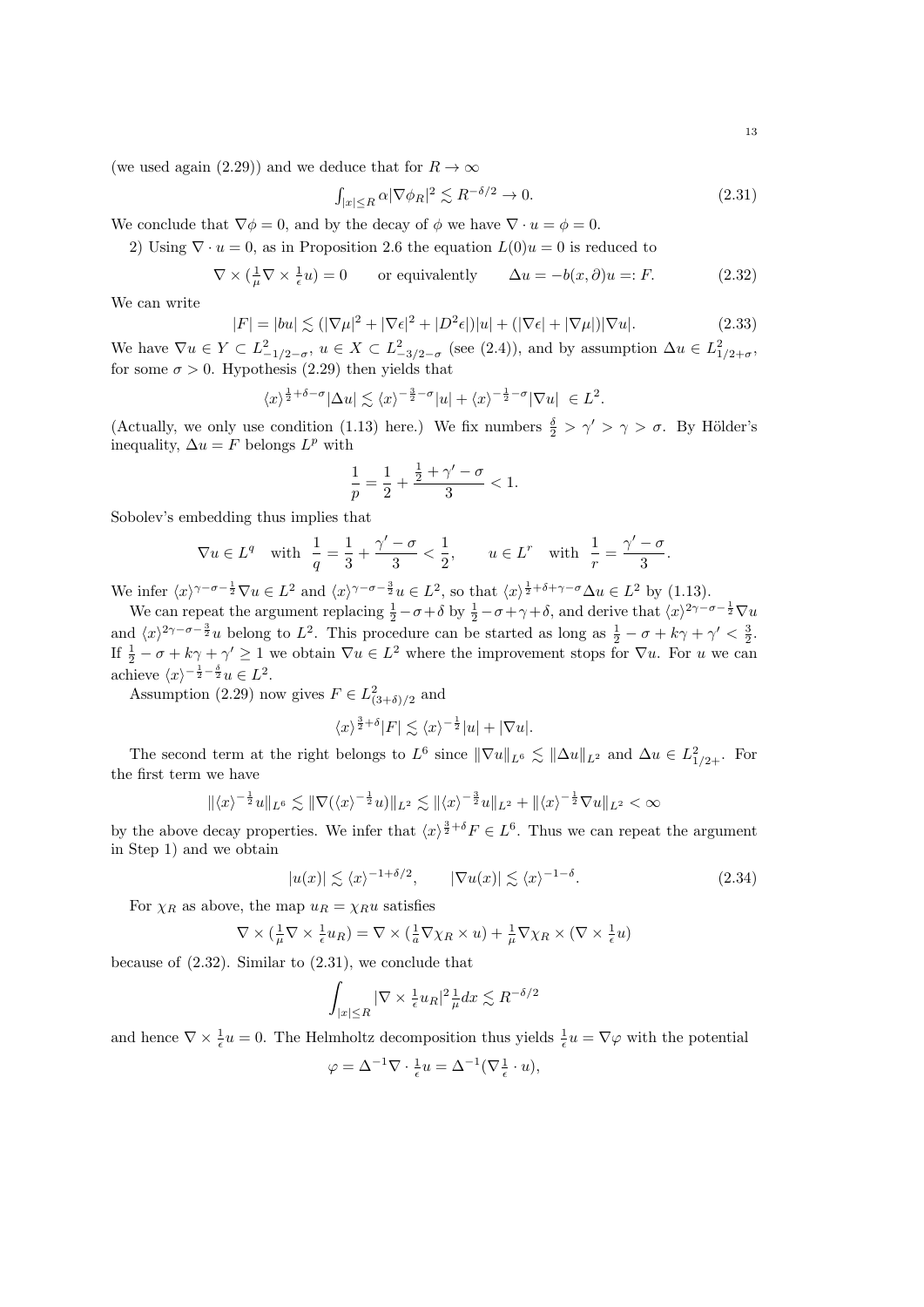(we used again (2.29)) and we deduce that for $R \to \infty$

$$\int_{|x|\le R} \alpha |\nabla \phi_R|^2 \lesssim R^{-\delta/2} \to 0. \tag{2.31}$$

We conclude that $\nabla\phi = 0$, and by the decay of $\phi$ we have $\nabla \cdot u = \phi = 0$.

2) Using $\nabla \cdot u = 0$, as in Proposition 2.6 the equation $L(0)u = 0$ is reduced to

$$\nabla \times (\tfrac{1}{\mu} \nabla \times \tfrac{1}{\epsilon} u) = 0 \qquad \text{or equivalently} \qquad \Delta u = -b(x,\partial) u =: F. \tag{2.32}$$

We can write

$$|F| = |bu| \lesssim (|\nabla \mu|^2 + |\nabla \epsilon|^2 + |D^2 \epsilon|)|u| + (|\nabla \epsilon| + |\nabla \mu|)|\nabla u|. \tag{2.33}$$

We have $\nabla u \in Y \subset L^2_{-1/2-\sigma}$, $u \in X \subset L^2_{-3/2-\sigma}$ (see (2.4)), and by assumption $\Delta u \in L^2_{1/2+\sigma}$, for some $\sigma > 0$. Hypothesis (2.29) then yields that

$$\langle x\rangle^{\frac12 + \delta - \sigma} |\Delta u| \lesssim \langle x\rangle^{-\frac32 - \sigma} |u| + \langle x\rangle^{-\frac12 - \sigma} |\nabla u| \ \in L^2.$$

(Actually, we only use condition (1.13) here.) We fix numbers $\frac{\delta}{2} > \gamma' > \gamma > \sigma$. By Hölder's inequality, $\Delta u = F$ belongs $L^p$ with

$$\frac{1}{p} = \frac12 + \frac{\frac12 + \gamma' - \sigma}{3} < 1.$$

Sobolev's embedding thus implies that

$$\nabla u \in L^q \quad \text{with} \quad \frac1q = \frac13 + \frac{\gamma' - \sigma}{3} < \frac12, \qquad u \in L^r \quad \text{with} \quad \frac1r = \frac{\gamma' - \sigma}{3}.$$

We infer $\langle x\rangle^{\gamma - \sigma - \frac12} \nabla u \in L^2$ and $\langle x\rangle^{\gamma - \sigma - \frac32} u \in L^2$, so that $\langle x\rangle^{\frac12 + \delta + \gamma - \sigma} \Delta u \in L^2$ by (1.13).

We can repeat the argument replacing $\frac12 - \sigma + \delta$ by $\frac12 - \sigma + \gamma + \delta$, and derive that $\langle x\rangle^{2\gamma - \sigma - \frac12} \nabla u$ and $\langle x\rangle^{2\gamma - \sigma - \frac32} u$ belong to $L^2$. This procedure can be started as long as $\frac12 - \sigma + k\gamma + \gamma' < \frac32$. If $\frac12 - \sigma + k\gamma + \gamma' \ge 1$ we obtain $\nabla u \in L^2$ where the improvement stops for $\nabla u$. For $u$ we can achieve $\langle x\rangle^{-\frac12 - \frac{\delta}{2}} u \in L^2$.

Assumption (2.29) now gives $F \in L^2_{(3+\delta)/2}$ and

$$\langle x\rangle^{\frac32 + \delta} |F| \lesssim \langle x\rangle^{-\frac12} |u| + |\nabla u|.$$

The second term at the right belongs to $L^6$ since $\|\nabla u\|_{L^6} \lesssim \|\Delta u\|_{L^2}$ and $\Delta u \in L^2_{1/2+}$. For the first term we have

$$\|\langle x\rangle^{-\frac12} u\|_{L^6} \lesssim \|\nabla(\langle x\rangle^{-\frac12} u)\|_{L^2} \lesssim \|\langle x\rangle^{-\frac32} u\|_{L^2} + \|\langle x\rangle^{-\frac12} \nabla u\|_{L^2} < \infty$$

by the above decay properties. We infer that $\langle x\rangle^{\frac32 + \delta} F \in L^6$. Thus we can repeat the argument in Step 1) and we obtain

$$|u(x)| \lesssim \langle x\rangle^{-1 + \delta/2}, \qquad |\nabla u(x)| \lesssim \langle x\rangle^{-1-\delta}. \tag{2.34}$$

For $\chi_R$ as above, the map $u_R = \chi_R u$ satisfies

$$\nabla \times (\tfrac{1}{\mu} \nabla \times \tfrac{1}{\epsilon} u_R) = \nabla \times (\tfrac{1}{a} \nabla \chi_R \times u) + \tfrac{1}{\mu} \nabla \chi_R \times (\nabla \times \tfrac{1}{\epsilon} u)$$

because of (2.32). Similar to (2.31), we conclude that

$$\int_{|x|\le R} |\nabla \times \tfrac{1}{\epsilon} u_R|^2 \tfrac{1}{\mu} dx \lesssim R^{-\delta/2}$$

and hence $\nabla \times \frac{1}{\epsilon} u = 0$. The Helmholtz decomposition thus yields $\frac{1}{\epsilon} u = \nabla \varphi$ with the potential

$$\varphi = \Delta^{-1} \nabla \cdot \tfrac{1}{\epsilon} u = \Delta^{-1} (\nabla \tfrac{1}{\epsilon} \cdot u),$$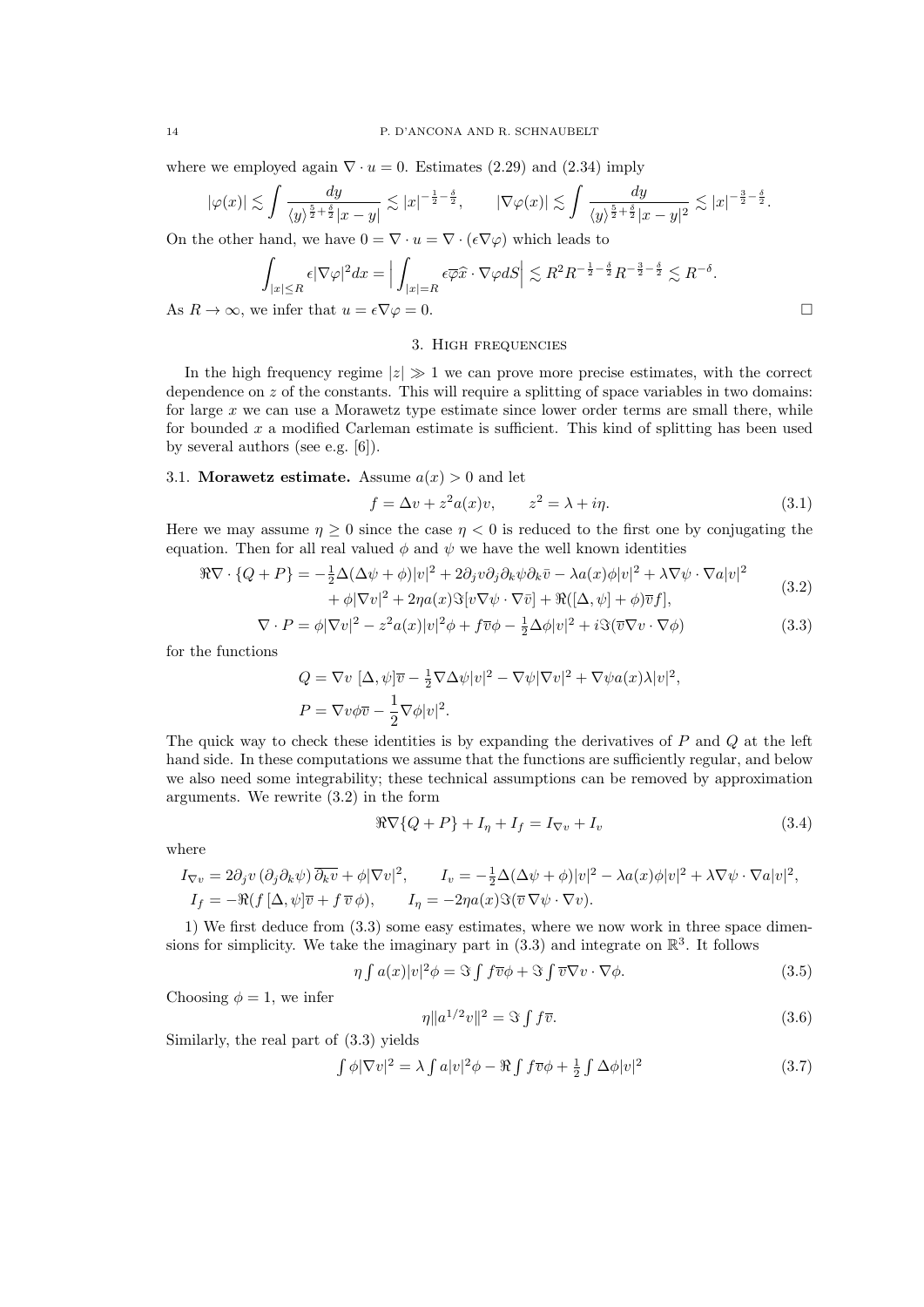where we employed again $\nabla \cdot u = 0$. Estimates (2.29) and (2.34) imply

$$|\varphi(x)| \lesssim \int \frac{dy}{\langle y\rangle^{\frac{5}{2}+\frac{\delta}{2}}|x-y|} \lesssim |x|^{-\frac{1}{2}-\frac{\delta}{2}}, \qquad |\nabla\varphi(x)| \lesssim \int \frac{dy}{\langle y\rangle^{\frac{5}{2}+\frac{\delta}{2}}|x-y|^2} \lesssim |x|^{-\frac{3}{2}-\frac{\delta}{2}}.$$

On the other hand, we have $0 = \nabla \cdot u = \nabla \cdot (\epsilon\nabla\varphi)$ which leads to

$$\int_{|x|\le R} \epsilon|\nabla\varphi|^2 dx = \Big|\int_{|x|=R} \epsilon\overline{\varphi}\widehat{x}\cdot\nabla\varphi dS\Big| \lesssim R^2 R^{-\frac{1}{2}-\frac{\delta}{2}} R^{-\frac{3}{2}-\frac{\delta}{2}} \lesssim R^{-\delta}.$$

As $R \to \infty$, we infer that $u = \epsilon\nabla\varphi = 0$. $\square$

## 3. High frequencies

In the high frequency regime $|z| \gg 1$ we can prove more precise estimates, with the correct dependence on $z$ of the constants. This will require a splitting of space variables in two domains: for large $x$ we can use a Morawetz type estimate since lower order terms are small there, while for bounded $x$ a modified Carleman estimate is sufficient. This kind of splitting has been used by several authors (see e.g. [6]).

### 3.1. Morawetz estimate.

Assume $a(x) > 0$ and let

$$f = \Delta v + z^2 a(x) v, \qquad z^2 = \lambda + i\eta. \tag{3.1}$$

Here we may assume $\eta \ge 0$ since the case $\eta < 0$ is reduced to the first one by conjugating the equation. Then for all real valued $\phi$ and $\psi$ we have the well known identities

$$\begin{aligned}\Re\nabla\cdot\{Q+P\} = &-\tfrac{1}{2}\Delta(\Delta\psi+\phi)|v|^2 + 2\partial_j v\partial_j\partial_k\psi\partial_k\overline{v} - \lambda a(x)\phi|v|^2 + \lambda\nabla\psi\cdot\nabla a|v|^2 \\ &+ \phi|\nabla v|^2 + 2\eta a(x)\Im[v\nabla\psi\cdot\nabla\overline{v}] + \Re([\Delta,\psi]+\phi)\overline{v}f],\end{aligned} \tag{3.2}$$

$$\nabla\cdot P = \phi|\nabla v|^2 - z^2 a(x)|v|^2\phi + f\overline{v}\phi - \tfrac{1}{2}\Delta\phi|v|^2 + i\Im(\overline{v}\nabla v\cdot\nabla\phi) \tag{3.3}$$

for the functions

$$\begin{aligned}Q &= \nabla v\ [\Delta,\psi]\overline{v} - \tfrac{1}{2}\nabla\Delta\psi|v|^2 - \nabla\psi|\nabla v|^2 + \nabla\psi a(x)\lambda|v|^2, \\ P &= \nabla v\phi\overline{v} - \frac{1}{2}\nabla\phi|v|^2.\end{aligned}$$

The quick way to check these identities is by expanding the derivatives of $P$ and $Q$ at the left hand side. In these computations we assume that the functions are sufficiently regular, and below we also need some integrability; these technical assumptions can be removed by approximation arguments. We rewrite (3.2) in the form

$$\Re\nabla\{Q+P\} + I_\eta + I_f = I_{\nabla v} + I_v \tag{3.4}$$

where

$$\begin{aligned}I_{\nabla v} &= 2\partial_j v\,(\partial_j\partial_k\psi)\,\overline{\partial_k v} + \phi|\nabla v|^2, \qquad I_v = -\tfrac{1}{2}\Delta(\Delta\psi+\phi)|v|^2 - \lambda a(x)\phi|v|^2 + \lambda\nabla\psi\cdot\nabla a|v|^2, \\ I_f &= -\Re(f\,[\Delta,\psi]\overline{v} + f\,\overline{v}\,\phi), \qquad I_\eta = -2\eta a(x)\Im(\overline{v}\,\nabla\psi\cdot\nabla v).\end{aligned}$$

1) We first deduce from (3.3) some easy estimates, where we now work in three space dimensions for simplicity. We take the imaginary part in (3.3) and integrate on $\mathbb{R}^3$. It follows

$$\eta\textstyle\int a(x)|v|^2\phi = \Im\int f\overline{v}\phi + \Im\int\overline{v}\nabla v\cdot\nabla\phi. \tag{3.5}$$

Choosing $\phi = 1$, we infer

$$\eta\|a^{1/2}v\|^2 = \Im\textstyle\int f\overline{v}. \tag{3.6}$$

Similarly, the real part of (3.3) yields

$$\textstyle\int\phi|\nabla v|^2 = \lambda\int a|v|^2\phi - \Re\int f\overline{v}\phi + \frac{1}{2}\int\Delta\phi|v|^2 \tag{3.7}$$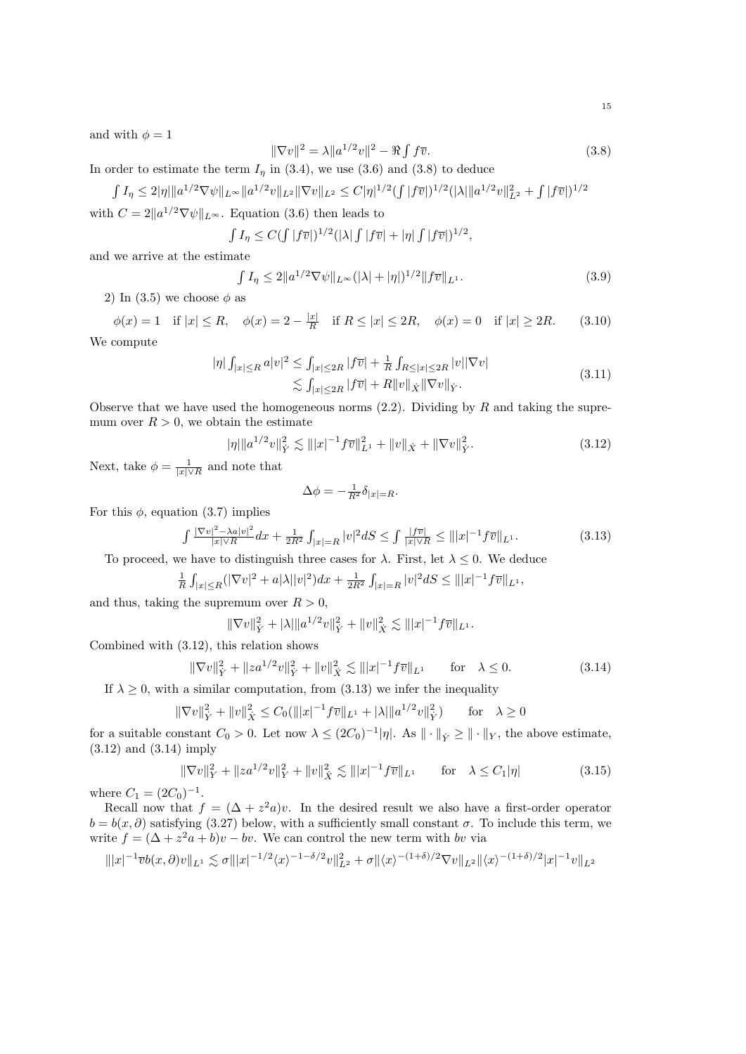and with $\phi = 1$

$$\|\nabla v\|^2 = \lambda \|a^{1/2} v\|^2 - \Re \int f\overline{v}. \tag{3.8}$$

In order to estimate the term $I_\eta$ in (3.4), we use (3.6) and (3.8) to deduce

$$\int I_\eta \leq 2|\eta| \|a^{1/2}\nabla\psi\|_{L^\infty} \|a^{1/2} v\|_{L^2} \|\nabla v\|_{L^2} \leq C|\eta|^{1/2} (\int |f\overline{v}|)^{1/2} (|\lambda| \|a^{1/2} v\|_{L^2}^2 + \int |f\overline{v}|)^{1/2}$$

with $C = 2\|a^{1/2}\nabla\psi\|_{L^\infty}$. Equation (3.6) then leads to

$$\int I_\eta \leq C(\int |f\overline{v}|)^{1/2} (|\lambda| \int |f\overline{v}| + |\eta| \int |f\overline{v}|)^{1/2},$$

and we arrive at the estimate

$$\int I_\eta \leq 2\|a^{1/2}\nabla\psi\|_{L^\infty} (|\lambda| + |\eta|)^{1/2} \|f\overline{v}\|_{L^1}. \tag{3.9}$$

2) In (3.5) we choose $\phi$ as

$$\phi(x) = 1 \quad \text{if } |x| \leq R, \quad \phi(x) = 2 - \tfrac{|x|}{R} \quad \text{if } R \leq |x| \leq 2R, \quad \phi(x) = 0 \quad \text{if } |x| \geq 2R. \tag{3.10}$$

We compute

$$\begin{aligned} |\eta| \int_{|x|\leq R} a|v|^2 &\leq \int_{|x|\leq 2R} |f\overline{v}| + \tfrac{1}{R} \int_{R\leq|x|\leq 2R} |v||\nabla v| \\ &\lesssim \int_{|x|\leq 2R} |f\overline{v}| + R\|v\|_{\dot{X}} \|\nabla v\|_{\dot{Y}}. \end{aligned} \tag{3.11}$$

Observe that we have used the homogeneous norms (2.2). Dividing by $R$ and taking the supremum over $R > 0$, we obtain the estimate

$$|\eta| \|a^{1/2} v\|_{\dot{Y}}^2 \lesssim \||x|^{-1} f\overline{v}\|_{L^1}^2 + \|v\|_{\dot{X}} + \|\nabla v\|_{\dot{Y}}^2. \tag{3.12}$$

Next, take $\phi = \frac{1}{|x|\vee R}$ and note that

$$\Delta\phi = -\tfrac{1}{R^2} \delta_{|x|=R}.$$

For this $\phi$, equation (3.7) implies

$$\int \frac{|\nabla v|^2 - \lambda a|v|^2}{|x| \vee R} dx + \frac{1}{2R^2} \int_{|x|=R} |v|^2 dS \leq \int \frac{|f\overline{v}|}{|x|\vee R} \leq \||x|^{-1} f\overline{v}\|_{L^1}. \tag{3.13}$$

To proceed, we have to distinguish three cases for $\lambda$. First, let $\lambda \leq 0$. We deduce

$$\tfrac{1}{R} \int_{|x|\leq R} (|\nabla v|^2 + a|\lambda||v|^2) dx + \tfrac{1}{2R^2} \int_{|x|=R} |v|^2 dS \leq \||x|^{-1} f\overline{v}\|_{L^1},$$

and thus, taking the supremum over $R > 0$,

$$\|\nabla v\|_{\dot{Y}}^2 + |\lambda| \|a^{1/2} v\|_{\dot{Y}}^2 + \|v\|_{\dot{X}}^2 \lesssim \||x|^{-1} f\overline{v}\|_{L^1}.$$

Combined with (3.12), this relation shows

$$\|\nabla v\|_{\dot{Y}}^2 + \|z a^{1/2} v\|_{\dot{Y}}^2 + \|v\|_{\dot{X}}^2 \lesssim \||x|^{-1} f\overline{v}\|_{L^1} \qquad \text{for} \quad \lambda \leq 0. \tag{3.14}$$

If $\lambda \geq 0$, with a similar computation, from (3.13) we infer the inequality

$$\|\nabla v\|_{\dot{Y}}^2 + \|v\|_{\dot{X}}^2 \leq C_0 (\||x|^{-1} f\overline{v}\|_{L^1} + |\lambda| \|a^{1/2} v\|_{\dot{Y}}^2) \qquad \text{for} \quad \lambda \geq 0$$

for a suitable constant $C_0 > 0$. Let now $\lambda \leq (2C_0)^{-1}|\eta|$. As $\|\cdot\|_{\dot{Y}} \geq \|\cdot\|_Y$, the above estimate, (3.12) and (3.14) imply

$$\|\nabla v\|_Y^2 + \|z a^{1/2} v\|_Y^2 + \|v\|_{\dot{X}}^2 \lesssim \||x|^{-1} f\overline{v}\|_{L^1} \qquad \text{for} \quad \lambda \leq C_1|\eta| \tag{3.15}$$

where $C_1 = (2C_0)^{-1}$.

Recall now that $f = (\Delta + z^2 a)v$. In the desired result we also have a first-order operator $b = b(x, \partial)$ satisfying (3.27) below, with a sufficiently small constant $\sigma$. To include this term, we write $f = (\Delta + z^2 a + b)v - bv$. We can control the new term with $bv$ via

$$\||x|^{-1}\overline{v} b(x,\partial)v\|_{L^1} \lesssim \sigma \||x|^{-1/2} \langle x\rangle^{-1-\delta/2} v\|_{L^2}^2 + \sigma \|\langle x\rangle^{-(1+\delta)/2} \nabla v\|_{L^2} \|\langle x\rangle^{-(1+\delta)/2} |x|^{-1} v\|_{L^2}$$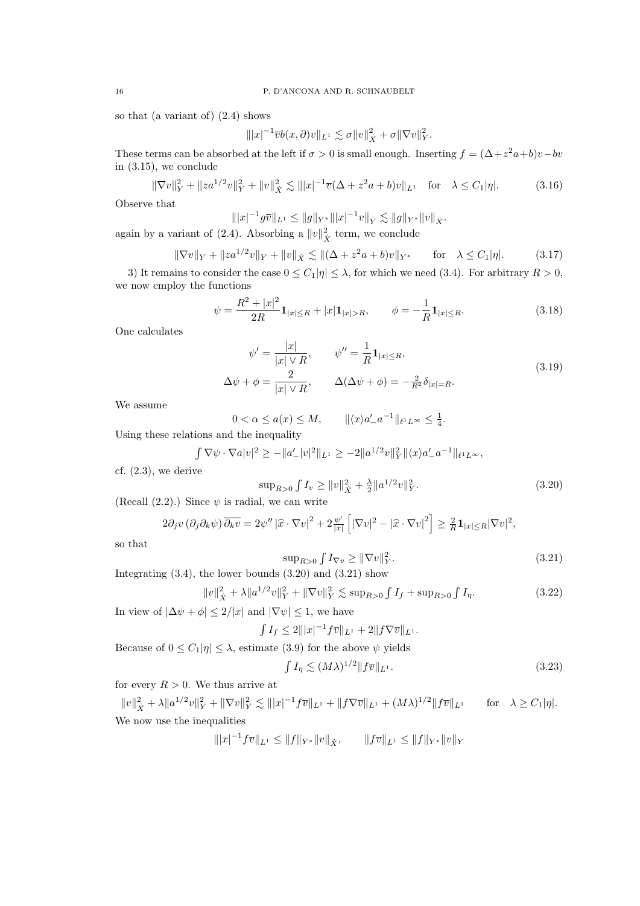so that (a variant of) (2.4) shows

$$\||x|^{-1}\overline{v}b(x,\partial)v\|_{L^1} \lesssim \sigma\|v\|_{\dot{X}}^2 + \sigma\|\nabla v\|_Y^2.$$

These terms can be absorbed at the left if $\sigma > 0$ is small enough. Inserting $f = (\Delta + z^2 a + b)v - bv$ in (3.15), we conclude

$$\|\nabla v\|_Y^2 + \|za^{1/2}v\|_Y^2 + \|v\|_{\dot{X}}^2 \lesssim \||x|^{-1}\overline{v}(\Delta + z^2 a + b)v\|_{L^1} \quad \text{for} \quad \lambda \le C_1|\eta|. \tag{3.16}$$

Observe that

$$\||x|^{-1}g\overline{v}\|_{L^1} \le \|g\|_{Y^*}\||x|^{-1}v\|_{\dot{Y}} \lesssim \|g\|_{Y^*}\|v\|_{\dot{X}}.$$

again by a variant of (2.4). Absorbing a $\|v\|_{\dot{X}}^2$ term, we conclude

$$\|\nabla v\|_Y + \|za^{1/2}v\|_Y + \|v\|_{\dot{X}} \lesssim \|(\Delta + z^2 a + b)v\|_{Y^*} \qquad \text{for} \quad \lambda \le C_1|\eta|. \tag{3.17}$$

3) It remains to consider the case $0 \le C_1|\eta| \le \lambda$, for which we need (3.4). For arbitrary $R > 0$, we now employ the functions

$$\psi = \frac{R^2 + |x|^2}{2R}\mathbf{1}_{|x|\le R} + |x|\mathbf{1}_{|x|>R}, \qquad \phi = -\frac{1}{R}\mathbf{1}_{|x|\le R}. \tag{3.18}$$

One calculates

$$\begin{aligned} \psi' &= \frac{|x|}{|x| \vee R}, \qquad \psi'' = \frac{1}{R}\mathbf{1}_{|x|\le R}, \\ \Delta\psi + \phi &= \frac{2}{|x| \vee R}, \qquad \Delta(\Delta\psi + \phi) = -\tfrac{2}{R^2}\delta_{|x|=R}. \end{aligned} \tag{3.19}$$

We assume

$$0 < \alpha \le a(x) \le M, \qquad \|\langle x\rangle a'_- a^{-1}\|_{\ell^1 L^\infty} \le \tfrac{1}{4}.$$

Using these relations and the inequality

$$\textstyle\int \nabla\psi \cdot \nabla a|v|^2 \ge -\|a'_-|v|^2\|_{L^1} \ge -2\|a^{1/2}v\|_Y^2 \|\langle x\rangle a'_- a^{-1}\|_{\ell^1 L^\infty},$$

cf. (2.3), we derive

$$\textstyle\sup_{R>0}\int I_v \ge \|v\|_{\dot{X}}^2 + \frac{\lambda}{2}\|a^{1/2}v\|_Y^2. \tag{3.20}$$

(Recall (2.2).) Since $\psi$ is radial, we can write

$$2\partial_j v\,(\partial_j\partial_k\psi)\,\overline{\partial_k v} = 2\psi''\,|\widehat{x}\cdot\nabla v|^2 + 2\tfrac{\psi'}{|x|}\left[|\nabla v|^2 - |\widehat{x}\cdot\nabla v|^2\right] \ge \tfrac{2}{R}\mathbf{1}_{|x|\le R}|\nabla v|^2,$$

so that

$$\textstyle\sup_{R>0}\int I_{\nabla v} \ge \|\nabla v\|_Y^2. \tag{3.21}$$

Integrating (3.4), the lower bounds (3.20) and (3.21) show

$$\textstyle\|v\|_{\dot{X}}^2 + \lambda\|a^{1/2}v\|_Y^2 + \|\nabla v\|_Y^2 \lesssim \sup_{R>0}\int I_f + \sup_{R>0}\int I_\eta. \tag{3.22}$$

In view of $|\Delta\psi + \phi| \le 2/|x|$ and $|\nabla\psi| \le 1$, we have

$$\textstyle\int I_f \le 2\||x|^{-1}f\overline{v}\|_{L^1} + 2\|f\nabla\overline{v}\|_{L^1}.$$

Because of $0 \le C_1|\eta| \le \lambda$, estimate (3.9) for the above $\psi$ yields

$$\textstyle\int I_\eta \lesssim (M\lambda)^{1/2}\|f\overline{v}\|_{L^1}. \tag{3.23}$$

for every $R > 0$. We thus arrive at

$$\|v\|_{\dot{X}}^2 + \lambda\|a^{1/2}v\|_Y^2 + \|\nabla v\|_Y^2 \lesssim \||x|^{-1}f\overline{v}\|_{L^1} + \|f\nabla\overline{v}\|_{L^1} + (M\lambda)^{1/2}\|f\overline{v}\|_{L^1} \qquad \text{for} \quad \lambda \ge C_1|\eta|.$$

We now use the inequalities

$$\||x|^{-1}f\overline{v}\|_{L^1} \le \|f\|_{Y^*}\|v\|_{\dot{X}}, \qquad \|f\overline{v}\|_{L^1} \le \|f\|_{Y^*}\|v\|_Y$$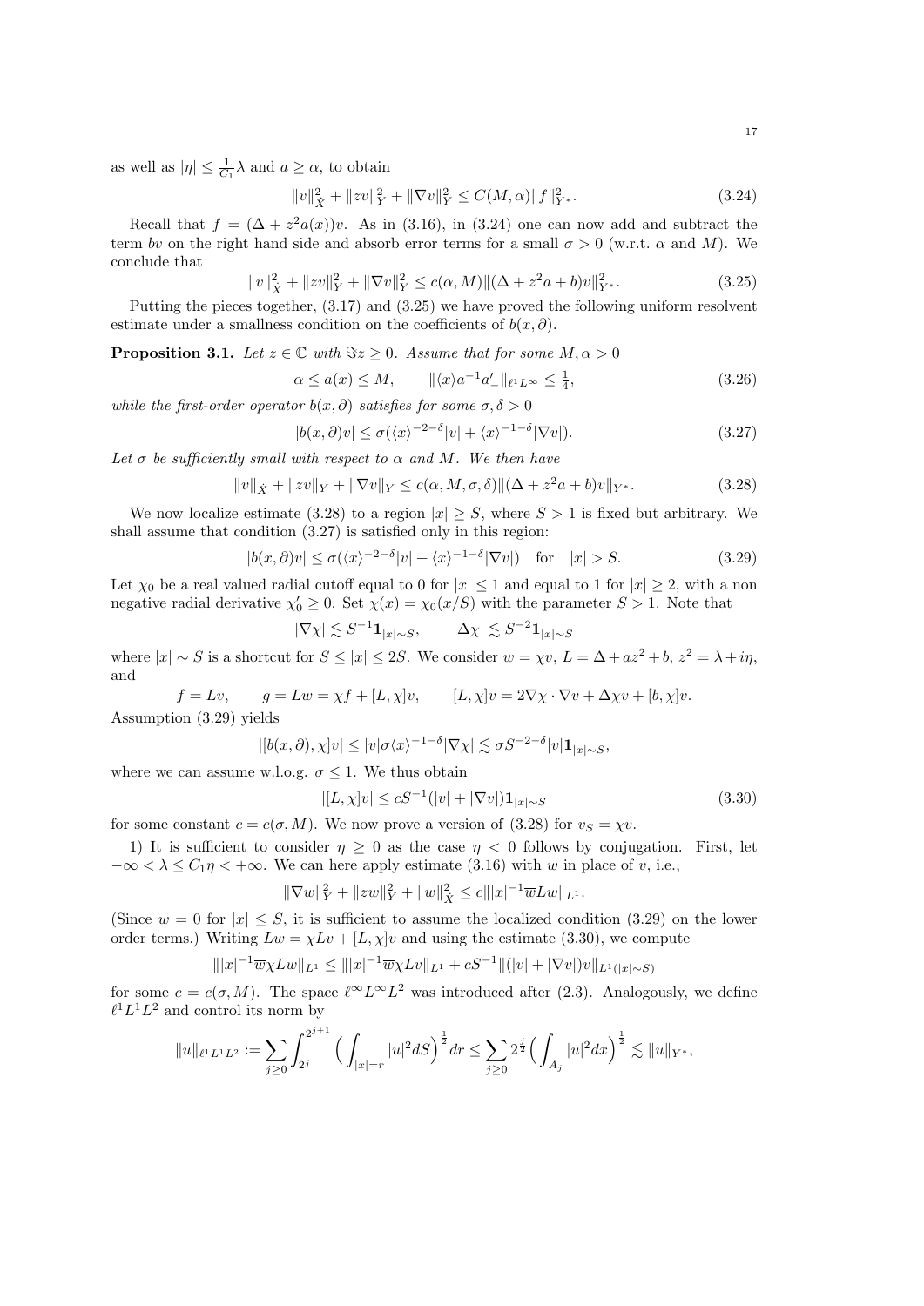as well as $|\eta| \le \frac{1}{C_1}\lambda$ and $a \ge \alpha$, to obtain

$$\|v\|_{\dot X}^2 + \|zv\|_Y^2 + \|\nabla v\|_Y^2 \le C(M,\alpha)\|f\|_{Y^*}^2. \tag{3.24}$$

Recall that $f = (\Delta + z^2 a(x))v$. As in (3.16), in (3.24) one can now add and subtract the term $bv$ on the right hand side and absorb error terms for a small $\sigma > 0$ (w.r.t. $\alpha$ and $M$). We conclude that

$$\|v\|_{\dot X}^2 + \|zv\|_Y^2 + \|\nabla v\|_Y^2 \le c(\alpha, M)\|(\Delta + z^2 a + b)v\|_{Y^*}^2. \tag{3.25}$$

Putting the pieces together, (3.17) and (3.25) we have proved the following uniform resolvent estimate under a smallness condition on the coefficients of $b(x,\partial)$.

**Proposition 3.1.** *Let $z \in \mathbb{C}$ with $\Im z \ge 0$. Assume that for some $M, \alpha > 0$*

$$\alpha \le a(x) \le M, \qquad \|\langle x\rangle a^{-1} a'_-\|_{\ell^1 L^\infty} \le \tfrac{1}{4}, \tag{3.26}$$

*while the first-order operator $b(x,\partial)$ satisfies for some $\sigma, \delta > 0$*

$$|b(x,\partial)v| \le \sigma(\langle x\rangle^{-2-\delta}|v| + \langle x\rangle^{-1-\delta}|\nabla v|). \tag{3.27}$$

*Let $\sigma$ be sufficiently small with respect to $\alpha$ and $M$. We then have*

$$\|v\|_{\dot X} + \|zv\|_Y + \|\nabla v\|_Y \le c(\alpha, M, \sigma, \delta)\|(\Delta + z^2 a + b)v\|_{Y^*}. \tag{3.28}$$

We now localize estimate (3.28) to a region $|x| \ge S$, where $S > 1$ is fixed but arbitrary. We shall assume that condition (3.27) is satisfied only in this region:

$$|b(x,\partial)v| \le \sigma(\langle x\rangle^{-2-\delta}|v| + \langle x\rangle^{-1-\delta}|\nabla v|) \quad \text{for} \quad |x| > S. \tag{3.29}$$

Let $\chi_0$ be a real valued radial cutoff equal to 0 for $|x| \le 1$ and equal to 1 for $|x| \ge 2$, with a non negative radial derivative $\chi_0' \ge 0$. Set $\chi(x) = \chi_0(x/S)$ with the parameter $S > 1$. Note that

$$|\nabla \chi| \lesssim S^{-1}\mathbf{1}_{|x|\sim S}, \qquad |\Delta\chi| \lesssim S^{-2}\mathbf{1}_{|x|\sim S}$$

where $|x| \sim S$ is a shortcut for $S \le |x| \le 2S$. We consider $w = \chi v$, $L = \Delta + az^2 + b$, $z^2 = \lambda + i\eta$, and

$$f = Lv, \qquad g = Lw = \chi f + [L,\chi]v, \qquad [L,\chi]v = 2\nabla\chi\cdot\nabla v + \Delta\chi v + [b,\chi]v.$$

Assumption (3.29) yields

$$|[b(x,\partial),\chi]v| \le |v|\sigma\langle x\rangle^{-1-\delta}|\nabla\chi| \lesssim \sigma S^{-2-\delta}|v|\mathbf{1}_{|x|\sim S},$$

where we can assume w.l.o.g. $\sigma \le 1$. We thus obtain

$$|[L,\chi]v| \le cS^{-1}(|v| + |\nabla v|)\mathbf{1}_{|x|\sim S} \tag{3.30}$$

for some constant $c = c(\sigma, M)$. We now prove a version of (3.28) for $v_S = \chi v$.

1) It is sufficient to consider $\eta \ge 0$ as the case $\eta < 0$ follows by conjugation. First, let $-\infty < \lambda \le C_1\eta < +\infty$. We can here apply estimate (3.16) with $w$ in place of $v$, i.e.,

$$\|\nabla w\|_Y^2 + \|zw\|_Y^2 + \|w\|_{\dot X}^2 \le c\||x|^{-1}\overline{w}Lw\|_{L^1}.$$

(Since $w = 0$ for $|x| \le S$, it is sufficient to assume the localized condition (3.29) on the lower order terms.) Writing $Lw = \chi Lv + [L,\chi]v$ and using the estimate (3.30), we compute

$$\||x|^{-1}\overline{w}\chi Lw\|_{L^1} \le \||x|^{-1}\overline{w}\chi Lv\|_{L^1} + cS^{-1}\|(|v| + |\nabla v|)v\|_{L^1(|x|\sim S)}$$

for some $c = c(\sigma, M)$. The space $\ell^\infty L^\infty L^2$ was introduced after (2.3). Analogously, we define $\ell^1 L^1 L^2$ and control its norm by

$$\|u\|_{\ell^1 L^1 L^2} := \sum_{j\ge 0}\int_{2^j}^{2^{j+1}} \Big(\int_{|x|=r}|u|^2 dS\Big)^{\frac12} dr \le \sum_{j\ge 0} 2^{\frac{j}{2}}\Big(\int_{A_j}|u|^2 dx\Big)^{\frac12} \lesssim \|u\|_{Y^*},$$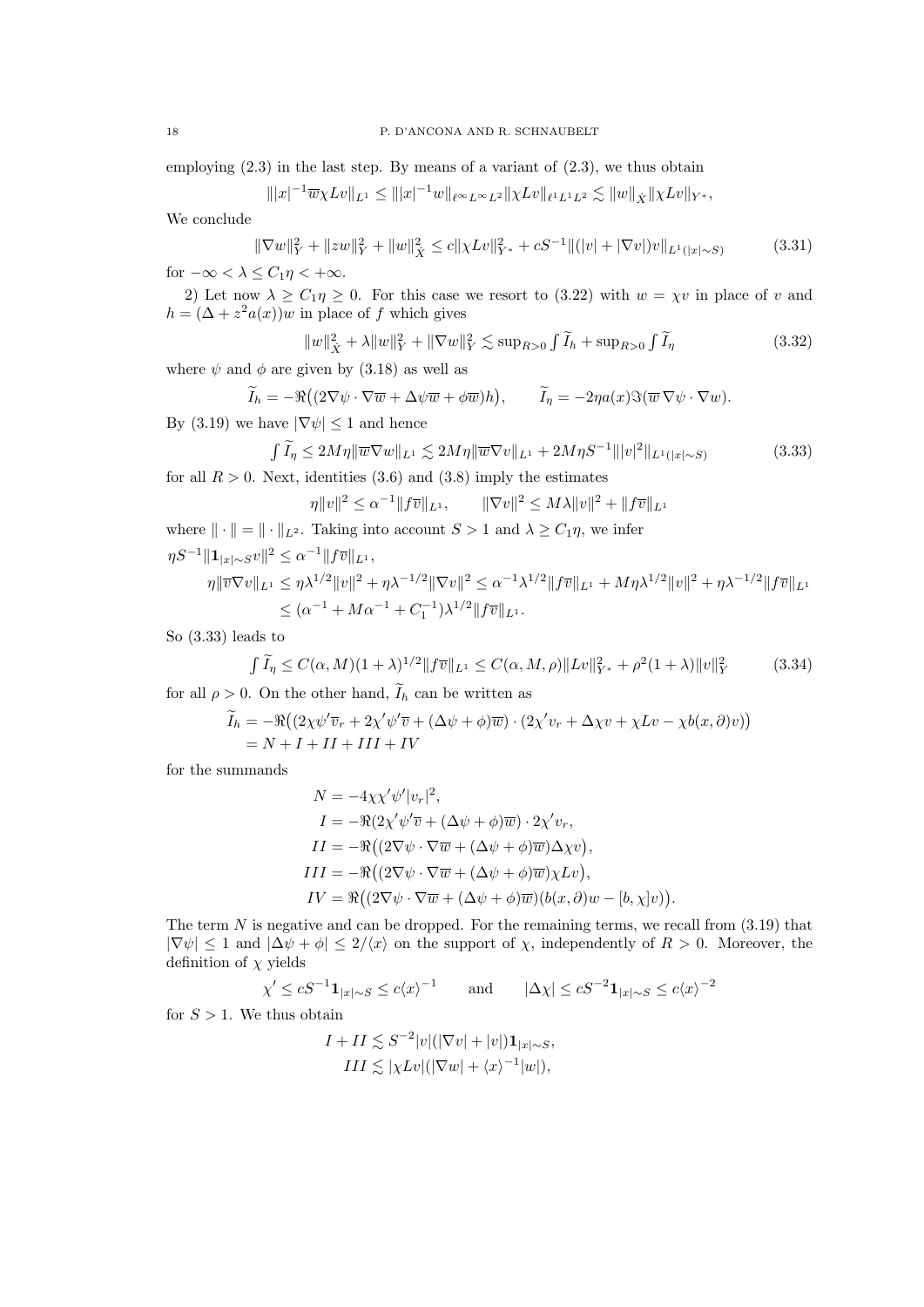employing (2.3) in the last step. By means of a variant of (2.3), we thus obtain

$$\||x|^{-1}\overline{w}\chi Lv\|_{L^1} \le \||x|^{-1}w\|_{\ell^\infty L^\infty L^2}\|\chi Lv\|_{\ell^1 L^1 L^2} \lesssim \|w\|_{\dot X}\|\chi Lv\|_{Y^*},$$

We conclude

$$\|\nabla w\|_Y^2 + \|zw\|_Y^2 + \|w\|_{\dot X}^2 \le c\|\chi Lv\|_{Y^*}^2 + cS^{-1}\|(|v| + |\nabla v|)v\|_{L^1(|x|\sim S)} \tag{3.31}$$

for $-\infty < \lambda \le C_1\eta < +\infty$.

2) Let now $\lambda \ge C_1\eta \ge 0$. For this case we resort to (3.22) with $w = \chi v$ in place of $v$ and $h = (\Delta + z^2 a(x))w$ in place of $f$ which gives

$$\|w\|_{\dot X}^2 + \lambda\|w\|_Y^2 + \|\nabla w\|_Y^2 \lesssim \sup_{R>0}\int \widetilde{I}_h + \sup_{R>0}\int \widetilde{I}_\eta \tag{3.32}$$

where $\psi$ and $\phi$ are given by (3.18) as well as

$$\widetilde{I}_h = -\Re\big((2\nabla\psi\cdot\nabla\overline{w} + \Delta\psi\overline{w} + \phi\overline{w})h\big), \qquad \widetilde{I}_\eta = -2\eta a(x)\Im(\overline{w}\,\nabla\psi\cdot\nabla w).$$

By (3.19) we have $|\nabla\psi| \le 1$ and hence

$$\int \widetilde{I}_\eta \le 2M\eta\|\overline{w}\nabla w\|_{L^1} \lesssim 2M\eta\|\overline{w}\nabla v\|_{L^1} + 2M\eta S^{-1}\||v|^2\|_{L^1(|x|\sim S)} \tag{3.33}$$

for all $R > 0$. Next, identities (3.6) and (3.8) imply the estimates

$$\eta\|v\|^2 \le \alpha^{-1}\|f\overline{v}\|_{L^1}, \qquad \|\nabla v\|^2 \le M\lambda\|v\|^2 + \|f\overline{v}\|_{L^1}$$

where $\|\cdot\| = \|\cdot\|_{L^2}$. Taking into account $S > 1$ and $\lambda \ge C_1\eta$, we infer

$$\eta S^{-1}\|\mathbf{1}_{|x|\sim S}v\|^2 \le \alpha^{-1}\|f\overline{v}\|_{L^1},$$

$$\begin{aligned}\eta\|\overline{v}\nabla v\|_{L^1} &\le \eta\lambda^{1/2}\|v\|^2 + \eta\lambda^{-1/2}\|\nabla v\|^2 \le \alpha^{-1}\lambda^{1/2}\|f\overline{v}\|_{L^1} + M\eta\lambda^{1/2}\|v\|^2 + \eta\lambda^{-1/2}\|f\overline{v}\|_{L^1}\\ &\le (\alpha^{-1} + M\alpha^{-1} + C_1^{-1})\lambda^{1/2}\|f\overline{v}\|_{L^1}.\end{aligned}$$

So (3.33) leads to

$$\int \widetilde{I}_\eta \le C(\alpha, M)(1+\lambda)^{1/2}\|f\overline{v}\|_{L^1} \le C(\alpha, M, \rho)\|Lv\|_{Y^*}^2 + \rho^2(1+\lambda)\|v\|_Y^2 \tag{3.34}$$

for all $\rho > 0$. On the other hand, $\widetilde{I}_h$ can be written as

$$\begin{aligned}\widetilde{I}_h &= -\Re\big((2\chi\psi'\overline{v}_r + 2\chi'\psi'\overline{v} + (\Delta\psi + \phi)\overline{w})\cdot(2\chi' v_r + \Delta\chi v + \chi Lv - \chi b(x,\partial)v)\big)\\ &= N + I + II + III + IV\end{aligned}$$

for the summands

$$\begin{aligned}N &= -4\chi\chi'\psi'|v_r|^2,\\ I &= -\Re(2\chi'\psi'\overline{v} + (\Delta\psi + \phi)\overline{w})\cdot 2\chi' v_r,\\ II &= -\Re\big((2\nabla\psi\cdot\nabla\overline{w} + (\Delta\psi + \phi)\overline{w})\Delta\chi v\big),\\ III &= -\Re\big((2\nabla\psi\cdot\nabla\overline{w} + (\Delta\psi + \phi)\overline{w})\chi Lv\big),\\ IV &= \Re\big((2\nabla\psi\cdot\nabla\overline{w} + (\Delta\psi + \phi)\overline{w})(b(x,\partial)w - [b,\chi]v)\big).\end{aligned}$$

The term $N$ is negative and can be dropped. For the remaining terms, we recall from (3.19) that $|\nabla\psi| \le 1$ and $|\Delta\psi + \phi| \le 2/\langle x\rangle$ on the support of $\chi$, independently of $R > 0$. Moreover, the definition of $\chi$ yields

$$\chi' \le cS^{-1}\mathbf{1}_{|x|\sim S} \le c\langle x\rangle^{-1} \qquad \text{and} \qquad |\Delta\chi| \le cS^{-2}\mathbf{1}_{|x|\sim S} \le c\langle x\rangle^{-2}$$

for $S > 1$. We thus obtain

$$\begin{aligned}I + II &\lesssim S^{-2}|v|(|\nabla v| + |v|)\mathbf{1}_{|x|\sim S},\\ III &\lesssim |\chi Lv|(|\nabla w| + \langle x\rangle^{-1}|w|),\end{aligned}$$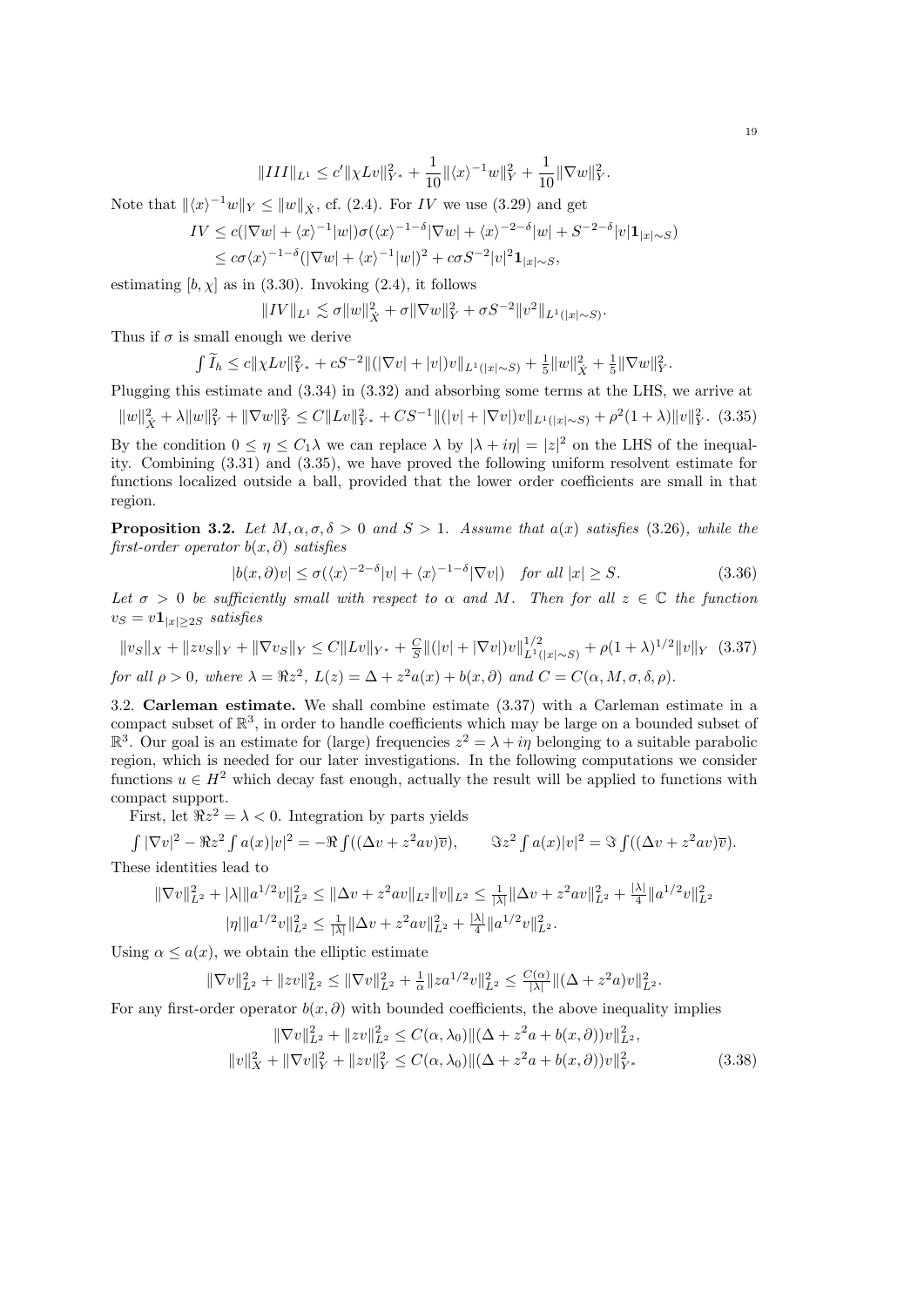$$\|III\|_{L^1} \le c' \|\chi L v\|_{Y^*}^2 + \frac{1}{10}\|\langle x\rangle^{-1} w\|_Y^2 + \frac{1}{10}\|\nabla w\|_Y^2.$$

Note that $\|\langle x\rangle^{-1} w\|_Y \le \|w\|_{\dot X}$, cf. (2.4). For $IV$ we use (3.29) and get

$$\begin{aligned} IV &\le c(|\nabla w| + \langle x\rangle^{-1}|w|)\sigma(\langle x\rangle^{-1-\delta}|\nabla w| + \langle x\rangle^{-2-\delta}|w| + S^{-2-\delta}|v|\mathbf{1}_{|x|\sim S}) \\ &\le c\sigma\langle x\rangle^{-1-\delta}(|\nabla w| + \langle x\rangle^{-1}|w|)^2 + c\sigma S^{-2}|v|^2\mathbf{1}_{|x|\sim S}, \end{aligned}$$

estimating $[b,\chi]$ as in (3.30). Invoking (2.4), it follows

$$\|IV\|_{L^1} \lesssim \sigma\|w\|_{\dot X}^2 + \sigma\|\nabla w\|_Y^2 + \sigma S^{-2}\|v^2\|_{L^1(|x|\sim S)}.$$

Thus if $\sigma$ is small enough we derive

$$\int \widetilde I_h \le c\|\chi L v\|_{Y^*}^2 + cS^{-2}\|(|\nabla v| + |v|)v\|_{L^1(|x|\sim S)} + \tfrac15\|w\|_{\dot X}^2 + \tfrac15\|\nabla w\|_Y^2.$$

Plugging this estimate and (3.34) in (3.32) and absorbing some terms at the LHS, we arrive at

$$\|w\|_{\dot X}^2 + \lambda\|w\|_Y^2 + \|\nabla w\|_Y^2 \le C\|Lv\|_{Y^*}^2 + CS^{-1}\|(|v| + |\nabla v|)v\|_{L^1(|x|\sim S)} + \rho^2(1+\lambda)\|v\|_Y^2. \quad (3.35)$$

By the condition $0 \le \eta \le C_1\lambda$ we can replace $\lambda$ by $|\lambda + i\eta| = |z|^2$ on the LHS of the inequality. Combining (3.31) and (3.35), we have proved the following uniform resolvent estimate for functions localized outside a ball, provided that the lower order coefficients are small in that region.

**Proposition 3.2.** *Let $M, \alpha, \sigma, \delta > 0$ and $S > 1$. Assume that $a(x)$ satisfies (3.26), while the first-order operator $b(x,\partial)$ satisfies*

$$|b(x,\partial)v| \le \sigma(\langle x\rangle^{-2-\delta}|v| + \langle x\rangle^{-1-\delta}|\nabla v|) \quad \textit{for all } |x| \ge S. \quad (3.36)$$

*Let $\sigma > 0$ be sufficiently small with respect to $\alpha$ and $M$. Then for all $z \in \mathbb{C}$ the function $v_S = v\mathbf{1}_{|x|\ge 2S}$ satisfies*

$$\|v_S\|_X + \|zv_S\|_Y + \|\nabla v_S\|_Y \le C\|Lv\|_{Y^*} + \tfrac{C}{S}\|(|v| + |\nabla v|)v\|_{L^1(|x|\sim S)}^{1/2} + \rho(1+\lambda)^{1/2}\|v\|_Y \quad (3.37)$$

*for all $\rho > 0$, where $\lambda = \Re z^2$, $L(z) = \Delta + z^2 a(x) + b(x,\partial)$ and $C = C(\alpha, M, \sigma, \delta, \rho)$.*

3.2. **Carleman estimate.** We shall combine estimate (3.37) with a Carleman estimate in a compact subset of $\mathbb{R}^3$, in order to handle coefficients which may be large on a bounded subset of $\mathbb{R}^3$. Our goal is an estimate for (large) frequencies $z^2 = \lambda + i\eta$ belonging to a suitable parabolic region, which is needed for our later investigations. In the following computations we consider functions $u \in H^2$ which decay fast enough, actually the result will be applied to functions with compact support.

First, let $\Re z^2 = \lambda < 0$. Integration by parts yields

$$\int |\nabla v|^2 - \Re z^2 \int a(x)|v|^2 = -\Re\int((\Delta v + z^2 a v)\overline{v}), \qquad \Im z^2 \int a(x)|v|^2 = \Im\int((\Delta v + z^2 a v)\overline{v}).$$

These identities lead to

$$\begin{aligned} \|\nabla v\|_{L^2}^2 + |\lambda|\|a^{1/2}v\|_{L^2}^2 &\le \|\Delta v + z^2 a v\|_{L^2}\|v\|_{L^2} \le \tfrac{1}{|\lambda|}\|\Delta v + z^2 a v\|_{L^2}^2 + \tfrac{|\lambda|}{4}\|a^{1/2}v\|_{L^2}^2 \\ |\eta|\|a^{1/2}v\|_{L^2}^2 &\le \tfrac{1}{|\lambda|}\|\Delta v + z^2 a v\|_{L^2}^2 + \tfrac{|\lambda|}{4}\|a^{1/2}v\|_{L^2}^2. \end{aligned}$$

Using $\alpha \le a(x)$, we obtain the elliptic estimate

$$\|\nabla v\|_{L^2}^2 + \|zv\|_{L^2}^2 \le \|\nabla v\|_{L^2}^2 + \tfrac{1}{\alpha}\|za^{1/2}v\|_{L^2}^2 \le \tfrac{C(\alpha)}{|\lambda|}\|(\Delta + z^2 a)v\|_{L^2}^2.$$

For any first-order operator $b(x,\partial)$ with bounded coefficients, the above inequality implies

$$\begin{aligned} \|\nabla v\|_{L^2}^2 + \|zv\|_{L^2}^2 &\le C(\alpha,\lambda_0)\|(\Delta + z^2 a + b(x,\partial))v\|_{L^2}^2, \\ \|v\|_X^2 + \|\nabla v\|_Y^2 + \|zv\|_Y^2 &\le C(\alpha,\lambda_0)\|(\Delta + z^2 a + b(x,\partial))v\|_{Y^*}^2 \end{aligned} \quad (3.38)$$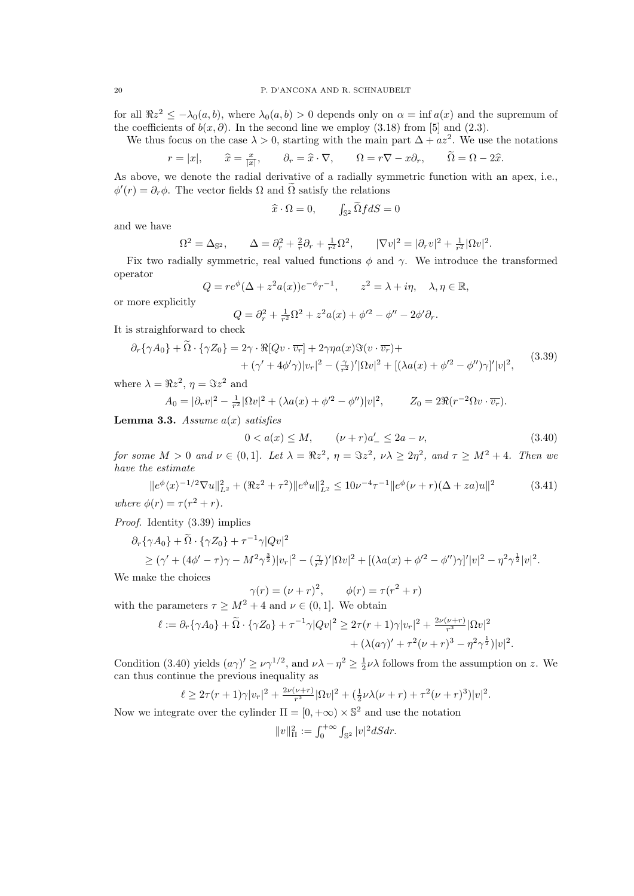for all $\Re z^2 \le -\lambda_0(a,b)$, where $\lambda_0(a,b) > 0$ depends only on $\alpha = \inf a(x)$ and the supremum of the coefficients of $b(x,\partial)$. In the second line we employ (3.18) from [5] and (2.3).

We thus focus on the case $\lambda > 0$, starting with the main part $\Delta + az^2$. We use the notations

$$r = |x|, \qquad \widehat{x} = \tfrac{x}{|x|}, \qquad \partial_r = \widehat{x}\cdot\nabla, \qquad \Omega = r\nabla - x\partial_r, \qquad \widetilde{\Omega} = \Omega - 2\widehat{x}.$$

As above, we denote the radial derivative of a radially symmetric function with an apex, i.e., $\phi'(r) = \partial_r\phi$. The vector fields $\Omega$ and $\widetilde{\Omega}$ satisfy the relations

$$\widehat{x}\cdot\Omega = 0, \qquad \textstyle\int_{\mathbb{S}^2}\widetilde{\Omega} f dS = 0$$

and we have

$$\Omega^2 = \Delta_{\mathbb{S}^2}, \qquad \Delta = \partial_r^2 + \tfrac{2}{r}\partial_r + \tfrac{1}{r^2}\Omega^2, \qquad |\nabla v|^2 = |\partial_r v|^2 + \tfrac{1}{r^2}|\Omega v|^2.$$

Fix two radially symmetric, real valued functions $\phi$ and $\gamma$. We introduce the transformed operator

$$Q = re^{\phi}(\Delta + z^2 a(x))e^{-\phi}r^{-1}, \qquad z^2 = \lambda + i\eta, \quad \lambda,\eta\in\mathbb{R},$$

or more explicitly

$$Q = \partial_r^2 + \tfrac{1}{r^2}\Omega^2 + z^2 a(x) + \phi'^2 - \phi'' - 2\phi'\partial_r.$$

It is straighforward to check

$$\begin{aligned}\partial_r\{\gamma A_0\} + \widetilde{\Omega}\cdot\{\gamma Z_0\} = 2\gamma\cdot\Re[Qv\cdot\overline{v_r}] + 2\gamma\eta a(x)\Im(v\cdot\overline{v_r}) + \\ + (\gamma' + 4\phi'\gamma)|v_r|^2 - (\tfrac{\gamma}{r^2})'|\Omega v|^2 + [(\lambda a(x) + \phi'^2 - \phi'')\gamma]'|v|^2,\end{aligned} \tag{3.39}$$

where $\lambda = \Re z^2$, $\eta = \Im z^2$ and

$$A_0 = |\partial_r v|^2 - \tfrac{1}{r^2}|\Omega v|^2 + (\lambda a(x) + \phi'^2 - \phi'')|v|^2, \qquad Z_0 = 2\Re(r^{-2}\Omega v\cdot\overline{v_r}).$$

**Lemma 3.3.** *Assume $a(x)$ satisfies*

$$0 < a(x) \le M, \qquad (\nu + r)a'_- \le 2a - \nu, \tag{3.40}$$

*for some $M > 0$ and $\nu\in(0,1]$. Let $\lambda = \Re z^2$, $\eta = \Im z^2$, $\nu\lambda \ge 2\eta^2$, and $\tau \ge M^2 + 4$. Then we have the estimate*

$$\|e^{\phi}\langle x\rangle^{-1/2}\nabla u\|_{L^2}^2 + (\Re z^2 + \tau^2)\|e^{\phi}u\|_{L^2}^2 \le 10\nu^{-4}\tau^{-1}\|e^{\phi}(\nu + r)(\Delta + za)u\|^2 \tag{3.41}$$

*where $\phi(r) = \tau(r^2 + r)$.*

*Proof.* Identity (3.39) implies

$$\begin{aligned}&\partial_r\{\gamma A_0\} + \widetilde{\Omega}\cdot\{\gamma Z_0\} + \tau^{-1}\gamma|Qv|^2 \\ &\quad \ge (\gamma' + (4\phi' - \tau)\gamma - M^2\gamma^{\frac{3}{2}})|v_r|^2 - (\tfrac{\gamma}{r^2})'|\Omega v|^2 + [(\lambda a(x) + \phi'^2 - \phi'')\gamma]'|v|^2 - \eta^2\gamma^{\frac{1}{2}}|v|^2.\end{aligned}$$

We make the choices

$$\gamma(r) = (\nu + r)^2, \qquad \phi(r) = \tau(r^2 + r)$$

with the parameters $\tau \ge M^2 + 4$ and $\nu\in(0,1]$. We obtain

$$\begin{aligned}\ell := \partial_r\{\gamma A_0\} + \widetilde{\Omega}\cdot\{\gamma Z_0\} + \tau^{-1}\gamma|Qv|^2 &\ge 2\tau(r+1)\gamma|v_r|^2 + \tfrac{2\nu(\nu + r)}{r^3}|\Omega v|^2 \\ &\quad + (\lambda(a\gamma)' + \tau^2(\nu + r)^3 - \eta^2\gamma^{\frac{1}{2}})|v|^2.\end{aligned}$$

Condition (3.40) yields $(a\gamma)' \ge \nu\gamma^{1/2}$, and $\nu\lambda - \eta^2 \ge \frac{1}{2}\nu\lambda$ follows from the assumption on $z$. We can thus continue the previous inequality as

$$\ell \ge 2\tau(r+1)\gamma|v_r|^2 + \tfrac{2\nu(\nu+r)}{r^3}|\Omega v|^2 + (\tfrac{1}{2}\nu\lambda(\nu + r) + \tau^2(\nu + r)^3)|v|^2.$$

Now we integrate over the cylinder $\Pi = [0, +\infty)\times\mathbb{S}^2$ and use the notation

$$\|v\|_{\Pi}^2 := \textstyle\int_0^{+\infty}\int_{\mathbb{S}^2}|v|^2 dS dr.$$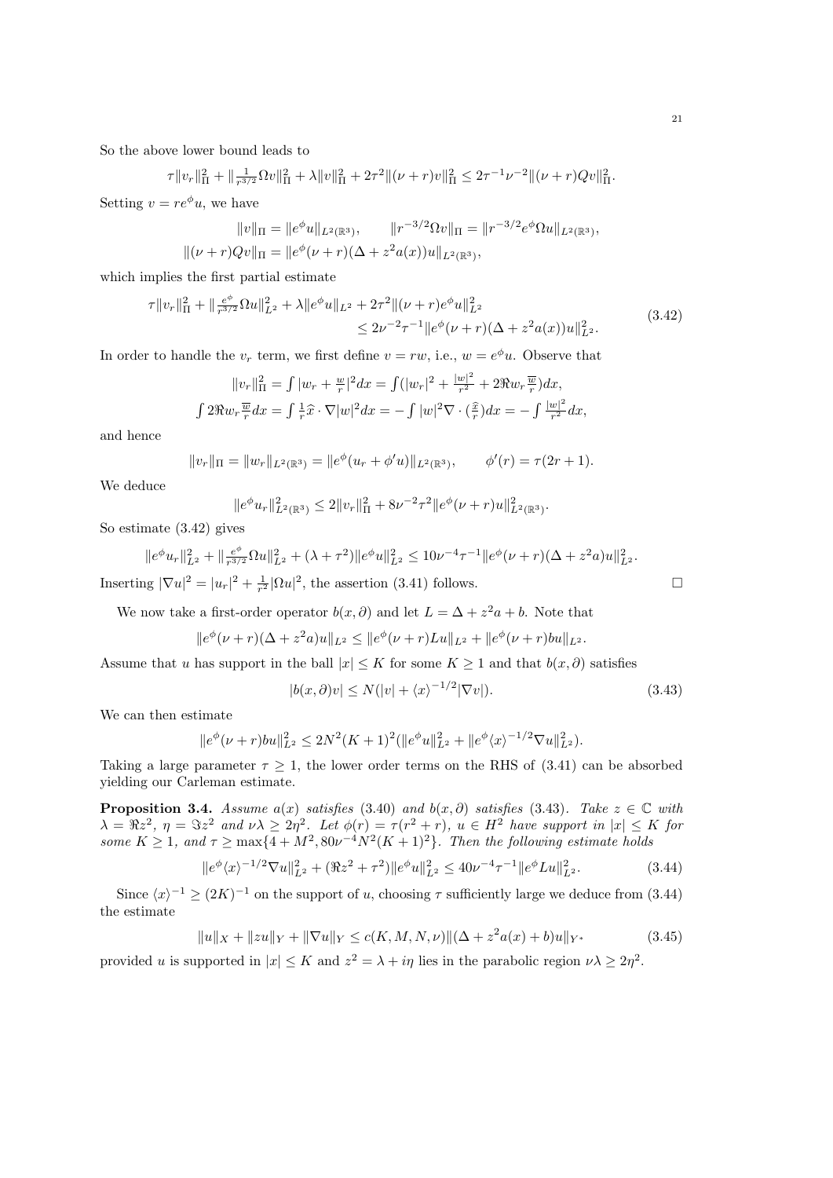So the above lower bound leads to

$$\tau\|v_r\|_\Pi^2 + \|\tfrac{1}{r^{3/2}}\Omega v\|_\Pi^2 + \lambda\|v\|_\Pi^2 + 2\tau^2\|(\nu+r)v\|_\Pi^2 \le 2\tau^{-1}\nu^{-2}\|(\nu+r)Qv\|_\Pi^2.$$

Setting $v = re^\phi u$, we have

$$\|v\|_\Pi = \|e^\phi u\|_{L^2(\mathbb{R}^3)}, \qquad \|r^{-3/2}\Omega v\|_\Pi = \|r^{-3/2}e^\phi \Omega u\|_{L^2(\mathbb{R}^3)},$$
$$\|(\nu+r)Qv\|_\Pi = \|e^\phi(\nu+r)(\Delta + z^2a(x))u\|_{L^2(\mathbb{R}^3)},$$

which implies the first partial estimate

$$\begin{aligned}\tau\|v_r\|_\Pi^2 + \|\tfrac{e^\phi}{r^{3/2}}\Omega u\|_{L^2}^2 + \lambda\|e^\phi u\|_{L^2} + 2\tau^2\|(\nu+r)e^\phi u\|_{L^2}^2 \\ \le 2\nu^{-2}\tau^{-1}\|e^\phi(\nu+r)(\Delta+z^2a(x))u\|_{L^2}^2.\end{aligned} \tag{3.42}$$

In order to handle the $v_r$ term, we first define $v = rw$, i.e., $w = e^\phi u$. Observe that

$$\|v_r\|_\Pi^2 = \int |w_r + \tfrac{w}{r}|^2 dx = \int (|w_r|^2 + \tfrac{|w|^2}{r^2} + 2\Re w_r \tfrac{\overline{w}}{r})dx,$$
$$\int 2\Re w_r \tfrac{\overline{w}}{r}dx = \int \tfrac{1}{r}\widehat{x}\cdot\nabla|w|^2 dx = -\int |w|^2\nabla\cdot(\tfrac{\widehat{x}}{r})dx = -\int \tfrac{|w|^2}{r^2}dx,$$

and hence

$$\|v_r\|_\Pi = \|w_r\|_{L^2(\mathbb{R}^3)} = \|e^\phi(u_r + \phi' u)\|_{L^2(\mathbb{R}^3)}, \qquad \phi'(r) = \tau(2r+1).$$

We deduce

$$\|e^\phi u_r\|_{L^2(\mathbb{R}^3)}^2 \le 2\|v_r\|_\Pi^2 + 8\nu^{-2}\tau^2\|e^\phi(\nu+r)u\|_{L^2(\mathbb{R}^3)}^2.$$

So estimate (3.42) gives

$$\|e^\phi u_r\|_{L^2}^2 + \|\tfrac{e^\phi}{r^{3/2}}\Omega u\|_{L^2}^2 + (\lambda+\tau^2)\|e^\phi u\|_{L^2}^2 \le 10\nu^{-4}\tau^{-1}\|e^\phi(\nu+r)(\Delta+z^2a)u\|_{L^2}^2.$$

Inserting $|\nabla u|^2 = |u_r|^2 + \frac{1}{r^2}|\Omega u|^2$, the assertion (3.41) follows. □

We now take a first-order operator $b(x,\partial)$ and let $L = \Delta + z^2a + b$. Note that

$$\|e^\phi(\nu+r)(\Delta+z^2a)u\|_{L^2} \le \|e^\phi(\nu+r)Lu\|_{L^2} + \|e^\phi(\nu+r)bu\|_{L^2}.$$

Assume that $u$ has support in the ball $|x| \le K$ for some $K \ge 1$ and that $b(x,\partial)$ satisfies

$$|b(x,\partial)v| \le N(|v| + \langle x\rangle^{-1/2}|\nabla v|). \tag{3.43}$$

We can then estimate

$$\|e^\phi(\nu+r)bu\|_{L^2}^2 \le 2N^2(K+1)^2(\|e^\phi u\|_{L^2}^2 + \|e^\phi\langle x\rangle^{-1/2}\nabla u\|_{L^2}^2).$$

Taking a large parameter $\tau \ge 1$, the lower order terms on the RHS of (3.41) can be absorbed yielding our Carleman estimate.

**Proposition 3.4.** *Assume $a(x)$ satisfies* (3.40) *and $b(x,\partial)$ satisfies* (3.43)*. Take $z \in \mathbb{C}$ with $\lambda = \Re z^2$, $\eta = \Im z^2$ and $\nu\lambda \ge 2\eta^2$. Let $\phi(r) = \tau(r^2+r)$, $u \in H^2$ have support in $|x| \le K$ for some $K \ge 1$, and $\tau \ge \max\{4+M^2, 80\nu^{-4}N^2(K+1)^2\}$. Then the following estimate holds*

$$\|e^\phi\langle x\rangle^{-1/2}\nabla u\|_{L^2}^2 + (\Re z^2 + \tau^2)\|e^\phi u\|_{L^2}^2 \le 40\nu^{-4}\tau^{-1}\|e^\phi Lu\|_{L^2}^2. \tag{3.44}$$

Since $\langle x\rangle^{-1} \ge (2K)^{-1}$ on the support of $u$, choosing $\tau$ sufficiently large we deduce from (3.44) the estimate

$$\|u\|_X + \|zu\|_Y + \|\nabla u\|_Y \le c(K,M,N,\nu)\|(\Delta + z^2a(x) + b)u\|_{Y^*} \tag{3.45}$$

provided $u$ is supported in $|x| \le K$ and $z^2 = \lambda + i\eta$ lies in the parabolic region $\nu\lambda \ge 2\eta^2$.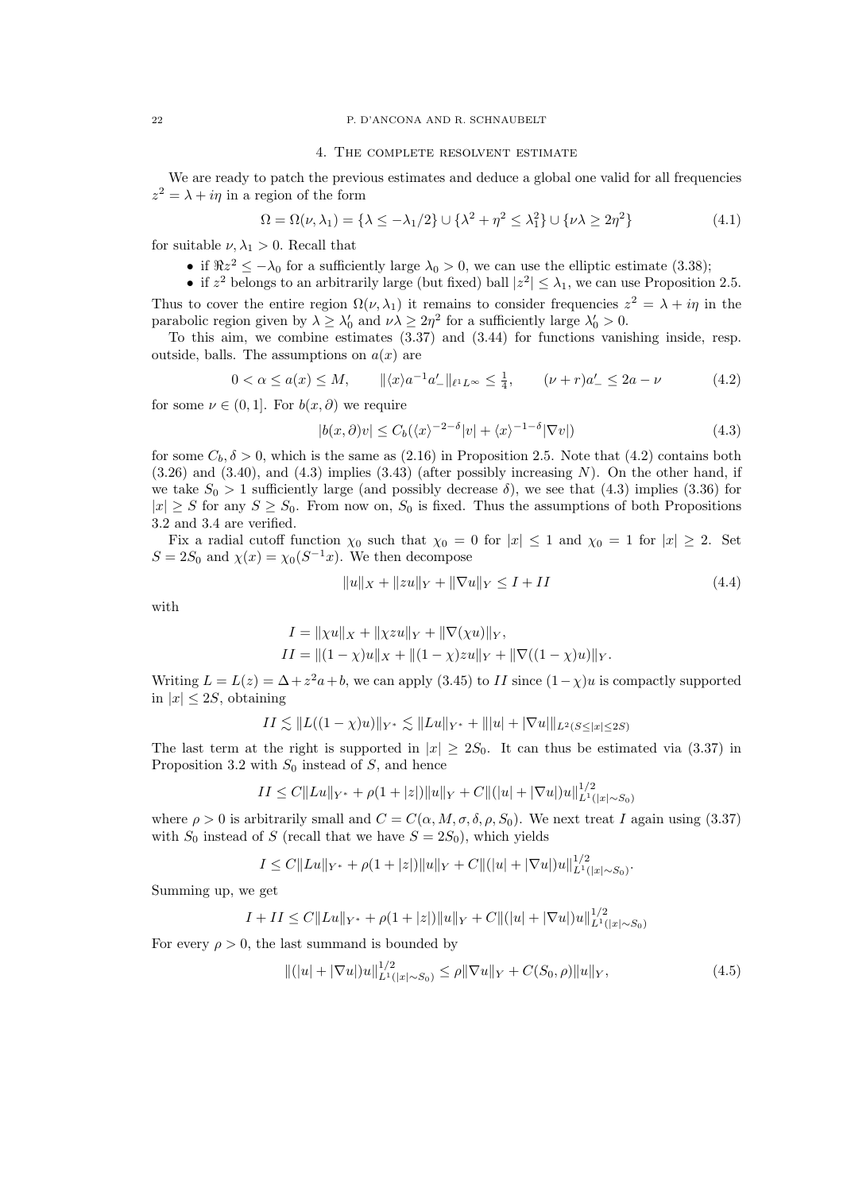## 4. The complete resolvent estimate

We are ready to patch the previous estimates and deduce a global one valid for all frequencies $z^2 = \lambda + i\eta$ in a region of the form

$$\Omega = \Omega(\nu, \lambda_1) = \{\lambda \le -\lambda_1/2\} \cup \{\lambda^2 + \eta^2 \le \lambda_1^2\} \cup \{\nu\lambda \ge 2\eta^2\} \tag{4.1}$$

for suitable $\nu, \lambda_1 > 0$. Recall that

- if $\Re z^2 \le -\lambda_0$ for a sufficiently large $\lambda_0 > 0$, we can use the elliptic estimate (3.38);
- if $z^2$ belongs to an arbitrarily large (but fixed) ball $|z^2| \le \lambda_1$, we can use Proposition 2.5.

Thus to cover the entire region $\Omega(\nu, \lambda_1)$ it remains to consider frequencies $z^2 = \lambda + i\eta$ in the parabolic region given by $\lambda \ge \lambda_0'$ and $\nu\lambda \ge 2\eta^2$ for a sufficiently large $\lambda_0' > 0$.

To this aim, we combine estimates (3.37) and (3.44) for functions vanishing inside, resp. outside, balls. The assumptions on $a(x)$ are

$$0 < \alpha \le a(x) \le M, \qquad \|\langle x\rangle a^{-1} a'_-\|_{\ell^1 L^\infty} \le \tfrac{1}{4}, \qquad (\nu + r)a'_- \le 2a - \nu \tag{4.2}$$

for some $\nu \in (0, 1]$. For $b(x, \partial)$ we require

$$|b(x, \partial)v| \le C_b(\langle x\rangle^{-2-\delta}|v| + \langle x\rangle^{-1-\delta}|\nabla v|) \tag{4.3}$$

for some $C_b, \delta > 0$, which is the same as (2.16) in Proposition 2.5. Note that (4.2) contains both (3.26) and (3.40), and (4.3) implies (3.43) (after possibly increasing $N$). On the other hand, if we take $S_0 > 1$ sufficiently large (and possibly decrease $\delta$), we see that (4.3) implies (3.36) for $|x| \ge S$ for any $S \ge S_0$. From now on, $S_0$ is fixed. Thus the assumptions of both Propositions 3.2 and 3.4 are verified.

Fix a radial cutoff function $\chi_0$ such that $\chi_0 = 0$ for $|x| \le 1$ and $\chi_0 = 1$ for $|x| \ge 2$. Set $S = 2S_0$ and $\chi(x) = \chi_0(S^{-1}x)$. We then decompose

$$\|u\|_X + \|zu\|_Y + \|\nabla u\|_Y \le I + II \tag{4.4}$$

with

$$I = \|\chi u\|_X + \|\chi z u\|_Y + \|\nabla(\chi u)\|_Y,$$
$$II = \|(1-\chi)u\|_X + \|(1-\chi)zu\|_Y + \|\nabla((1-\chi)u)\|_Y.$$

Writing $L = L(z) = \Delta + z^2 a + b$, we can apply (3.45) to $II$ since $(1-\chi)u$ is compactly supported in $|x| \le 2S$, obtaining

$$II \lesssim \|L((1-\chi)u)\|_{Y^*} \lesssim \|Lu\|_{Y^*} + \||u| + |\nabla u|\|_{L^2(S \le |x| \le 2S)}$$

The last term at the right is supported in $|x| \ge 2S_0$. It can thus be estimated via (3.37) in Proposition 3.2 with $S_0$ instead of $S$, and hence

$$II \le C\|Lu\|_{Y^*} + \rho(1 + |z|)\|u\|_Y + C\|(|u| + |\nabla u|)u\|^{1/2}_{L^1(|x| \sim S_0)}$$

where $\rho > 0$ is arbitrarily small and $C = C(\alpha, M, \sigma, \delta, \rho, S_0)$. We next treat $I$ again using (3.37) with $S_0$ instead of $S$ (recall that we have $S = 2S_0$), which yields

$$I \le C\|Lu\|_{Y^*} + \rho(1 + |z|)\|u\|_Y + C\|(|u| + |\nabla u|)u\|^{1/2}_{L^1(|x| \sim S_0)}.$$

Summing up, we get

$$I + II \le C\|Lu\|_{Y^*} + \rho(1 + |z|)\|u\|_Y + C\|(|u| + |\nabla u|)u\|^{1/2}_{L^1(|x| \sim S_0)}$$

For every $\rho > 0$, the last summand is bounded by

$$\|(|u| + |\nabla u|)u\|^{1/2}_{L^1(|x| \sim S_0)} \le \rho\|\nabla u\|_Y + C(S_0, \rho)\|u\|_Y, \tag{4.5}$$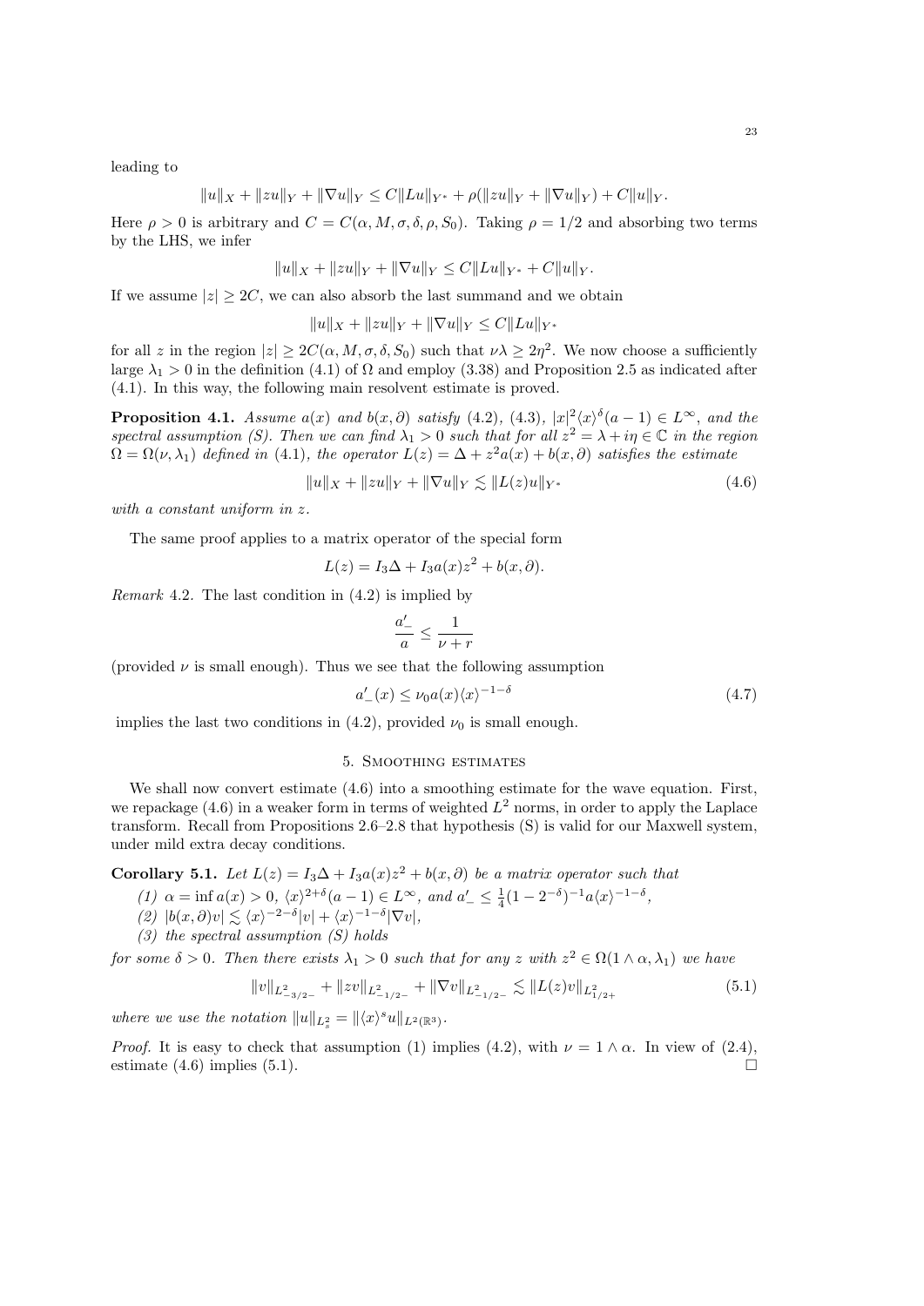leading to

$$\|u\|_X + \|zu\|_Y + \|\nabla u\|_Y \le C\|Lu\|_{Y^*} + \rho(\|zu\|_Y + \|\nabla u\|_Y) + C\|u\|_Y.$$

Here $\rho > 0$ is arbitrary and $C = C(\alpha, M, \sigma, \delta, \rho, S_0)$. Taking $\rho = 1/2$ and absorbing two terms by the LHS, we infer

$$\|u\|_X + \|zu\|_Y + \|\nabla u\|_Y \le C\|Lu\|_{Y^*} + C\|u\|_Y.$$

If we assume $|z| \ge 2C$, we can also absorb the last summand and we obtain

$$\|u\|_X + \|zu\|_Y + \|\nabla u\|_Y \le C\|Lu\|_{Y^*}$$

for all $z$ in the region $|z| \ge 2C(\alpha, M, \sigma, \delta, S_0)$ such that $\nu\lambda \ge 2\eta^2$. We now choose a sufficiently large $\lambda_1 > 0$ in the definition (4.1) of $\Omega$ and employ (3.38) and Proposition 2.5 as indicated after (4.1). In this way, the following main resolvent estimate is proved.

**Proposition 4.1.** *Assume $a(x)$ and $b(x, \partial)$ satisfy (4.2), (4.3), $|x|^2\langle x\rangle^\delta(a-1) \in L^\infty$, and the spectral assumption (S). Then we can find $\lambda_1 > 0$ such that for all $z^2 = \lambda + i\eta \in \mathbb{C}$ in the region $\Omega = \Omega(\nu, \lambda_1)$ defined in (4.1), the operator $L(z) = \Delta + z^2 a(x) + b(x, \partial)$ satisfies the estimate*

$$\|u\|_X + \|zu\|_Y + \|\nabla u\|_Y \lesssim \|L(z)u\|_{Y^*} \tag{4.6}$$

*with a constant uniform in $z$.*

The same proof applies to a matrix operator of the special form

$$L(z) = I_3\Delta + I_3 a(x) z^2 + b(x, \partial).$$

*Remark* 4.2. The last condition in (4.2) is implied by

$$\frac{a'_-}{a} \le \frac{1}{\nu + r}$$

(provided $\nu$ is small enough). Thus we see that the following assumption

$$a'_-(x) \le \nu_0 a(x)\langle x\rangle^{-1-\delta} \tag{4.7}$$

implies the last two conditions in (4.2), provided $\nu_0$ is small enough.

## 5. Smoothing estimates

We shall now convert estimate (4.6) into a smoothing estimate for the wave equation. First, we repackage (4.6) in a weaker form in terms of weighted $L^2$ norms, in order to apply the Laplace transform. Recall from Propositions 2.6–2.8 that hypothesis (S) is valid for our Maxwell system, under mild extra decay conditions.

**Corollary 5.1.** *Let $L(z) = I_3\Delta + I_3 a(x) z^2 + b(x, \partial)$ be a matrix operator such that*

*(1) $\alpha = \inf a(x) > 0$, $\langle x\rangle^{2+\delta}(a-1) \in L^\infty$, and $a'_- \le \frac{1}{4}(1-2^{-\delta})^{-1} a\langle x\rangle^{-1-\delta}$,*
*(2) $|b(x, \partial)v| \lesssim \langle x\rangle^{-2-\delta}|v| + \langle x\rangle^{-1-\delta}|\nabla v|$,*
*(3) the spectral assumption (S) holds*

*for some $\delta > 0$. Then there exists $\lambda_1 > 0$ such that for any $z$ with $z^2 \in \Omega(1 \wedge \alpha, \lambda_1)$ we have*

$$\|v\|_{L^2_{-3/2-}} + \|zv\|_{L^2_{-1/2-}} + \|\nabla v\|_{L^2_{-1/2-}} \lesssim \|L(z)v\|_{L^2_{1/2+}} \tag{5.1}$$

*where we use the notation $\|u\|_{L^2_s} = \|\langle x\rangle^s u\|_{L^2(\mathbb{R}^3)}$.*

*Proof.* It is easy to check that assumption (1) implies (4.2), with $\nu = 1 \wedge \alpha$. In view of (2.4), estimate (4.6) implies (5.1). $\square$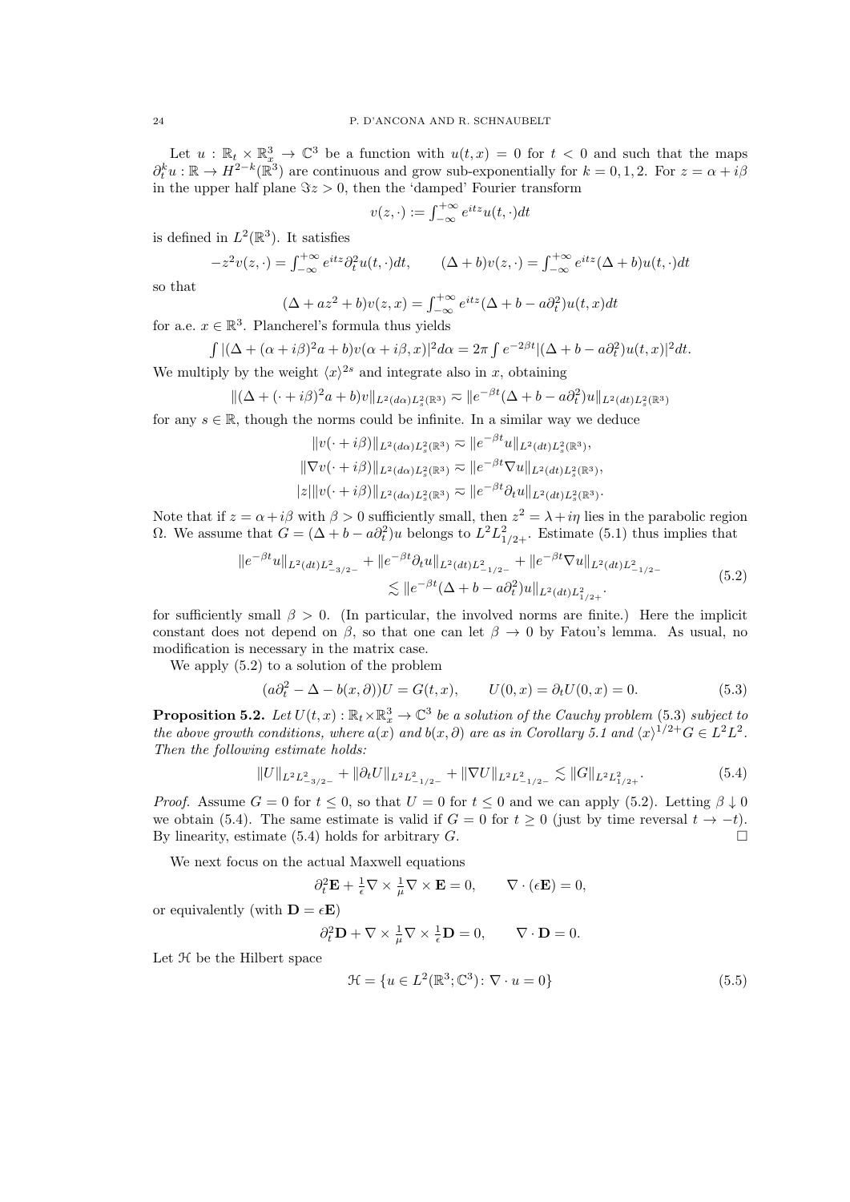Let $u : \mathbb{R}_t \times \mathbb{R}^3_x \to \mathbb{C}^3$ be a function with $u(t,x) = 0$ for $t < 0$ and such that the maps $\partial_t^k u : \mathbb{R} \to H^{2-k}(\mathbb{R}^3)$ are continuous and grow sub-exponentially for $k = 0, 1, 2$. For $z = \alpha + i\beta$ in the upper half plane $\Im z > 0$, then the 'damped' Fourier transform

$$v(z, \cdot) := \int_{-\infty}^{+\infty} e^{itz} u(t, \cdot) dt$$

is defined in $L^2(\mathbb{R}^3)$. It satisfies

$$-z^2 v(z, \cdot) = \int_{-\infty}^{+\infty} e^{itz} \partial_t^2 u(t, \cdot) dt, \qquad (\Delta + b) v(z, \cdot) = \int_{-\infty}^{+\infty} e^{itz} (\Delta + b) u(t, \cdot) dt$$

so that

$$(\Delta + az^2 + b) v(z, x) = \int_{-\infty}^{+\infty} e^{itz} (\Delta + b - a\partial_t^2) u(t, x) dt$$

for a.e. $x \in \mathbb{R}^3$. Plancherel's formula thus yields

$$\int |(\Delta + (\alpha + i\beta)^2 a + b) v(\alpha + i\beta, x)|^2 d\alpha = 2\pi \int e^{-2\beta t} |(\Delta + b - a\partial_t^2) u(t, x)|^2 dt.$$

We multiply by the weight $\langle x \rangle^{2s}$ and integrate also in $x$, obtaining

$$\|(\Delta + (\cdot + i\beta)^2 a + b) v\|_{L^2(d\alpha) L^2_s(\mathbb{R}^3)} \approx \|e^{-\beta t} (\Delta + b - a\partial_t^2) u\|_{L^2(dt) L^2_s(\mathbb{R}^3)}$$

for any $s \in \mathbb{R}$, though the norms could be infinite. In a similar way we deduce

$$\|v(\cdot + i\beta)\|_{L^2(d\alpha) L^2_s(\mathbb{R}^3)} \approx \|e^{-\beta t} u\|_{L^2(dt) L^2_s(\mathbb{R}^3)},$$

$$\|\nabla v(\cdot + i\beta)\|_{L^2(d\alpha) L^2_s(\mathbb{R}^3)} \approx \|e^{-\beta t} \nabla u\|_{L^2(dt) L^2_s(\mathbb{R}^3)},$$

$$|z| \|v(\cdot + i\beta)\|_{L^2(d\alpha) L^2_s(\mathbb{R}^3)} \approx \|e^{-\beta t} \partial_t u\|_{L^2(dt) L^2_s(\mathbb{R}^3)}.$$

Note that if $z = \alpha + i\beta$ with $\beta > 0$ sufficiently small, then $z^2 = \lambda + i\eta$ lies in the parabolic region $\Omega$. We assume that $G = (\Delta + b - a\partial_t^2) u$ belongs to $L^2 L^2_{1/2+}$. Estimate (5.1) thus implies that

$$\begin{aligned} \|e^{-\beta t} u\|_{L^2(dt) L^2_{-3/2-}} + \|e^{-\beta t} \partial_t u\|_{L^2(dt) L^2_{-1/2-}} + \|e^{-\beta t} \nabla u\|_{L^2(dt) L^2_{-1/2-}} \\ \lesssim \|e^{-\beta t} (\Delta + b - a\partial_t^2) u\|_{L^2(dt) L^2_{1/2+}}. \end{aligned} \tag{5.2}$$

for sufficiently small $\beta > 0$. (In particular, the involved norms are finite.) Here the implicit constant does not depend on $\beta$, so that one can let $\beta \to 0$ by Fatou's lemma. As usual, no modification is necessary in the matrix case.

We apply (5.2) to a solution of the problem

$$(a\partial_t^2 - \Delta - b(x, \partial)) U = G(t, x), \qquad U(0, x) = \partial_t U(0, x) = 0. \tag{5.3}$$

**Proposition 5.2.** *Let $U(t,x) : \mathbb{R}_t \times \mathbb{R}^3_x \to \mathbb{C}^3$ be a solution of the Cauchy problem (5.3) subject to the above growth conditions, where $a(x)$ and $b(x, \partial)$ are as in Corollary 5.1 and $\langle x \rangle^{1/2+} G \in L^2 L^2$. Then the following estimate holds:*

$$\|U\|_{L^2 L^2_{-3/2-}} + \|\partial_t U\|_{L^2 L^2_{-1/2-}} + \|\nabla U\|_{L^2 L^2_{-1/2-}} \lesssim \|G\|_{L^2 L^2_{1/2+}}. \tag{5.4}$$

*Proof.* Assume $G = 0$ for $t \le 0$, so that $U = 0$ for $t \le 0$ and we can apply (5.2). Letting $\beta \downarrow 0$ we obtain (5.4). The same estimate is valid if $G = 0$ for $t \ge 0$ (just by time reversal $t \to -t$). By linearity, estimate (5.4) holds for arbitrary $G$. $\square$

We next focus on the actual Maxwell equations

$$\partial_t^2 \mathbf{E} + \tfrac{1}{\epsilon} \nabla \times \tfrac{1}{\mu} \nabla \times \mathbf{E} = 0, \qquad \nabla \cdot (\epsilon \mathbf{E}) = 0,$$

or equivalently (with $\mathbf{D} = \epsilon \mathbf{E}$)

$$\partial_t^2 \mathbf{D} + \nabla \times \tfrac{1}{\mu} \nabla \times \tfrac{1}{\epsilon} \mathbf{D} = 0, \qquad \nabla \cdot \mathbf{D} = 0.$$

Let $\mathcal{H}$ be the Hilbert space

$$\mathcal{H} = \{u \in L^2(\mathbb{R}^3; \mathbb{C}^3) : \nabla \cdot u = 0\} \tag{5.5}$$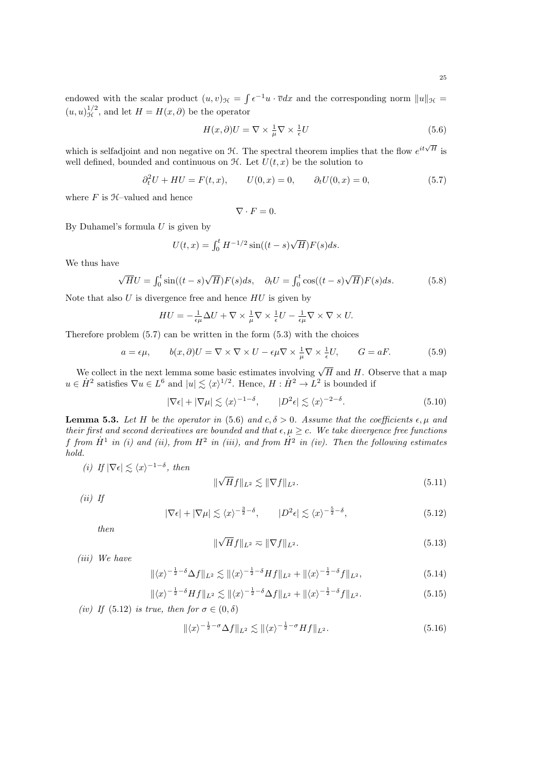endowed with the scalar product $(u,v)_{\mathcal{H}} = \int \epsilon^{-1} u \cdot \overline{v} dx$ and the corresponding norm $\|u\|_{\mathcal{H}} = (u,u)_{\mathcal{H}}^{1/2}$, and let $H = H(x,\partial)$ be the operator

$$H(x,\partial)U = \nabla \times \tfrac{1}{\mu} \nabla \times \tfrac{1}{\epsilon} U \tag{5.6}$$

which is selfadjoint and non negative on $\mathcal{H}$. The spectral theorem implies that the flow $e^{it\sqrt{H}}$ is well defined, bounded and continuous on $\mathcal{H}$. Let $U(t,x)$ be the solution to

$$\partial_t^2 U + HU = F(t,x), \qquad U(0,x) = 0, \qquad \partial_t U(0,x) = 0, \tag{5.7}$$

where $F$ is $\mathcal{H}$–valued and hence

$$\nabla \cdot F = 0.$$

By Duhamel's formula $U$ is given by

$$U(t,x) = \int_0^t H^{-1/2} \sin((t-s)\sqrt{H}) F(s) ds.$$

We thus have

$$\sqrt{H} U = \int_0^t \sin((t-s)\sqrt{H}) F(s) ds, \quad \partial_t U = \int_0^t \cos((t-s)\sqrt{H}) F(s) ds. \tag{5.8}$$

Note that also $U$ is divergence free and hence $HU$ is given by

$$HU = -\tfrac{1}{\epsilon\mu} \Delta U + \nabla \times \tfrac{1}{\mu} \nabla \times \tfrac{1}{\epsilon} U - \tfrac{1}{\epsilon\mu} \nabla \times \nabla \times U.$$

Therefore problem (5.7) can be written in the form (5.3) with the choices

$$a = \epsilon\mu, \qquad b(x,\partial)U = \nabla \times \nabla \times U - \epsilon\mu \nabla \times \tfrac{1}{\mu} \nabla \times \tfrac{1}{\epsilon} U, \qquad G = aF. \tag{5.9}$$

We collect in the next lemma some basic estimates involving $\sqrt{H}$ and $H$. Observe that a map $u \in \dot{H}^2$ satisfies $\nabla u \in L^6$ and $|u| \lesssim \langle x \rangle^{1/2}$. Hence, $H : \dot{H}^2 \to L^2$ is bounded if

$$|\nabla \epsilon| + |\nabla \mu| \lesssim \langle x \rangle^{-1-\delta}, \qquad |D^2 \epsilon| \lesssim \langle x \rangle^{-2-\delta}. \tag{5.10}$$

**Lemma 5.3.** *Let $H$ be the operator in (5.6) and $c, \delta > 0$. Assume that the coefficients $\epsilon, \mu$ and their first and second derivatives are bounded and that $\epsilon, \mu \geq c$. We take divergence free functions $f$ from $\dot{H}^1$ in (i) and (ii), from $H^2$ in (iii), and from $\dot{H}^2$ in (iv). Then the following estimates hold.*

*(i) If $|\nabla \epsilon| \lesssim \langle x \rangle^{-1-\delta}$, then*

$$\|\sqrt{H} f\|_{L^2} \lesssim \|\nabla f\|_{L^2}. \tag{5.11}$$

*(ii) If*

$$|\nabla \epsilon| + |\nabla \mu| \lesssim \langle x \rangle^{-\frac{3}{2}-\delta}, \qquad |D^2 \epsilon| \lesssim \langle x \rangle^{-\frac{5}{2}-\delta}, \tag{5.12}$$

*then*

$$\|\sqrt{H} f\|_{L^2} \approx \|\nabla f\|_{L^2}. \tag{5.13}$$

*(iii) We have*

$$\|\langle x \rangle^{-\frac{1}{2}-\delta} \Delta f\|_{L^2} \lesssim \|\langle x \rangle^{-\frac{1}{2}-\delta} H f\|_{L^2} + \|\langle x \rangle^{-\frac{1}{2}-\delta} f\|_{L^2}, \tag{5.14}$$

$$\|\langle x \rangle^{-\frac{1}{2}-\delta} H f\|_{L^2} \lesssim \|\langle x \rangle^{-\frac{1}{2}-\delta} \Delta f\|_{L^2} + \|\langle x \rangle^{-\frac{1}{2}-\delta} f\|_{L^2}. \tag{5.15}$$

*(iv) If (5.12) is true, then for $\sigma \in (0,\delta)$*

$$\|\langle x \rangle^{-\frac{1}{2}-\sigma} \Delta f\|_{L^2} \lesssim \|\langle x \rangle^{-\frac{1}{2}-\sigma} H f\|_{L^2}. \tag{5.16}$$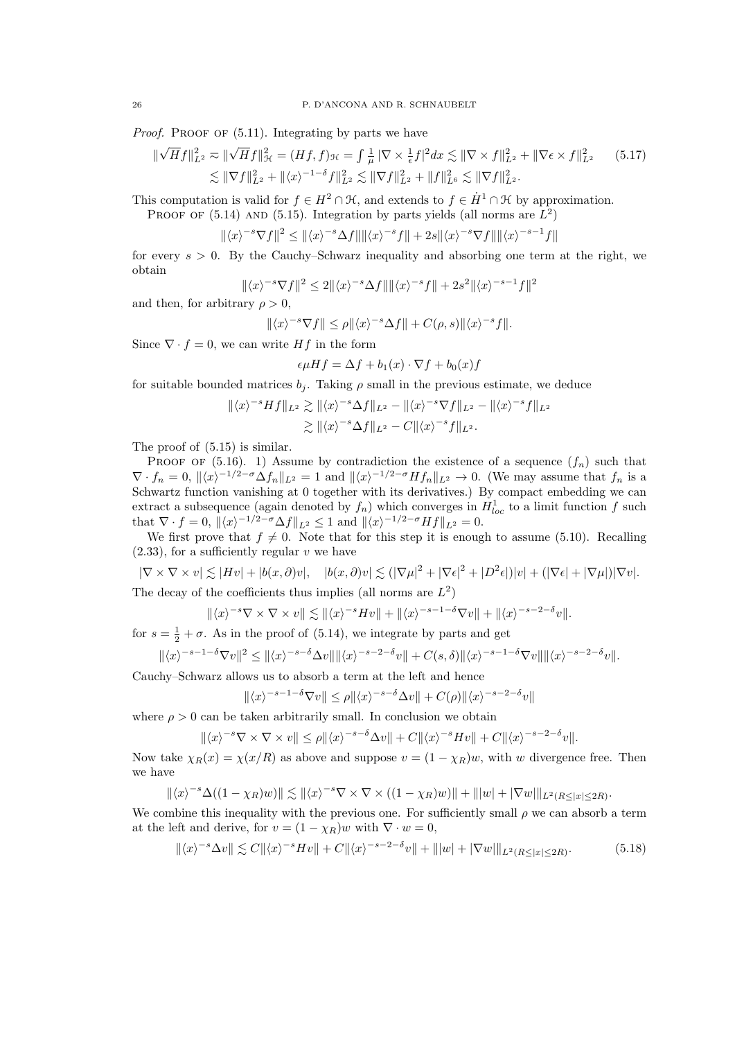*Proof.* PROOF OF (5.11). Integrating by parts we have

$$\|\sqrt{H}f\|_{L^2}^2 \approx \|\sqrt{H}f\|_{\mathcal{H}}^2 = (Hf,f)_{\mathcal{H}} = \int \frac{1}{\mu}|\nabla\times\frac{1}{\epsilon}f|^2dx \lesssim \|\nabla\times f\|_{L^2}^2 + \|\nabla\epsilon\times f\|_{L^2}^2 \tag{5.17}$$
$$\lesssim \|\nabla f\|_{L^2}^2 + \|\langle x\rangle^{-1-\delta}f\|_{L^2}^2 \lesssim \|\nabla f\|_{L^2}^2 + \|f\|_{L^6}^2 \lesssim \|\nabla f\|_{L^2}^2.$$

This computation is valid for $f\in H^2\cap\mathcal{H}$, and extends to $f\in \dot H^1\cap\mathcal{H}$ by approximation.

PROOF OF (5.14) AND (5.15). Integration by parts yields (all norms are $L^2$)

$$\|\langle x\rangle^{-s}\nabla f\|^2 \le \|\langle x\rangle^{-s}\Delta f\|\|\langle x\rangle^{-s}f\| + 2s\|\langle x\rangle^{-s}\nabla f\|\|\langle x\rangle^{-s-1}f\|$$

for every $s>0$. By the Cauchy–Schwarz inequality and absorbing one term at the right, we obtain

$$\|\langle x\rangle^{-s}\nabla f\|^2 \le 2\|\langle x\rangle^{-s}\Delta f\|\|\langle x\rangle^{-s}f\| + 2s^2\|\langle x\rangle^{-s-1}f\|^2$$

and then, for arbitrary $\rho>0$,

$$\|\langle x\rangle^{-s}\nabla f\| \le \rho\|\langle x\rangle^{-s}\Delta f\| + C(\rho,s)\|\langle x\rangle^{-s}f\|.$$

Since $\nabla\cdot f=0$, we can write $Hf$ in the form

$$\epsilon\mu Hf = \Delta f + b_1(x)\cdot\nabla f + b_0(x)f$$

for suitable bounded matrices $b_j$. Taking $\rho$ small in the previous estimate, we deduce

$$\|\langle x\rangle^{-s}Hf\|_{L^2} \gtrsim \|\langle x\rangle^{-s}\Delta f\|_{L^2} - \|\langle x\rangle^{-s}\nabla f\|_{L^2} - \|\langle x\rangle^{-s}f\|_{L^2}$$
$$\gtrsim \|\langle x\rangle^{-s}\Delta f\|_{L^2} - C\|\langle x\rangle^{-s}f\|_{L^2}.$$

The proof of (5.15) is similar.

PROOF OF (5.16). 1) Assume by contradiction the existence of a sequence $(f_n)$ such that $\nabla\cdot f_n=0$, $\|\langle x\rangle^{-1/2-\sigma}\Delta f_n\|_{L^2}=1$ and $\|\langle x\rangle^{-1/2-\sigma}Hf_n\|_{L^2}\to 0$. (We may assume that $f_n$ is a Schwartz function vanishing at 0 together with its derivatives.) By compact embedding we can extract a subsequence (again denoted by $f_n$) which converges in $H^1_{loc}$ to a limit function $f$ such that $\nabla\cdot f=0$, $\|\langle x\rangle^{-1/2-\sigma}\Delta f\|_{L^2}\le 1$ and $\|\langle x\rangle^{-1/2-\sigma}Hf\|_{L^2}=0$.

We first prove that $f\ne 0$. Note that for this step it is enough to assume (5.10). Recalling (2.33), for a sufficiently regular $v$ we have

$$|\nabla\times\nabla\times v| \lesssim |Hv| + |b(x,\partial)v|, \quad |b(x,\partial)v| \lesssim (|\nabla\mu|^2+|\nabla\epsilon|^2+|D^2\epsilon|)|v| + (|\nabla\epsilon|+|\nabla\mu|)|\nabla v|.$$

The decay of the coefficients thus implies (all norms are $L^2$)

$$\|\langle x\rangle^{-s}\nabla\times\nabla\times v\| \lesssim \|\langle x\rangle^{-s}Hv\| + \|\langle x\rangle^{-s-1-\delta}\nabla v\| + \|\langle x\rangle^{-s-2-\delta}v\|.$$

for $s=\frac12+\sigma$. As in the proof of (5.14), we integrate by parts and get

$$\|\langle x\rangle^{-s-1-\delta}\nabla v\|^2 \le \|\langle x\rangle^{-s-\delta}\Delta v\|\|\langle x\rangle^{-s-2-\delta}v\| + C(s,\delta)\|\langle x\rangle^{-s-1-\delta}\nabla v\|\|\langle x\rangle^{-s-2-\delta}v\|.$$

Cauchy–Schwarz allows us to absorb a term at the left and hence

$$\|\langle x\rangle^{-s-1-\delta}\nabla v\| \le \rho\|\langle x\rangle^{-s-\delta}\Delta v\| + C(\rho)\|\langle x\rangle^{-s-2-\delta}v\|$$

where $\rho>0$ can be taken arbitrarily small. In conclusion we obtain

$$\|\langle x\rangle^{-s}\nabla\times\nabla\times v\| \le \rho\|\langle x\rangle^{-s-\delta}\Delta v\| + C\|\langle x\rangle^{-s}Hv\| + C\|\langle x\rangle^{-s-2-\delta}v\|.$$

Now take $\chi_R(x)=\chi(x/R)$ as above and suppose $v=(1-\chi_R)w$, with $w$ divergence free. Then we have

$$\|\langle x\rangle^{-s}\Delta((1-\chi_R)w)\| \lesssim \|\langle x\rangle^{-s}\nabla\times\nabla\times((1-\chi_R)w)\| + \||w|+|\nabla w|\|_{L^2(R\le|x|\le 2R)}.$$

We combine this inequality with the previous one. For sufficiently small $\rho$ we can absorb a term at the left and derive, for $v=(1-\chi_R)w$ with $\nabla\cdot w=0$,

$$\|\langle x\rangle^{-s}\Delta v\| \lesssim C\|\langle x\rangle^{-s}Hv\| + C\|\langle x\rangle^{-s-2-\delta}v\| + \||w|+|\nabla w|\|_{L^2(R\le|x|\le 2R)}. \tag{5.18}$$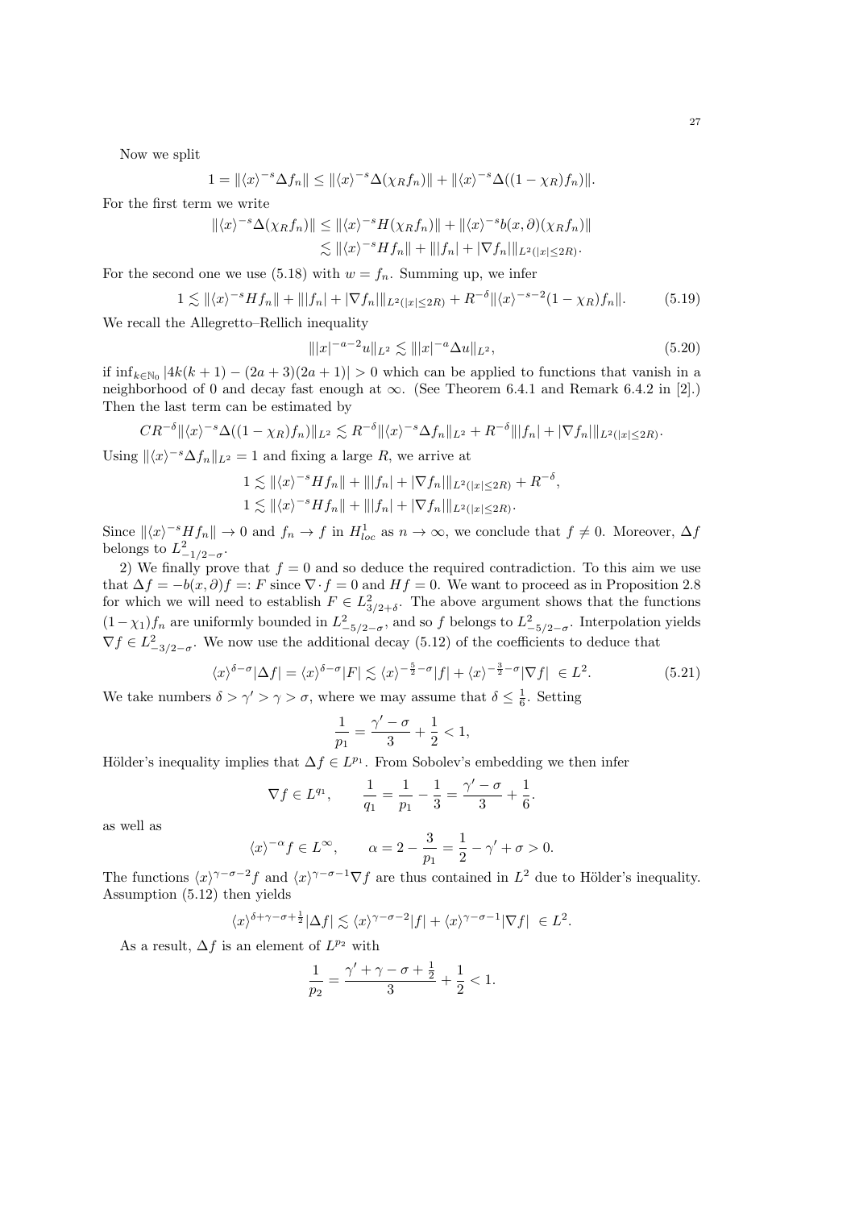Now we split

$$1 = \|\langle x\rangle^{-s}\Delta f_n\| \le \|\langle x\rangle^{-s}\Delta(\chi_R f_n)\| + \|\langle x\rangle^{-s}\Delta((1-\chi_R)f_n)\|.$$

For the first term we write

$$\begin{aligned}\|\langle x\rangle^{-s}\Delta(\chi_R f_n)\| &\le \|\langle x\rangle^{-s}H(\chi_R f_n)\| + \|\langle x\rangle^{-s}b(x,\partial)(\chi_R f_n)\|\\ &\lesssim \|\langle x\rangle^{-s}Hf_n\| + \||f_n| + |\nabla f_n|\|_{L^2(|x|\le 2R)}.\end{aligned}$$

For the second one we use (5.18) with $w = f_n$. Summing up, we infer

$$1 \lesssim \|\langle x\rangle^{-s}Hf_n\| + \||f_n| + |\nabla f_n|\|_{L^2(|x|\le 2R)} + R^{-\delta}\|\langle x\rangle^{-s-2}(1-\chi_R)f_n\|. \tag{5.19}$$

We recall the Allegretto–Rellich inequality

$$\||x|^{-a-2}u\|_{L^2} \lesssim \||x|^{-a}\Delta u\|_{L^2}, \tag{5.20}$$

if $\inf_{k\in\mathbb{N}_0}|4k(k+1)-(2a+3)(2a+1)| > 0$ which can be applied to functions that vanish in a neighborhood of 0 and decay fast enough at $\infty$. (See Theorem 6.4.1 and Remark 6.4.2 in [2].) Then the last term can be estimated by

$$CR^{-\delta}\|\langle x\rangle^{-s}\Delta((1-\chi_R)f_n)\|_{L^2} \lesssim R^{-\delta}\|\langle x\rangle^{-s}\Delta f_n\|_{L^2} + R^{-\delta}\||f_n| + |\nabla f_n|\|_{L^2(|x|\le 2R)}.$$

Using $\|\langle x\rangle^{-s}\Delta f_n\|_{L^2} = 1$ and fixing a large $R$, we arrive at

$$\begin{aligned}1 &\lesssim \|\langle x\rangle^{-s}Hf_n\| + \||f_n| + |\nabla f_n|\|_{L^2(|x|\le 2R)} + R^{-\delta},\\ 1 &\lesssim \|\langle x\rangle^{-s}Hf_n\| + \||f_n| + |\nabla f_n|\|_{L^2(|x|\le 2R)}.\end{aligned}$$

Since $\|\langle x\rangle^{-s}Hf_n\| \to 0$ and $f_n \to f$ in $H^1_{loc}$ as $n\to\infty$, we conclude that $f \ne 0$. Moreover, $\Delta f$ belongs to $L^2_{-1/2-\sigma}$.

2) We finally prove that $f = 0$ and so deduce the required contradiction. To this aim we use that $\Delta f = -b(x,\partial)f =: F$ since $\nabla\cdot f = 0$ and $Hf = 0$. We want to proceed as in Proposition 2.8 for which we will need to establish $F \in L^2_{3/2+\delta}$. The above argument shows that the functions $(1-\chi_1)f_n$ are uniformly bounded in $L^2_{-5/2-\sigma}$, and so $f$ belongs to $L^2_{-5/2-\sigma}$. Interpolation yields $\nabla f \in L^2_{-3/2-\sigma}$. We now use the additional decay (5.12) of the coefficients to deduce that

$$\langle x\rangle^{\delta-\sigma}|\Delta f| = \langle x\rangle^{\delta-\sigma}|F| \lesssim \langle x\rangle^{-\frac{5}{2}-\sigma}|f| + \langle x\rangle^{-\frac{3}{2}-\sigma}|\nabla f| \ \in L^2. \tag{5.21}$$

We take numbers $\delta > \gamma' > \gamma > \sigma$, where we may assume that $\delta \le \frac{1}{6}$. Setting

$$\frac{1}{p_1} = \frac{\gamma'-\sigma}{3} + \frac{1}{2} < 1,$$

Hölder's inequality implies that $\Delta f \in L^{p_1}$. From Sobolev's embedding we then infer

$$\nabla f \in L^{q_1}, \qquad \frac{1}{q_1} = \frac{1}{p_1} - \frac{1}{3} = \frac{\gamma'-\sigma}{3} + \frac{1}{6}.$$

as well as

$$\langle x\rangle^{-\alpha}f \in L^\infty, \qquad \alpha = 2 - \frac{3}{p_1} = \frac{1}{2} - \gamma' + \sigma > 0.$$

The functions $\langle x\rangle^{\gamma-\sigma-2}f$ and $\langle x\rangle^{\gamma-\sigma-1}\nabla f$ are thus contained in $L^2$ due to Hölder's inequality. Assumption (5.12) then yields

$$\langle x\rangle^{\delta+\gamma-\sigma+\frac{1}{2}}|\Delta f| \lesssim \langle x\rangle^{\gamma-\sigma-2}|f| + \langle x\rangle^{\gamma-\sigma-1}|\nabla f| \ \in L^2.$$

As a result, $\Delta f$ is an element of $L^{p_2}$ with

$$\frac{1}{p_2} = \frac{\gamma'+\gamma-\sigma+\frac{1}{2}}{3} + \frac{1}{2} < 1.$$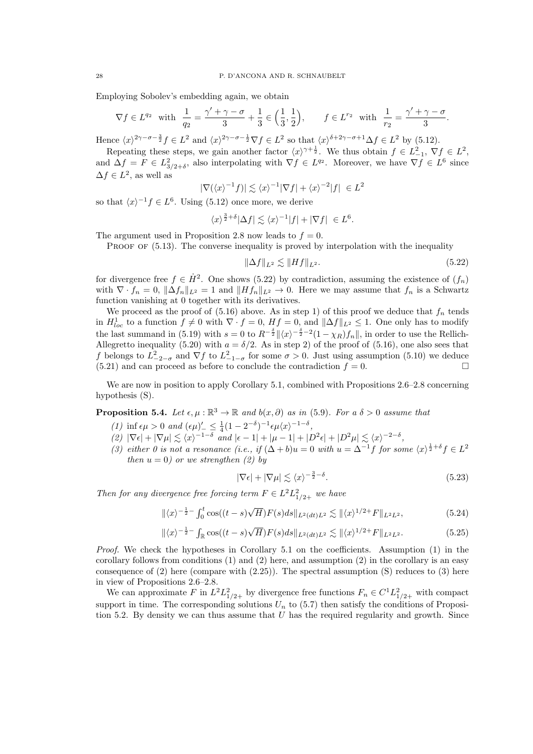Employing Sobolev's embedding again, we obtain

$$\nabla f \in L^{q_2} \ \text{ with } \ \frac{1}{q_2} = \frac{\gamma' + \gamma - \sigma}{3} + \frac{1}{3} \in \Big(\frac{1}{3}, \frac{1}{2}\Big), \qquad f \in L^{r_2} \ \text{ with } \ \frac{1}{r_2} = \frac{\gamma' + \gamma - \sigma}{3}.$$

Hence $\langle x \rangle^{2\gamma - \sigma - \frac{3}{2}} f \in L^2$ and $\langle x \rangle^{2\gamma - \sigma - \frac{1}{2}} \nabla f \in L^2$ so that $\langle x \rangle^{\delta + 2\gamma - \sigma + 1} \Delta f \in L^2$ by (5.12).

Repeating these steps, we gain another factor $\langle x \rangle^{\gamma + \frac{1}{2}}$. We thus obtain $f \in L^2_{-1}$, $\nabla f \in L^2$, and $\Delta f = F \in L^2_{3/2+\delta}$, also interpolating with $\nabla f \in L^{q_2}$. Moreover, we have $\nabla f \in L^6$ since $\Delta f \in L^2$, as well as

$$|\nabla(\langle x \rangle^{-1} f)| \lesssim \langle x \rangle^{-1} |\nabla f| + \langle x \rangle^{-2} |f| \ \in L^2$$

so that $\langle x \rangle^{-1} f \in L^6$. Using (5.12) once more, we derive

$$\langle x \rangle^{\frac{3}{2}+\delta} |\Delta f| \lesssim \langle x \rangle^{-1} |f| + |\nabla f| \ \in L^6.$$

The argument used in Proposition 2.8 now leads to $f = 0$.

Proof of (5.13). The converse inequality is proved by interpolation with the inequality

$$\|\Delta f\|_{L^2} \lesssim \|Hf\|_{L^2}. \tag{5.22}$$

for divergence free $f \in \dot{H}^2$. One shows (5.22) by contradiction, assuming the existence of $(f_n)$ with $\nabla \cdot f_n = 0$, $\|\Delta f_n\|_{L^2} = 1$ and $\|Hf_n\|_{L^2} \to 0$. Here we may assume that $f_n$ is a Schwartz function vanishing at 0 together with its derivatives.

We proceed as the proof of (5.16) above. As in step 1) of this proof we deduce that $f_n$ tends in $H^1_{loc}$ to a function $f \neq 0$ with $\nabla \cdot f = 0$, $Hf = 0$, and $\|\Delta f\|_{L^2} \leq 1$. One only has to modify the last summand in (5.19) with $s = 0$ to $R^{-\frac{\delta}{2}} \|\langle x \rangle^{-\frac{\delta}{2} - 2} (1 - \chi_R) f_n\|$, in order to use the Rellich-Allegretto inequality (5.20) with $a = \delta/2$. As in step 2) of the proof of (5.16), one also sees that $f$ belongs to $L^2_{-2-\sigma}$ and $\nabla f$ to $L^2_{-1-\sigma}$ for some $\sigma > 0$. Just using assumption (5.10) we deduce (5.21) and can proceed as before to conclude the contradiction $f = 0$. $\square$

We are now in position to apply Corollary 5.1, combined with Propositions 2.6–2.8 concerning hypothesis (S).

**Proposition 5.4.** *Let $\epsilon, \mu : \mathbb{R}^3 \to \mathbb{R}$ and $b(x, \partial)$ as in (5.9). For a $\delta > 0$ assume that*

*(1) $\inf \epsilon\mu > 0$ and $(\epsilon\mu)'_- \leq \frac{1}{4}(1 - 2^{-\delta})^{-1} \epsilon\mu \langle x \rangle^{-1-\delta}$,*
*(2) $|\nabla \epsilon| + |\nabla \mu| \lesssim \langle x \rangle^{-1-\delta}$ and $|\epsilon - 1| + |\mu - 1| + |D^2 \epsilon| + |D^2 \mu| \lesssim \langle x \rangle^{-2-\delta}$,*
*(3) either 0 is not a resonance (i.e., if $(\Delta + b)u = 0$ with $u = \Delta^{-1} f$ for some $\langle x \rangle^{\frac{1}{2}+\delta} f \in L^2$ then $u = 0$) or we strengthen (2) by*

$$|\nabla \epsilon| + |\nabla \mu| \lesssim \langle x \rangle^{-\frac{3}{2}-\delta}. \tag{5.23}$$

*Then for any divergence free forcing term $F \in L^2 L^2_{1/2+}$ we have*

$$\|\langle x \rangle^{-\frac{1}{2}-} \textstyle\int_0^t \cos((t-s)\sqrt{H}) F(s) ds\|_{L^2(dt)L^2} \lesssim \|\langle x \rangle^{1/2+} F\|_{L^2 L^2}, \tag{5.24}$$

$$\|\langle x \rangle^{-\frac{1}{2}-} \textstyle\int_{\mathbb{R}} \cos((t-s)\sqrt{H}) F(s) ds\|_{L^2(dt)L^2} \lesssim \|\langle x \rangle^{1/2+} F\|_{L^2 L^2}. \tag{5.25}$$

*Proof.* We check the hypotheses in Corollary 5.1 on the coefficients. Assumption (1) in the corollary follows from conditions (1) and (2) here, and assumption (2) in the corollary is an easy consequence of (2) here (compare with (2.25)). The spectral assumption (S) reduces to (3) here in view of Propositions 2.6–2.8.

We can approximate $F$ in $L^2 L^2_{1/2+}$ by divergence free functions $F_n \in C^1 L^2_{1/2+}$ with compact support in time. The corresponding solutions $U_n$ to (5.7) then satisfy the conditions of Proposition 5.2. By density we can thus assume that $U$ has the required regularity and growth. Since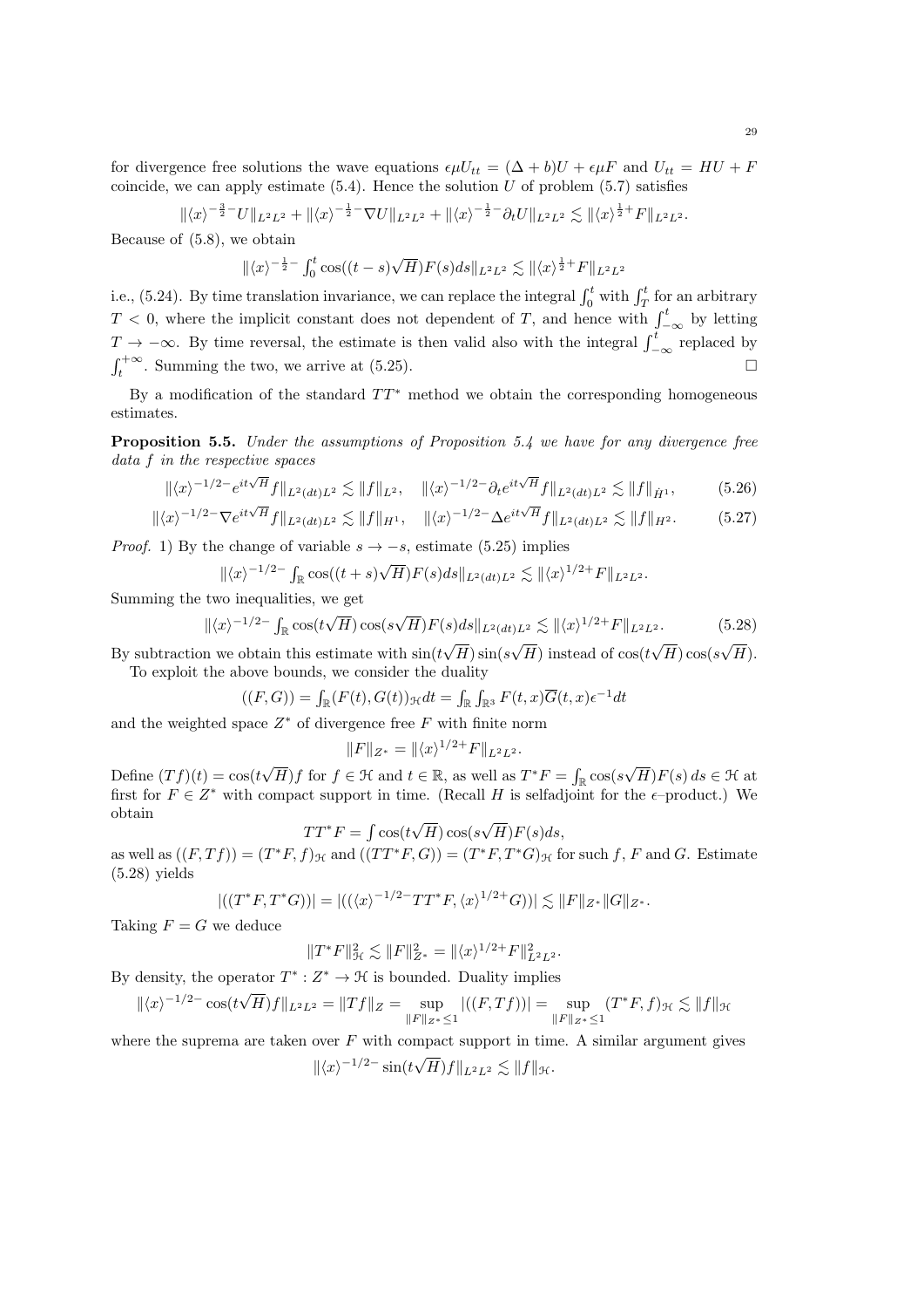for divergence free solutions the wave equations $\epsilon\mu U_{tt} = (\Delta + b)U + \epsilon\mu F$ and $U_{tt} = HU + F$ coincide, we can apply estimate (5.4). Hence the solution $U$ of problem (5.7) satisfies

$$\|\langle x\rangle^{-\frac{3}{2}-}U\|_{L^2L^2} + \|\langle x\rangle^{-\frac{1}{2}-}\nabla U\|_{L^2L^2} + \|\langle x\rangle^{-\frac{1}{2}-}\partial_t U\|_{L^2L^2} \lesssim \|\langle x\rangle^{\frac{1}{2}+}F\|_{L^2L^2}.$$

Because of (5.8), we obtain

$$\|\langle x\rangle^{-\frac{1}{2}-}\int_0^t \cos((t-s)\sqrt{H})F(s)ds\|_{L^2L^2} \lesssim \|\langle x\rangle^{\frac{1}{2}+}F\|_{L^2L^2}$$

i.e., (5.24). By time translation invariance, we can replace the integral $\int_0^t$ with $\int_T^t$ for an arbitrary $T<0$, where the implicit constant does not dependent of $T$, and hence with $\int_{-\infty}^t$ by letting $T\to-\infty$. By time reversal, the estimate is then valid also with the integral $\int_{-\infty}^t$ replaced by $\int_t^{+\infty}$. Summing the two, we arrive at (5.25). $\square$

By a modification of the standard $TT^*$ method we obtain the corresponding homogeneous estimates.

**Proposition 5.5.** *Under the assumptions of Proposition 5.4 we have for any divergence free data $f$ in the respective spaces*

$$\|\langle x\rangle^{-1/2-}e^{it\sqrt{H}}f\|_{L^2(dt)L^2} \lesssim \|f\|_{L^2}, \quad \|\langle x\rangle^{-1/2-}\partial_t e^{it\sqrt{H}}f\|_{L^2(dt)L^2} \lesssim \|f\|_{\dot H^1}, \tag{5.26}$$

$$\|\langle x\rangle^{-1/2-}\nabla e^{it\sqrt{H}}f\|_{L^2(dt)L^2} \lesssim \|f\|_{H^1}, \quad \|\langle x\rangle^{-1/2-}\Delta e^{it\sqrt{H}}f\|_{L^2(dt)L^2} \lesssim \|f\|_{H^2}. \tag{5.27}$$

*Proof.* 1) By the change of variable $s\to -s$, estimate (5.25) implies

$$\|\langle x\rangle^{-1/2-}\int_{\mathbb{R}}\cos((t+s)\sqrt{H})F(s)ds\|_{L^2(dt)L^2} \lesssim \|\langle x\rangle^{1/2+}F\|_{L^2L^2}.$$

Summing the two inequalities, we get

$$\|\langle x\rangle^{-1/2-}\int_{\mathbb{R}}\cos(t\sqrt{H})\cos(s\sqrt{H})F(s)ds\|_{L^2(dt)L^2} \lesssim \|\langle x\rangle^{1/2+}F\|_{L^2L^2}. \tag{5.28}$$

By subtraction we obtain this estimate with $\sin(t\sqrt{H})\sin(s\sqrt{H})$ instead of $\cos(t\sqrt{H})\cos(s\sqrt{H})$.

To exploit the above bounds, we consider the duality

$$((F,G)) = \int_{\mathbb{R}}(F(t),G(t))_{\mathcal{H}}dt = \int_{\mathbb{R}}\int_{\mathbb{R}^3}F(t,x)\overline{G}(t,x)\epsilon^{-1}dt$$

and the weighted space $Z^*$ of divergence free $F$ with finite norm

$$\|F\|_{Z^*} = \|\langle x\rangle^{1/2+}F\|_{L^2L^2}.$$

Define $(Tf)(t) = \cos(t\sqrt{H})f$ for $f\in\mathcal{H}$ and $t\in\mathbb{R}$, as well as $T^*F = \int_{\mathbb{R}}\cos(s\sqrt{H})F(s)\,ds \in \mathcal{H}$ at first for $F\in Z^*$ with compact support in time. (Recall $H$ is selfadjoint for the $\epsilon$–product.) We obtain

$$TT^*F = \int \cos(t\sqrt{H})\cos(s\sqrt{H})F(s)ds,$$

as well as $((F,Tf)) = (T^*F,f)_{\mathcal{H}}$ and $((TT^*F,G)) = (T^*F,T^*G)_{\mathcal{H}}$ for such $f$, $F$ and $G$. Estimate (5.28) yields

$$|((T^*F,T^*G))| = |((\langle x\rangle^{-1/2-}TT^*F,\langle x\rangle^{1/2+}G))| \lesssim \|F\|_{Z^*}\|G\|_{Z^*}.$$

Taking $F=G$ we deduce

$$\|T^*F\|_{\mathcal{H}}^2 \lesssim \|F\|_{Z^*}^2 = \|\langle x\rangle^{1/2+}F\|_{L^2L^2}^2.$$

By density, the operator $T^*: Z^*\to\mathcal{H}$ is bounded. Duality implies

$$\|\langle x\rangle^{-1/2-}\cos(t\sqrt{H})f\|_{L^2L^2} = \|Tf\|_Z = \sup_{\|F\|_{Z^*}\le 1}|((F,Tf))| = \sup_{\|F\|_{Z^*}\le 1}(T^*F,f)_{\mathcal{H}} \lesssim \|f\|_{\mathcal{H}}$$

where the suprema are taken over $F$ with compact support in time. A similar argument gives

$$\|\langle x\rangle^{-1/2-}\sin(t\sqrt{H})f\|_{L^2L^2} \lesssim \|f\|_{\mathcal{H}}.$$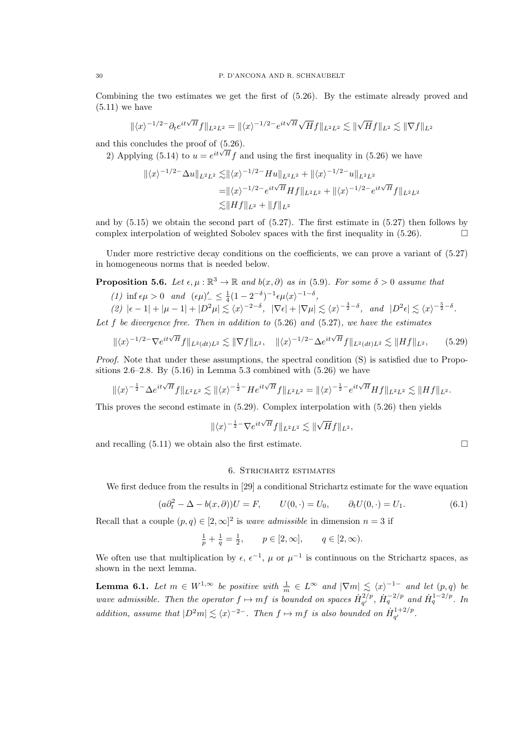Combining the two estimates we get the first of (5.26). By the estimate already proved and (5.11) we have

$$\|\langle x\rangle^{-1/2-}\partial_t e^{it\sqrt{H}}f\|_{L^2L^2} = \|\langle x\rangle^{-1/2-}e^{it\sqrt{H}}\sqrt{H}f\|_{L^2L^2} \lesssim \|\sqrt{H}f\|_{L^2} \lesssim \|\nabla f\|_{L^2}$$

and this concludes the proof of (5.26).

2) Applying (5.14) to $u = e^{it\sqrt{H}}f$ and using the first inequality in (5.26) we have

$$\begin{aligned}\|\langle x\rangle^{-1/2-}\Delta u\|_{L^2L^2} \lesssim& \|\langle x\rangle^{-1/2-}Hu\|_{L^2L^2} + \|\langle x\rangle^{-1/2-}u\|_{L^2L^2}\\ =& \|\langle x\rangle^{-1/2-}e^{it\sqrt{H}}Hf\|_{L^2L^2} + \|\langle x\rangle^{-1/2-}e^{it\sqrt{H}}f\|_{L^2L^2}\\ \lesssim& \|Hf\|_{L^2} + \|f\|_{L^2}\end{aligned}$$

and by (5.15) we obtain the second part of (5.27). The first estimate in (5.27) then follows by complex interpolation of weighted Sobolev spaces with the first inequality in (5.26). $\square$

Under more restrictive decay conditions on the coefficients, we can prove a variant of (5.27) in homogeneous norms that is needed below.

**Proposition 5.6.** *Let $\epsilon, \mu : \mathbb{R}^3 \to \mathbb{R}$ and $b(x, \partial)$ as in (5.9). For some $\delta > 0$ assume that*

*(1) $\inf \epsilon\mu > 0$ and $(\epsilon\mu)'_- \leq \frac{1}{4}(1 - 2^{-\delta})^{-1}\epsilon\mu\langle x\rangle^{-1-\delta}$,*

*(2) $|\epsilon - 1| + |\mu - 1| + |D^2\mu| \lesssim \langle x\rangle^{-2-\delta}$, $|\nabla\epsilon| + |\nabla\mu| \lesssim \langle x\rangle^{-\frac{3}{2}-\delta}$, and $|D^2\epsilon| \lesssim \langle x\rangle^{-\frac{5}{2}-\delta}$.*

*Let $f$ be divergence free. Then in addition to (5.26) and (5.27), we have the estimates*

$$\|\langle x\rangle^{-1/2-}\nabla e^{it\sqrt{H}}f\|_{L^2(dt)L^2} \lesssim \|\nabla f\|_{L^2}, \quad \|\langle x\rangle^{-1/2-}\Delta e^{it\sqrt{H}}f\|_{L^2(dt)L^2} \lesssim \|Hf\|_{L^2}, \tag{5.29}$$

*Proof.* Note that under these assumptions, the spectral condition (S) is satisfied due to Propositions 2.6–2.8. By (5.16) in Lemma 5.3 combined with (5.26) we have

$$\|\langle x\rangle^{-\frac{1}{2}-}\Delta e^{it\sqrt{H}}f\|_{L^2L^2} \lesssim \|\langle x\rangle^{-\frac{1}{2}-}He^{it\sqrt{H}}f\|_{L^2L^2} = \|\langle x\rangle^{-\frac{1}{2}-}e^{it\sqrt{H}}Hf\|_{L^2L^2} \lesssim \|Hf\|_{L^2}.$$

This proves the second estimate in (5.29). Complex interpolation with (5.26) then yields

$$\|\langle x\rangle^{-\frac{1}{2}-}\nabla e^{it\sqrt{H}}f\|_{L^2L^2} \lesssim \|\sqrt{H}f\|_{L^2},$$

and recalling (5.11) we obtain also the first estimate. $\square$

## 6. Strichartz estimates

We first deduce from the results in [29] a conditional Strichartz estimate for the wave equation

$$(a\partial_t^2 - \Delta - b(x,\partial))U = F, \qquad U(0,\cdot) = U_0, \qquad \partial_t U(0,\cdot) = U_1. \tag{6.1}$$

Recall that a couple $(p,q) \in [2,\infty]^2$ is *wave admissible* in dimension $n = 3$ if

$$\tfrac{1}{p} + \tfrac{1}{q} = \tfrac{1}{2}, \qquad p \in [2,\infty], \qquad q \in [2,\infty).$$

We often use that multiplication by $\epsilon$, $\epsilon^{-1}$, $\mu$ or $\mu^{-1}$ is continuous on the Strichartz spaces, as shown in the next lemma.

**Lemma 6.1.** *Let $m \in W^{1,\infty}$ be positive with $\frac{1}{m} \in L^\infty$ and $|\nabla m| \lesssim \langle x\rangle^{-1-}$ and let $(p,q)$ be wave admissible. Then the operator $f \mapsto mf$ is bounded on spaces $\dot{H}^{2/p}_{q'}$, $\dot{H}^{-2/p}_q$ and $\dot{H}^{1-2/p}_q$. In addition, assume that $|D^2 m| \lesssim \langle x\rangle^{-2-}$. Then $f \mapsto mf$ is also bounded on $\dot{H}^{1+2/p}_{q'}$.*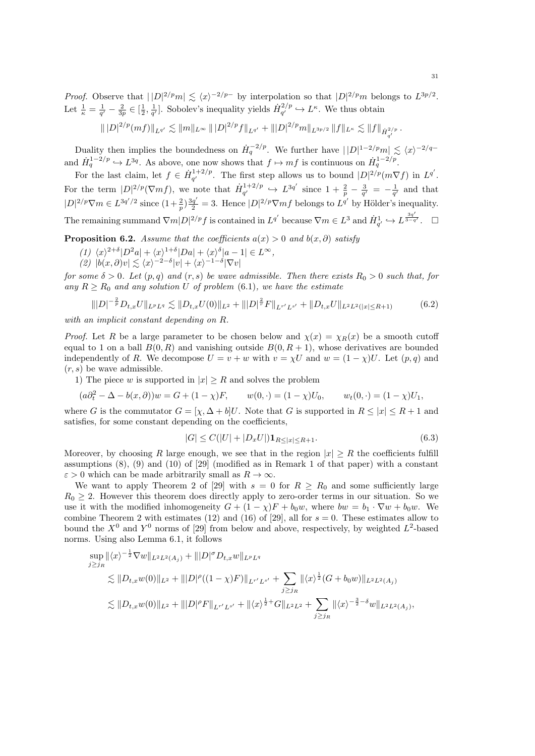*Proof.* Observe that $|\,|D|^{2/p}m| \lesssim \langle x\rangle^{-2/p-}$ by interpolation so that $|D|^{2/p}m$ belongs to $L^{3p/2}$. Let $\frac{1}{\kappa} = \frac{1}{q'} - \frac{2}{3p} \in [\frac{1}{2}, \frac{1}{q'}]$. Sobolev's inequality yields $\dot{H}^{2/p}_{q'} \hookrightarrow L^{\kappa}$. We thus obtain

$$\|\,|D|^{2/p}(mf)\|_{L^{q'}} \lesssim \|m\|_{L^\infty}\,\|\,|D|^{2/p}f\|_{L^{q'}} + \||D|^{2/p}m\|_{L^{3p/2}}\,\|f\|_{L^\kappa} \lesssim \|f\|_{\dot{H}^{2/p}_{q'}}.$$

Duality then implies the boundedness on $\dot{H}^{-2/p}_q$. We further have $|\,|D|^{1-2/p}m| \lesssim \langle x\rangle^{-2/q-}$ and $\dot{H}^{1-2/p}_q \hookrightarrow L^{3q}$. As above, one now shows that $f \mapsto mf$ is continuous on $\dot{H}^{1-2/p}_q$.

For the last claim, let $f \in \dot{H}^{1+2/p}_{q'}$. The first step allows us to bound $|D|^{2/p}(m\nabla f)$ in $L^{q'}$. For the term $|D|^{2/p}(\nabla m f)$, we note that $\dot{H}^{1+2/p}_{q'} \hookrightarrow L^{3q'}$ since $1 + \frac{2}{p} - \frac{3}{q'} = -\frac{1}{q'}$ and that $|D|^{2/p}\nabla m \in L^{3q'/2}$ since $(1+\frac{2}{p})\frac{3q'}{2} = 3$. Hence $|D|^{2/p}\nabla m f$ belongs to $L^{q'}$ by Hölder's inequality. The remaining summand $\nabla m |D|^{2/p} f$ is contained in $L^{q'}$ because $\nabla m \in L^3$ and $\dot{H}^1_{q'} \hookrightarrow L^{\frac{3q'}{3-q'}}$. $\square$

**Proposition 6.2.** *Assume that the coefficients $a(x) > 0$ and $b(x,\partial)$ satisfy*

*(1) $\langle x\rangle^{2+\delta}|D^2 a| + \langle x\rangle^{1+\delta}|Da| + \langle x\rangle^{\delta}|a-1| \in L^\infty$,*

*(2) $|b(x,\partial)v| \lesssim \langle x\rangle^{-2-\delta}|v| + \langle x\rangle^{-1-\delta}|\nabla v|$*

*for some $\delta > 0$. Let $(p,q)$ and $(r,s)$ be wave admissible. Then there exists $R_0 > 0$ such that, for any $R \geq R_0$ and any solution $U$ of problem* (6.1)*, we have the estimate*

$$\||D|^{-\frac{2}{p}} D_{t,x}U\|_{L^pL^q} \lesssim \|D_{t,x}U(0)\|_{L^2} + \||D|^{\frac{2}{r}}F\|_{L^{r'}L^{s'}} + \|D_{t,x}U\|_{L^2L^2(|x|\leq R+1)} \tag{6.2}$$

*with an implicit constant depending on $R$.*

*Proof.* Let $R$ be a large parameter to be chosen below and $\chi(x) = \chi_R(x)$ be a smooth cutoff equal to 1 on a ball $B(0,R)$ and vanishing outside $B(0,R+1)$, whose derivatives are bounded independently of $R$. We decompose $U = v + w$ with $v = \chi U$ and $w = (1-\chi)U$. Let $(p,q)$ and $(r,s)$ be wave admissible.

1) The piece $w$ is supported in $|x| \geq R$ and solves the problem

$$(a\partial_t^2 - \Delta - b(x,\partial))w = G + (1-\chi)F, \qquad w(0,\cdot) = (1-\chi)U_0, \qquad w_t(0,\cdot) = (1-\chi)U_1,$$

where $G$ is the commutator $G = [\chi, \Delta + b]U$. Note that $G$ is supported in $R \leq |x| \leq R+1$ and satisfies, for some constant depending on the coefficients,

$$|G| \leq C(|U| + |D_x U|)\mathbf{1}_{R\leq|x|\leq R+1}. \tag{6.3}$$

Moreover, by choosing $R$ large enough, we see that in the region $|x| \geq R$ the coefficients fulfill assumptions (8), (9) and (10) of [29] (modified as in Remark 1 of that paper) with a constant $\varepsilon > 0$ which can be made arbitrarily small as $R \to \infty$.

We want to apply Theorem 2 of [29] with $s = 0$ for $R \geq R_0$ and some sufficiently large $R_0 \geq 2$. However this theorem does directly apply to zero-order terms in our situation. So we use it with the modified inhomogeneity $G + (1-\chi)F + b_0 w$, where $bw = b_1 \cdot \nabla w + b_0 w$. We combine Theorem 2 with estimates (12) and (16) of [29], all for $s = 0$. These estimates allow to bound the $X^0$ and $Y^0$ norms of [29] from below and above, respectively, by weighted $L^2$-based norms. Using also Lemma 6.1, it follows

$$\begin{aligned}
\sup_{j\geq j_R} \|\langle x\rangle^{-\frac{1}{2}}\nabla w\|_{L^2L^2(A_j)} &+ \||D|^{\sigma}D_{t,x}w\|_{L^pL^q} \\
&\lesssim \|D_{t,x}w(0)\|_{L^2} + \||D|^{\rho}((1-\chi)F)\|_{L^{r'}L^{s'}} + \sum_{j\geq j_R}\|\langle x\rangle^{\frac{1}{2}}(G + b_0 w)\|_{L^2L^2(A_j)} \\
&\lesssim \|D_{t,x}w(0)\|_{L^2} + \||D|^{\rho}F\|_{L^{r'}L^{s'}} + \|\langle x\rangle^{\frac{1}{2}+}G\|_{L^2L^2} + \sum_{j\geq j_R}\|\langle x\rangle^{-\frac{3}{2}-\delta}w\|_{L^2L^2(A_j)},
\end{aligned}$$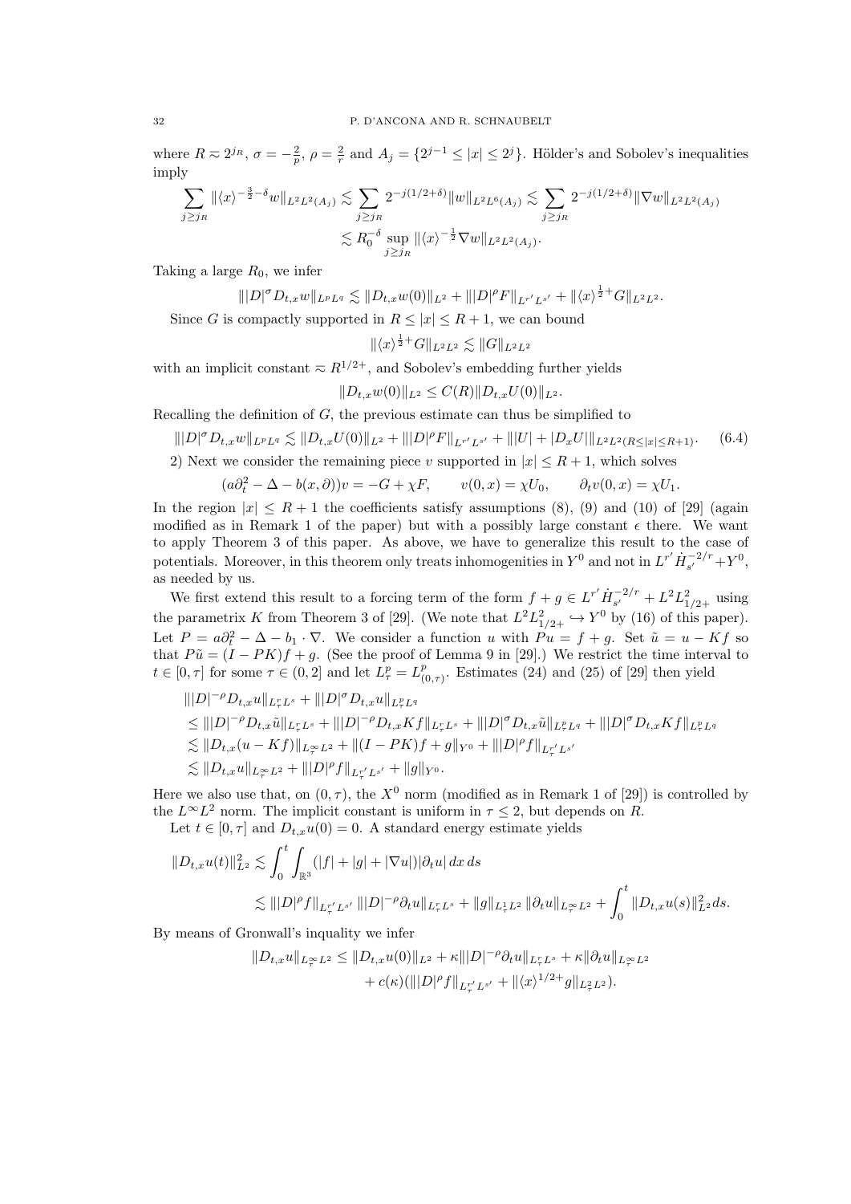where $R \approx 2^{j_R}$, $\sigma = -\frac{2}{p}$, $\rho = \frac{2}{r}$ and $A_j = \{2^{j-1} \le |x| \le 2^j\}$. Hölder's and Sobolev's inequalities imply

$$\sum_{j\ge j_R} \|\langle x\rangle^{-\frac{3}{2}-\delta} w\|_{L^2L^2(A_j)} \lesssim \sum_{j\ge j_R} 2^{-j(1/2+\delta)} \|w\|_{L^2L^6(A_j)} \lesssim \sum_{j\ge j_R} 2^{-j(1/2+\delta)} \|\nabla w\|_{L^2L^2(A_j)}$$
$$\lesssim R_0^{-\delta} \sup_{j\ge j_R} \|\langle x\rangle^{-\frac{1}{2}} \nabla w\|_{L^2L^2(A_j)}.$$

Taking a large $R_0$, we infer

$$\||D|^\sigma D_{t,x} w\|_{L^pL^q} \lesssim \|D_{t,x}w(0)\|_{L^2} + \||D|^\rho F\|_{L^{r'}L^{s'}} + \|\langle x\rangle^{\frac{1}{2}+} G\|_{L^2L^2}.$$

Since $G$ is compactly supported in $R \le |x| \le R+1$, we can bound

$$\|\langle x\rangle^{\frac{1}{2}+} G\|_{L^2L^2} \lesssim \|G\|_{L^2L^2}$$

with an implicit constant $\approx R^{1/2+}$, and Sobolev's embedding further yields

$$\|D_{t,x}w(0)\|_{L^2} \le C(R)\|D_{t,x}U(0)\|_{L^2}.$$

Recalling the definition of $G$, the previous estimate can thus be simplified to

$$\||D|^\sigma D_{t,x} w\|_{L^pL^q} \lesssim \|D_{t,x}U(0)\|_{L^2} + \||D|^\rho F\|_{L^{r'}L^{s'}} + \||U| + |D_xU|\|_{L^2L^2(R\le|x|\le R+1)}. \tag{6.4}$$

2) Next we consider the remaining piece $v$ supported in $|x| \le R+1$, which solves

$$(a\partial_t^2 - \Delta - b(x,\partial))v = -G + \chi F, \qquad v(0,x) = \chi U_0, \qquad \partial_t v(0,x) = \chi U_1.$$

In the region $|x| \le R+1$ the coefficients satisfy assumptions (8), (9) and (10) of [29] (again modified as in Remark 1 of the paper) but with a possibly large constant $\epsilon$ there. We want to apply Theorem 3 of this paper. As above, we have to generalize this result to the case of potentials. Moreover, in this theorem only treats inhomogenities in $Y^0$ and not in $L^{r'}\dot H_{s'}^{-2/r} + Y^0$, as needed by us.

We first extend this result to a forcing term of the form $f + g \in L^{r'}\dot H_{s'}^{-2/r} + L^2L^2_{1/2+}$ using the parametrix $K$ from Theorem 3 of [29]. (We note that $L^2L^2_{1/2+} \hookrightarrow Y^0$ by (16) of this paper). Let $P = a\partial_t^2 - \Delta - b_1\cdot\nabla$. We consider a function $u$ with $Pu = f+g$. Set $\tilde u = u - Kf$ so that $P\tilde u = (I-PK)f + g$. (See the proof of Lemma 9 in [29].) We restrict the time interval to $t \in [0,\tau]$ for some $\tau \in (0,2]$ and let $L^p_\tau = L^p_{(0,\tau)}$. Estimates (24) and (25) of [29] then yield

$$\begin{aligned}
&\||D|^{-\rho} D_{t,x}u\|_{L^r_\tau L^s} + \||D|^\sigma D_{t,x}u\|_{L^p_\tau L^q} \\
&\le \||D|^{-\rho} D_{t,x}\tilde u\|_{L^r_\tau L^s} + \||D|^{-\rho} D_{t,x}Kf\|_{L^r_\tau L^s} + \||D|^\sigma D_{t,x}\tilde u\|_{L^p_\tau L^q} + \||D|^\sigma D_{t,x}Kf\|_{L^p_\tau L^q} \\
&\lesssim \|D_{t,x}(u-Kf)\|_{L^\infty_\tau L^2} + \|(I-PK)f + g\|_{Y^0} + \||D|^\rho f\|_{L^{r'}_\tau L^{s'}} \\
&\lesssim \|D_{t,x}u\|_{L^\infty_\tau L^2} + \||D|^\rho f\|_{L^{r'}_\tau L^{s'}} + \|g\|_{Y^0}.
\end{aligned}$$

Here we also use that, on $(0,\tau)$, the $X^0$ norm (modified as in Remark 1 of [29]) is controlled by the $L^\infty L^2$ norm. The implicit constant is uniform in $\tau \le 2$, but depends on $R$.

Let $t \in [0,\tau]$ and $D_{t,x}u(0) = 0$. A standard energy estimate yields

$$\begin{aligned}
\|D_{t,x}u(t)\|_{L^2}^2 &\lesssim \int_0^t \int_{\mathbb{R}^3} (|f| + |g| + |\nabla u|)|\partial_t u|\, dx\, ds \\
&\lesssim \||D|^\rho f\|_{L^{r'}_\tau L^{s'}} \||D|^{-\rho}\partial_t u\|_{L^r_\tau L^s} + \|g\|_{L^1_\tau L^2} \|\partial_t u\|_{L^\infty_\tau L^2} + \int_0^t \|D_{t,x}u(s)\|_{L^2}^2 ds.
\end{aligned}$$

By means of Gronwall's inquality we infer

$$\begin{aligned}
\|D_{t,x}u\|_{L^\infty_\tau L^2} \le{}& \|D_{t,x}u(0)\|_{L^2} + \kappa\||D|^{-\rho}\partial_t u\|_{L^r_\tau L^s} + \kappa\|\partial_t u\|_{L^\infty_\tau L^2} \\
&+ c(\kappa)(\||D|^\rho f\|_{L^{r'}_\tau L^{s'}} + \|\langle x\rangle^{1/2+} g\|_{L^2_\tau L^2}).
\end{aligned}$$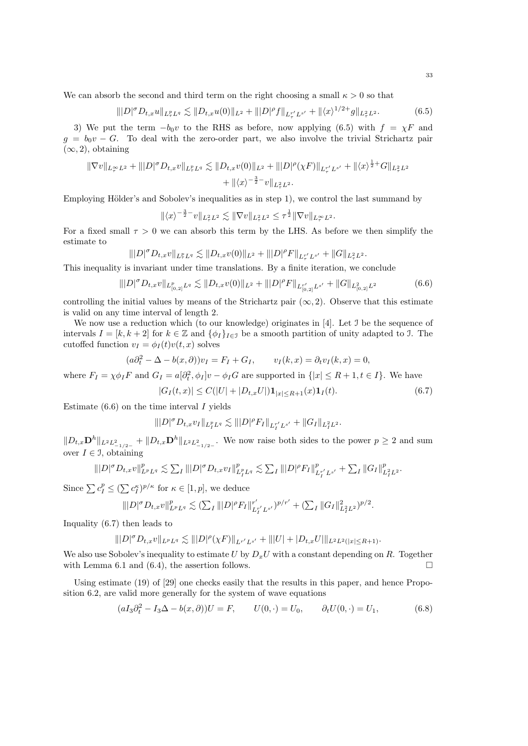We can absorb the second and third term on the right choosing a small $\kappa > 0$ so that

$$\||D|^\sigma D_{t,x} u\|_{L^p_\tau L^q} \lesssim \|D_{t,x}u(0)\|_{L^2} + \||D|^\rho f\|_{L^{r'}_\tau L^{s'}} + \|\langle x\rangle^{1/2+} g\|_{L^2_\tau L^2}. \tag{6.5}$$

3) We put the term $-b_0 v$ to the RHS as before, now applying (6.5) with $f = \chi F$ and $g = b_0 v - G$. To deal with the zero-order part, we also involve the trivial Strichartz pair $(\infty, 2)$, obtaining

$$\|\nabla v\|_{L^\infty_\tau L^2} + \||D|^\sigma D_{t,x} v\|_{L^p_\tau L^q} \lesssim \|D_{t,x}v(0)\|_{L^2} + \||D|^\rho (\chi F)\|_{L^{r'}_\tau L^{s'}} + \|\langle x\rangle^{\frac12+} G\|_{L^2_\tau L^2} + \|\langle x\rangle^{-\frac32-} v\|_{L^2_\tau L^2}.$$

Employing Hölder's and Sobolev's inequalities as in step 1), we control the last summand by

$$\|\langle x\rangle^{-\frac32-} v\|_{L^2_\tau L^2} \lesssim \|\nabla v\|_{L^2_\tau L^2} \le \tau^{\frac12}\|\nabla v\|_{L^\infty_\tau L^2}.$$

For a fixed small $\tau > 0$ we can absorb this term by the LHS. As before we then simplify the estimate to

$$\||D|^\sigma D_{t,x} v\|_{L^p_\tau L^q} \lesssim \|D_{t,x}v(0)\|_{L^2} + \||D|^\rho F\|_{L^{r'}_\tau L^{s'}} + \|G\|_{L^2_\tau L^2}.$$

This inequality is invariant under time translations. By a finite iteration, we conclude

$$\||D|^\sigma D_{t,x} v\|_{L^p_{[0,2]} L^q} \lesssim \|D_{t,x}v(0)\|_{L^2} + \||D|^\rho F\|_{L^{r'}_{[0,2]} L^{s'}} + \|G\|_{L^2_{[0,2]} L^2} \tag{6.6}$$

controlling the initial values by means of the Strichartz pair $(\infty, 2)$. Observe that this estimate is valid on any time interval of length 2.

We now use a reduction which (to our knowledge) originates in [4]. Let $\mathcal{I}$ be the sequence of intervals $I = [k, k+2]$ for $k \in \mathbb{Z}$ and $\{\phi_I\}_{I\in\mathcal{I}}$ be a smooth partition of unity adapted to $\mathcal{I}$. The cutoffed function $v_I = \phi_I(t) v(t,x)$ solves

$$(a\partial_t^2 - \Delta - b(x,\partial)) v_I = F_I + G_I, \qquad v_I(k,x) = \partial_t v_I(k,x) = 0,$$

where $F_I = \chi\phi_I F$ and $G_I = a[\partial_t^2, \phi_I]v - \phi_I G$ are supported in $\{|x| \le R+1, t \in I\}$. We have

$$|G_I(t,x)| \le C(|U| + |D_{t,x}U|)\mathbf{1}_{|x|\le R+1}(x)\mathbf{1}_I(t). \tag{6.7}$$

Estimate (6.6) on the time interval $I$ yields

$$\||D|^\sigma D_{t,x} v_I\|_{L^p_I L^q} \lesssim \||D|^\rho F_I\|_{L^{r'}_I L^{s'}} + \|G_I\|_{L^2_I L^2}.$$

$\|D_{t,x}\mathbf{D}^h\|_{L^2 L^2_{-1/2-}} + \|D_{t,x}\mathbf{D}^h\|_{L^2 L^2_{-1/2-}}$. We now raise both sides to the power $p \ge 2$ and sum over $I \in \mathcal{I}$, obtaining

$$\||D|^\sigma D_{t,x} v\|^p_{L^p L^q} \lesssim \sum_I \||D|^\sigma D_{t,x} v_I\|^p_{L^p_I L^q} \lesssim \sum_I \||D|^\rho F_I\|^p_{L^{r'}_I L^{s'}} + \sum_I \|G_I\|^p_{L^2_I L^2}.$$

Since $\sum c_I^p \le (\sum c_I^\kappa)^{p/\kappa}$ for $\kappa \in [1,p]$, we deduce

$$\||D|^\sigma D_{t,x} v\|^p_{L^p L^q} \lesssim (\sum_I \||D|^\rho F_I\|^{r'}_{L^{r'}_I L^{s'}})^{p/r'} + (\sum_I \|G_I\|^2_{L^2_I L^2})^{p/2}.$$

Inquality (6.7) then leads to

$$\||D|^\sigma D_{t,x} v\|_{L^p L^q} \lesssim \||D|^\rho (\chi F)\|_{L^{r'} L^{s'}} + \||U| + |D_{t,x}U|\|_{L^2 L^2(|x|\le R+1)}.$$

We also use Sobolev's inequality to estimate $U$ by $D_x U$ with a constant depending on $R$. Together with Lemma 6.1 and (6.4), the assertion follows. □

Using estimate (19) of [29] one checks easily that the results in this paper, and hence Proposition 6.2, are valid more generally for the system of wave equations

$$(aI_3\partial_t^2 - I_3\Delta - b(x,\partial))U = F, \qquad U(0,\cdot) = U_0, \qquad \partial_t U(0,\cdot) = U_1, \tag{6.8}$$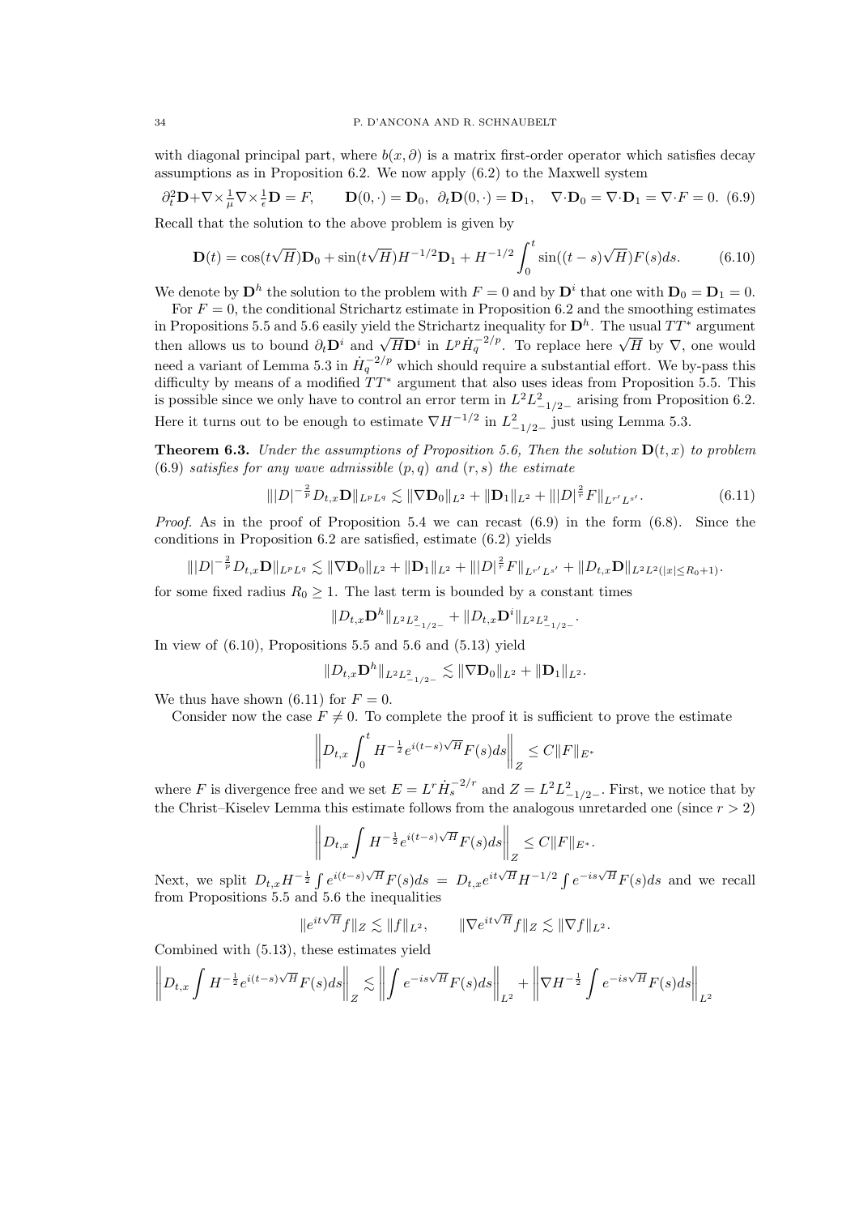with diagonal principal part, where $b(x,\partial)$ is a matrix first-order operator which satisfies decay assumptions as in Proposition 6.2. We now apply (6.2) to the Maxwell system

$$\partial_t^2\mathbf{D}+\nabla\times\tfrac{1}{\mu}\nabla\times\tfrac{1}{\epsilon}\mathbf{D}=F,\qquad \mathbf{D}(0,\cdot)=\mathbf{D}_0,\ \partial_t\mathbf{D}(0,\cdot)=\mathbf{D}_1,\quad \nabla\cdot\mathbf{D}_0=\nabla\cdot\mathbf{D}_1=\nabla\cdot F=0. \tag{6.9}$$

Recall that the solution to the above problem is given by

$$\mathbf{D}(t)=\cos(t\sqrt{H})\mathbf{D}_0+\sin(t\sqrt{H})H^{-1/2}\mathbf{D}_1+H^{-1/2}\int_0^t\sin((t-s)\sqrt{H})F(s)ds. \tag{6.10}$$

We denote by $\mathbf{D}^h$ the solution to the problem with $F=0$ and by $\mathbf{D}^i$ that one with $\mathbf{D}_0=\mathbf{D}_1=0$.

For $F=0$, the conditional Strichartz estimate in Proposition 6.2 and the smoothing estimates in Propositions 5.5 and 5.6 easily yield the Strichartz inequality for $\mathbf{D}^h$. The usual $TT^*$ argument then allows us to bound $\partial_t\mathbf{D}^i$ and $\sqrt{H}\mathbf{D}^i$ in $L^p\dot H_q^{-2/p}$. To replace here $\sqrt{H}$ by $\nabla$, one would need a variant of Lemma 5.3 in $\dot H_q^{-2/p}$ which should require a substantial effort. We by-pass this difficulty by means of a modified $TT^*$ argument that also uses ideas from Proposition 5.5. This is possible since we only have to control an error term in $L^2L^2_{-1/2-}$ arising from Proposition 6.2. Here it turns out to be enough to estimate $\nabla H^{-1/2}$ in $L^2_{-1/2-}$ just using Lemma 5.3.

**Theorem 6.3.** *Under the assumptions of Proposition 5.6, Then the solution $\mathbf{D}(t,x)$ to problem (6.9) satisfies for any wave admissible $(p,q)$ and $(r,s)$ the estimate*

$$\||D|^{-\frac{2}{p}}D_{t,x}\mathbf{D}\|_{L^pL^q}\lesssim\|\nabla\mathbf{D}_0\|_{L^2}+\|\mathbf{D}_1\|_{L^2}+\||D|^{\frac{2}{r}}F\|_{L^{r'}L^{s'}}. \tag{6.11}$$

*Proof.* As in the proof of Proposition 5.4 we can recast (6.9) in the form (6.8). Since the conditions in Proposition 6.2 are satisfied, estimate (6.2) yields

$$\||D|^{-\frac{2}{p}}D_{t,x}\mathbf{D}\|_{L^pL^q}\lesssim\|\nabla\mathbf{D}_0\|_{L^2}+\|\mathbf{D}_1\|_{L^2}+\||D|^{\frac{2}{r}}F\|_{L^{r'}L^{s'}}+\|D_{t,x}\mathbf{D}\|_{L^2L^2(|x|\le R_0+1)}.$$

for some fixed radius $R_0\ge 1$. The last term is bounded by a constant times

$$\|D_{t,x}\mathbf{D}^h\|_{L^2L^2_{-1/2-}}+\|D_{t,x}\mathbf{D}^i\|_{L^2L^2_{-1/2-}}.$$

In view of (6.10), Propositions 5.5 and 5.6 and (5.13) yield

$$\|D_{t,x}\mathbf{D}^h\|_{L^2L^2_{-1/2-}}\lesssim\|\nabla\mathbf{D}_0\|_{L^2}+\|\mathbf{D}_1\|_{L^2}.$$

We thus have shown (6.11) for $F=0$.

Consider now the case $F\neq 0$. To complete the proof it is sufficient to prove the estimate

$$\left\|D_{t,x}\int_0^t H^{-\frac12}e^{i(t-s)\sqrt{H}}F(s)ds\right\|_Z\le C\|F\|_{E^*}$$

where $F$ is divergence free and we set $E=L^r\dot H_s^{-2/r}$ and $Z=L^2L^2_{-1/2-}$. First, we notice that by the Christ–Kiselev Lemma this estimate follows from the analogous unretarded one (since $r>2$)

$$\left\|D_{t,x}\int H^{-\frac12}e^{i(t-s)\sqrt{H}}F(s)ds\right\|_Z\le C\|F\|_{E^*}.$$

Next, we split $D_{t,x}H^{-\frac12}\int e^{i(t-s)\sqrt{H}}F(s)ds=D_{t,x}e^{it\sqrt{H}}H^{-1/2}\int e^{-is\sqrt{H}}F(s)ds$ and we recall from Propositions 5.5 and 5.6 the inequalities

$$\|e^{it\sqrt{H}}f\|_Z\lesssim\|f\|_{L^2},\qquad\|\nabla e^{it\sqrt{H}}f\|_Z\lesssim\|\nabla f\|_{L^2}.$$

Combined with (5.13), these estimates yield

$$\left\|D_{t,x}\int H^{-\frac12}e^{i(t-s)\sqrt{H}}F(s)ds\right\|_Z\lesssim\left\|\int e^{-is\sqrt{H}}F(s)ds\right\|_{L^2}+\left\|\nabla H^{-\frac12}\int e^{-is\sqrt{H}}F(s)ds\right\|_{L^2}$$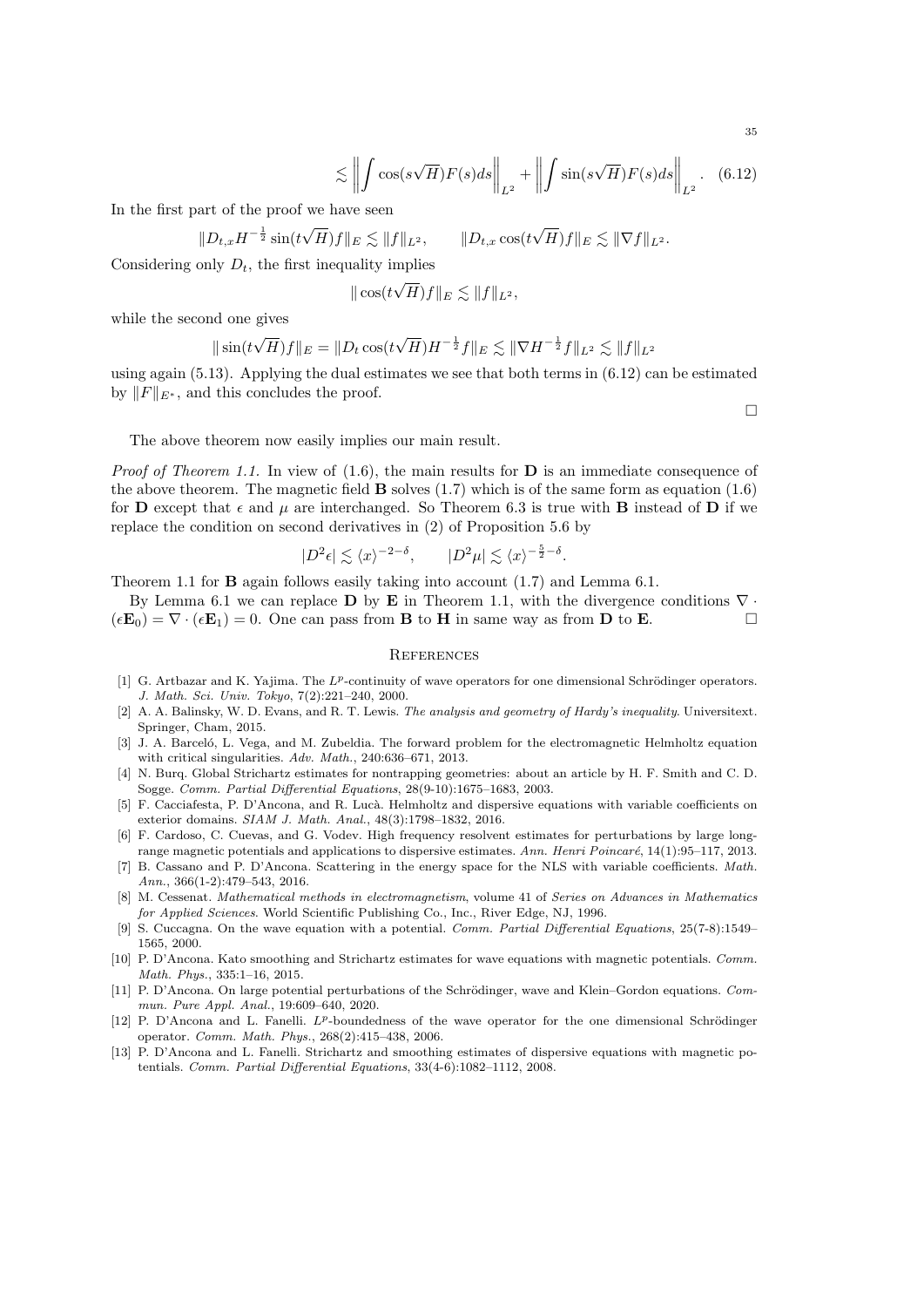$$\lesssim \left\| \int \cos(s\sqrt{H})F(s)ds \right\|_{L^2} + \left\| \int \sin(s\sqrt{H})F(s)ds \right\|_{L^2}. \quad (6.12)$$

In the first part of the proof we have seen

$$\|D_{t,x}H^{-\frac{1}{2}}\sin(t\sqrt{H})f\|_E \lesssim \|f\|_{L^2}, \qquad \|D_{t,x}\cos(t\sqrt{H})f\|_E \lesssim \|\nabla f\|_{L^2}.$$

Considering only $D_t$, the first inequality implies

$$\|\cos(t\sqrt{H})f\|_E \lesssim \|f\|_{L^2},$$

while the second one gives

$$\|\sin(t\sqrt{H})f\|_E = \|D_t \cos(t\sqrt{H})H^{-\frac{1}{2}}f\|_E \lesssim \|\nabla H^{-\frac{1}{2}}f\|_{L^2} \lesssim \|f\|_{L^2}$$

using again (5.13). Applying the dual estimates we see that both terms in (6.12) can be estimated by $\|F\|_{E^*}$, and this concludes the proof. □

The above theorem now easily implies our main result.

*Proof of Theorem 1.1.* In view of (1.6), the main results for $\mathbf{D}$ is an immediate consequence of the above theorem. The magnetic field $\mathbf{B}$ solves (1.7) which is of the same form as equation (1.6) for $\mathbf{D}$ except that $\epsilon$ and $\mu$ are interchanged. So Theorem 6.3 is true with $\mathbf{B}$ instead of $\mathbf{D}$ if we replace the condition on second derivatives in (2) of Proposition 5.6 by

$$|D^2\epsilon| \lesssim \langle x \rangle^{-2-\delta}, \qquad |D^2\mu| \lesssim \langle x \rangle^{-\frac{5}{2}-\delta}.$$

Theorem 1.1 for $\mathbf{B}$ again follows easily taking into account (1.7) and Lemma 6.1.

By Lemma 6.1 we can replace $\mathbf{D}$ by $\mathbf{E}$ in Theorem 1.1, with the divergence conditions $\nabla \cdot (\epsilon\mathbf{E}_0) = \nabla \cdot (\epsilon\mathbf{E}_1) = 0$. One can pass from $\mathbf{B}$ to $\mathbf{H}$ in same way as from $\mathbf{D}$ to $\mathbf{E}$. □

## References

[1] G. Artbazar and K. Yajima. The $L^p$-continuity of wave operators for one dimensional Schrödinger operators. *J. Math. Sci. Univ. Tokyo*, 7(2):221–240, 2000.

[2] A. A. Balinsky, W. D. Evans, and R. T. Lewis. *The analysis and geometry of Hardy's inequality*. Universitext. Springer, Cham, 2015.

[3] J. A. Barceló, L. Vega, and M. Zubeldia. The forward problem for the electromagnetic Helmholtz equation with critical singularities. *Adv. Math.*, 240:636–671, 2013.

[4] N. Burq. Global Strichartz estimates for nontrapping geometries: about an article by H. F. Smith and C. D. Sogge. *Comm. Partial Differential Equations*, 28(9-10):1675–1683, 2003.

[5] F. Cacciafesta, P. D'Ancona, and R. Lucà. Helmholtz and dispersive equations with variable coefficients on exterior domains. *SIAM J. Math. Anal.*, 48(3):1798–1832, 2016.

[6] F. Cardoso, C. Cuevas, and G. Vodev. High frequency resolvent estimates for perturbations by large long-range magnetic potentials and applications to dispersive estimates. *Ann. Henri Poincaré*, 14(1):95–117, 2013.

[7] B. Cassano and P. D'Ancona. Scattering in the energy space for the NLS with variable coefficients. *Math. Ann.*, 366(1-2):479–543, 2016.

[8] M. Cessenat. *Mathematical methods in electromagnetism*, volume 41 of *Series on Advances in Mathematics for Applied Sciences*. World Scientific Publishing Co., Inc., River Edge, NJ, 1996.

[9] S. Cuccagna. On the wave equation with a potential. *Comm. Partial Differential Equations*, 25(7-8):1549–1565, 2000.

[10] P. D'Ancona. Kato smoothing and Strichartz estimates for wave equations with magnetic potentials. *Comm. Math. Phys.*, 335:1–16, 2015.

[11] P. D'Ancona. On large potential perturbations of the Schrödinger, wave and Klein–Gordon equations. *Commun. Pure Appl. Anal.*, 19:609–640, 2020.

[12] P. D'Ancona and L. Fanelli. $L^p$-boundedness of the wave operator for the one dimensional Schrödinger operator. *Comm. Math. Phys.*, 268(2):415–438, 2006.

[13] P. D'Ancona and L. Fanelli. Strichartz and smoothing estimates of dispersive equations with magnetic potentials. *Comm. Partial Differential Equations*, 33(4-6):1082–1112, 2008.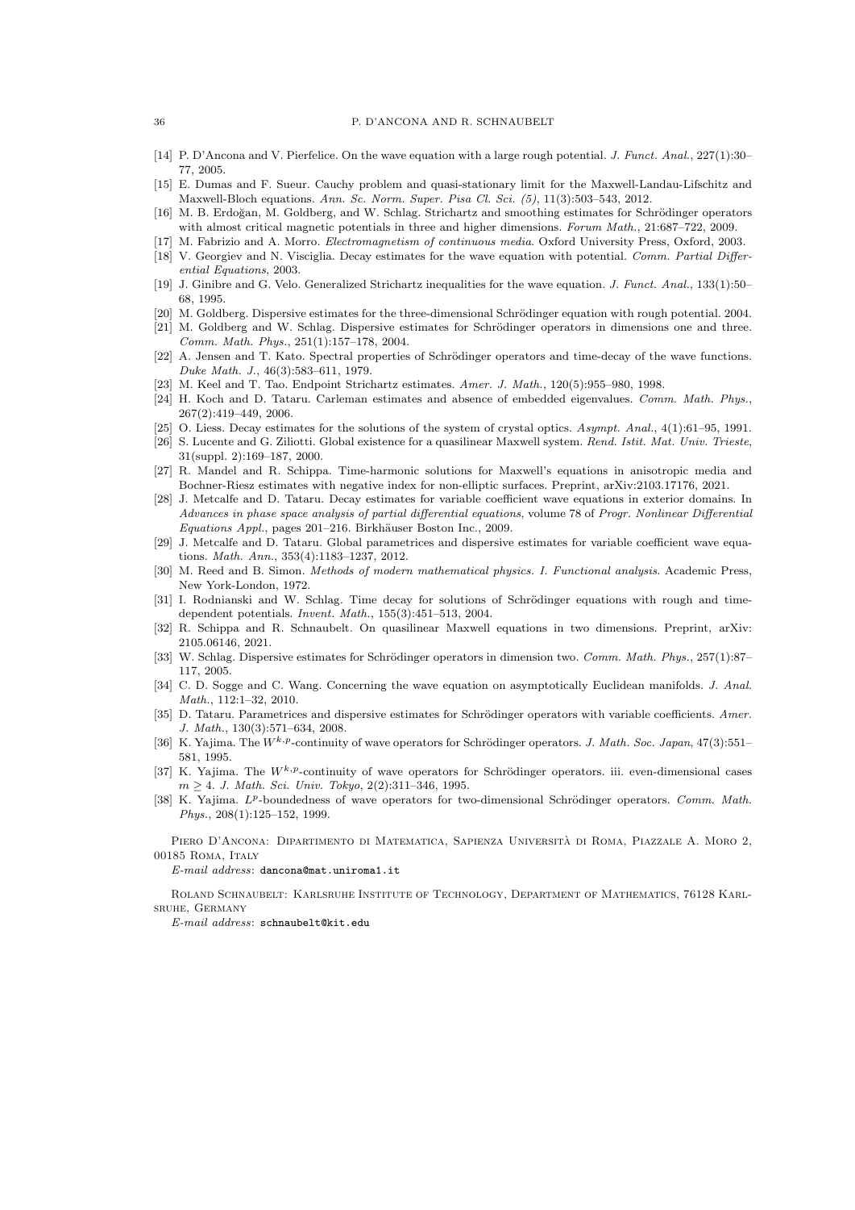[14] P. D'Ancona and V. Pierfelice. On the wave equation with a large rough potential. *J. Funct. Anal.*, 227(1):30–77, 2005.

[15] E. Dumas and F. Sueur. Cauchy problem and quasi-stationary limit for the Maxwell-Landau-Lifschitz and Maxwell-Bloch equations. *Ann. Sc. Norm. Super. Pisa Cl. Sci. (5)*, 11(3):503–543, 2012.

[16] M. B. Erdoğan, M. Goldberg, and W. Schlag. Strichartz and smoothing estimates for Schrödinger operators with almost critical magnetic potentials in three and higher dimensions. *Forum Math.*, 21:687–722, 2009.

[17] M. Fabrizio and A. Morro. *Electromagnetism of continuous media*. Oxford University Press, Oxford, 2003.

[18] V. Georgiev and N. Visciglia. Decay estimates for the wave equation with potential. *Comm. Partial Differential Equations*, 2003.

[19] J. Ginibre and G. Velo. Generalized Strichartz inequalities for the wave equation. *J. Funct. Anal.*, 133(1):50–68, 1995.

[20] M. Goldberg. Dispersive estimates for the three-dimensional Schrödinger equation with rough potential. 2004.

[21] M. Goldberg and W. Schlag. Dispersive estimates for Schrödinger operators in dimensions one and three. *Comm. Math. Phys.*, 251(1):157–178, 2004.

[22] A. Jensen and T. Kato. Spectral properties of Schrödinger operators and time-decay of the wave functions. *Duke Math. J.*, 46(3):583–611, 1979.

[23] M. Keel and T. Tao. Endpoint Strichartz estimates. *Amer. J. Math.*, 120(5):955–980, 1998.

[24] H. Koch and D. Tataru. Carleman estimates and absence of embedded eigenvalues. *Comm. Math. Phys.*, 267(2):419–449, 2006.

[25] O. Liess. Decay estimates for the solutions of the system of crystal optics. *Asympt. Anal.*, 4(1):61–95, 1991.

[26] S. Lucente and G. Ziliotti. Global existence for a quasilinear Maxwell system. *Rend. Istit. Mat. Univ. Trieste*, 31(suppl. 2):169–187, 2000.

[27] R. Mandel and R. Schippa. Time-harmonic solutions for Maxwell's equations in anisotropic media and Bochner-Riesz estimates with negative index for non-elliptic surfaces. Preprint, arXiv:2103.17176, 2021.

[28] J. Metcalfe and D. Tataru. Decay estimates for variable coefficient wave equations in exterior domains. In *Advances in phase space analysis of partial differential equations*, volume 78 of *Progr. Nonlinear Differential Equations Appl.*, pages 201–216. Birkhäuser Boston Inc., 2009.

[29] J. Metcalfe and D. Tataru. Global parametrices and dispersive estimates for variable coefficient wave equations. *Math. Ann.*, 353(4):1183–1237, 2012.

[30] M. Reed and B. Simon. *Methods of modern mathematical physics. I. Functional analysis*. Academic Press, New York-London, 1972.

[31] I. Rodnianski and W. Schlag. Time decay for solutions of Schrödinger equations with rough and time-dependent potentials. *Invent. Math.*, 155(3):451–513, 2004.

[32] R. Schippa and R. Schnaubelt. On quasilinear Maxwell equations in two dimensions. Preprint, arXiv: 2105.06146, 2021.

[33] W. Schlag. Dispersive estimates for Schrödinger operators in dimension two. *Comm. Math. Phys.*, 257(1):87–117, 2005.

[34] C. D. Sogge and C. Wang. Concerning the wave equation on asymptotically Euclidean manifolds. *J. Anal. Math.*, 112:1–32, 2010.

[35] D. Tataru. Parametrices and dispersive estimates for Schrödinger operators with variable coefficients. *Amer. J. Math.*, 130(3):571–634, 2008.

[36] K. Yajima. The $W^{k,p}$-continuity of wave operators for Schrödinger operators. *J. Math. Soc. Japan*, 47(3):551–581, 1995.

[37] K. Yajima. The $W^{k,p}$-continuity of wave operators for Schrödinger operators. iii. even-dimensional cases $m \geq 4$. *J. Math. Sci. Univ. Tokyo*, 2(2):311–346, 1995.

[38] K. Yajima. $L^p$-boundedness of wave operators for two-dimensional Schrödinger operators. *Comm. Math. Phys.*, 208(1):125–152, 1999.

Piero D'Ancona: Dipartimento di Matematica, Sapienza Università di Roma, Piazzale A. Moro 2, 00185 Roma, Italy

*E-mail address*: dancona@mat.uniroma1.it

Roland Schnaubelt: Karlsruhe Institute of Technology, Department of Mathematics, 76128 Karlsruhe, Germany

*E-mail address*: schnaubelt@kit.edu